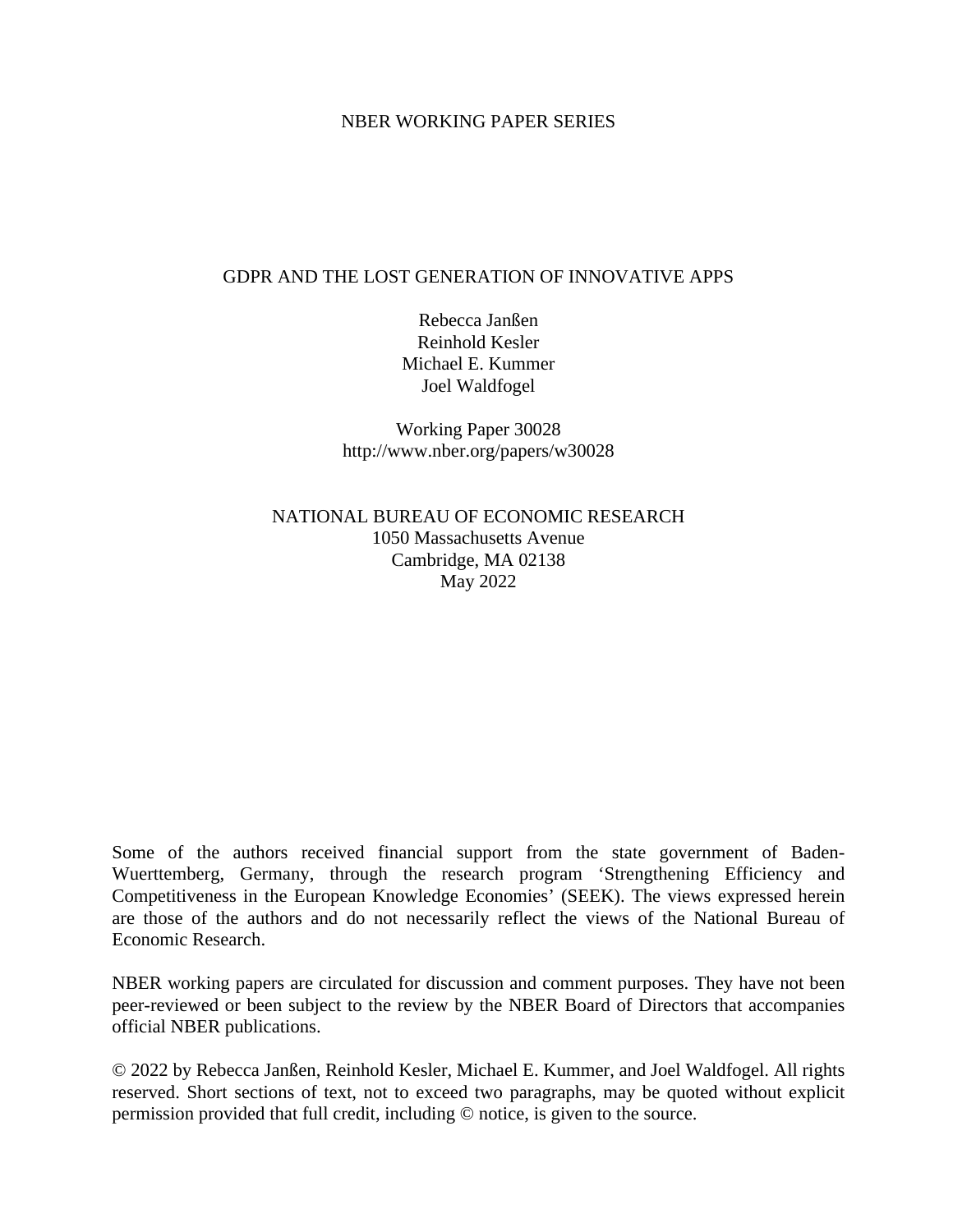NBER WORKING PAPER SERIES

# GDPR AND THE LOST GENERATION OF INNOVATIVE APPS

Rebecca Janßen
Reinhold Kesler
Michael E. Kummer
Joel Waldfogel

Working Paper 30028
http://www.nber.org/papers/w30028

NATIONAL BUREAU OF ECONOMIC RESEARCH
1050 Massachusetts Avenue
Cambridge, MA 02138
May 2022

Some of the authors received financial support from the state government of Baden-Wuerttemberg, Germany, through the research program 'Strengthening Efficiency and Competitiveness in the European Knowledge Economies' (SEEK). The views expressed herein are those of the authors and do not necessarily reflect the views of the National Bureau of Economic Research.

NBER working papers are circulated for discussion and comment purposes. They have not been peer-reviewed or been subject to the review by the NBER Board of Directors that accompanies official NBER publications.

© 2022 by Rebecca Janßen, Reinhold Kesler, Michael E. Kummer, and Joel Waldfogel. All rights reserved. Short sections of text, not to exceed two paragraphs, may be quoted without explicit permission provided that full credit, including © notice, is given to the source.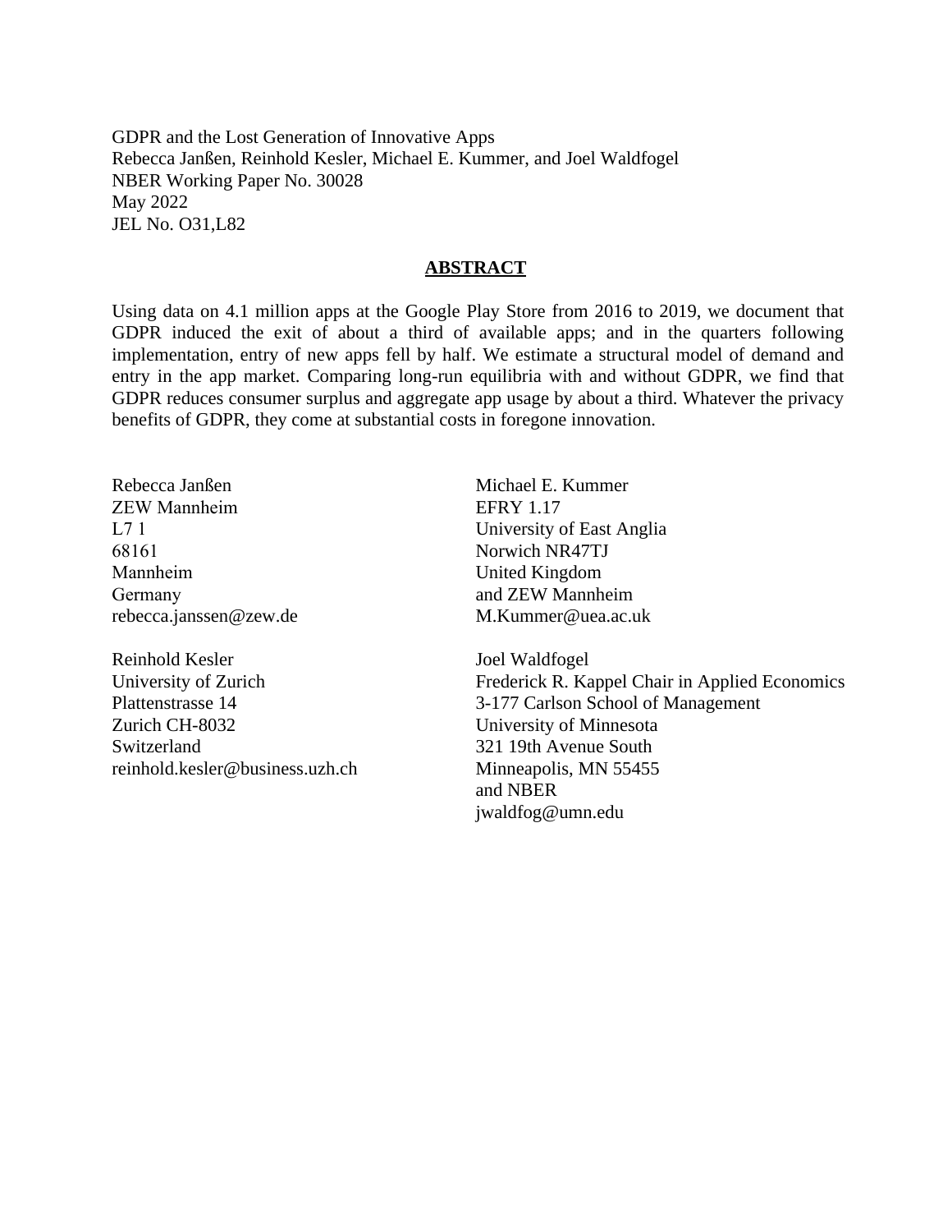GDPR and the Lost Generation of Innovative Apps
Rebecca Janßen, Reinhold Kesler, Michael E. Kummer, and Joel Waldfogel
NBER Working Paper No. 30028
May 2022
JEL No. O31,L82

## ABSTRACT

Using data on 4.1 million apps at the Google Play Store from 2016 to 2019, we document that GDPR induced the exit of about a third of available apps; and in the quarters following implementation, entry of new apps fell by half. We estimate a structural model of demand and entry in the app market. Comparing long-run equilibria with and without GDPR, we find that GDPR reduces consumer surplus and aggregate app usage by about a third. Whatever the privacy benefits of GDPR, they come at substantial costs in foregone innovation.

Rebecca Janßen
ZEW Mannheim
L7 1
68161
Mannheim
Germany
rebecca.janssen@zew.de

Reinhold Kesler
University of Zurich
Plattenstrasse 14
Zurich CH-8032
Switzerland
reinhold.kesler@business.uzh.ch

Michael E. Kummer
EFRY 1.17
University of East Anglia
Norwich NR47TJ
United Kingdom
and ZEW Mannheim
M.Kummer@uea.ac.uk

Joel Waldfogel
Frederick R. Kappel Chair in Applied Economics
3-177 Carlson School of Management
University of Minnesota
321 19th Avenue South
Minneapolis, MN 55455
and NBER
jwaldfog@umn.edu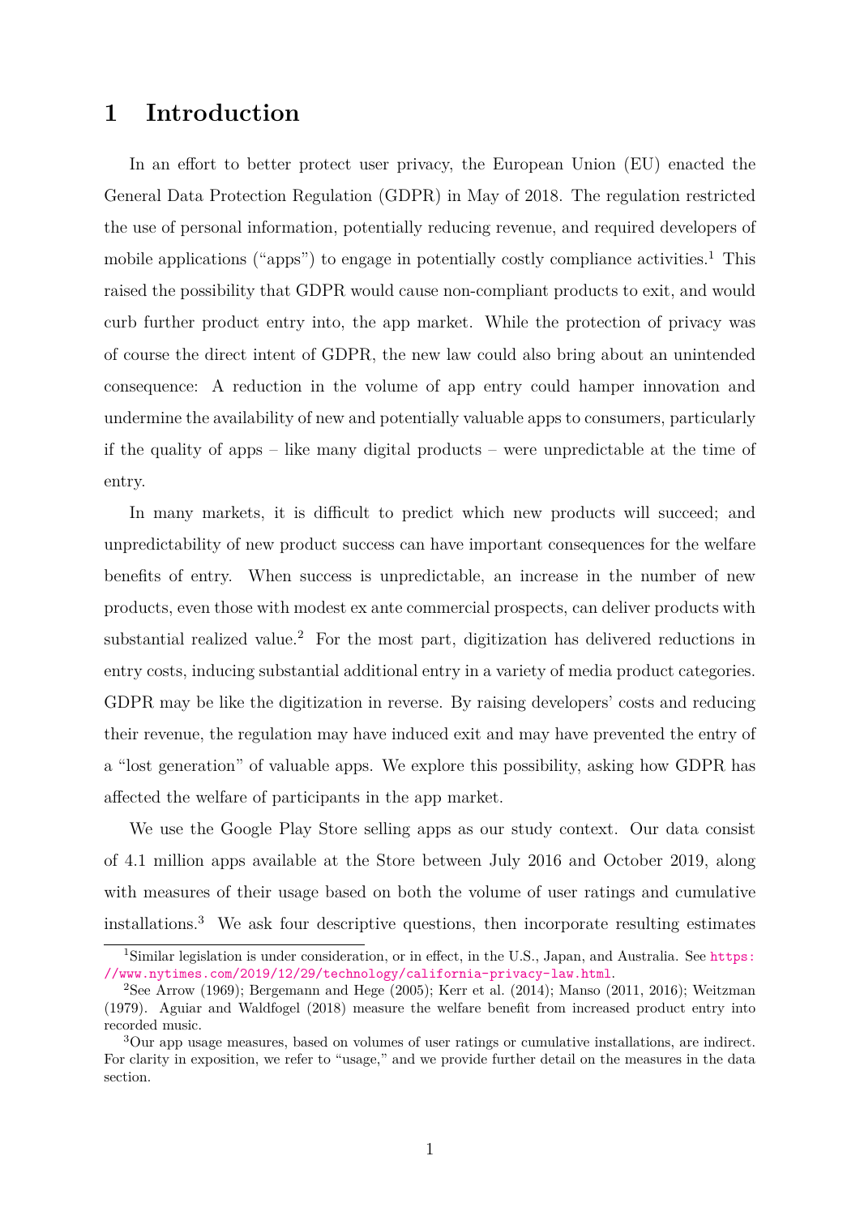# 1 Introduction

In an effort to better protect user privacy, the European Union (EU) enacted the General Data Protection Regulation (GDPR) in May of 2018. The regulation restricted the use of personal information, potentially reducing revenue, and required developers of mobile applications ("apps") to engage in potentially costly compliance activities.[1] This raised the possibility that GDPR would cause non-compliant products to exit, and would curb further product entry into, the app market. While the protection of privacy was of course the direct intent of GDPR, the new law could also bring about an unintended consequence: A reduction in the volume of app entry could hamper innovation and undermine the availability of new and potentially valuable apps to consumers, particularly if the quality of apps – like many digital products – were unpredictable at the time of entry.

In many markets, it is difficult to predict which new products will succeed; and unpredictability of new product success can have important consequences for the welfare benefits of entry. When success is unpredictable, an increase in the number of new products, even those with modest ex ante commercial prospects, can deliver products with substantial realized value.[2] For the most part, digitization has delivered reductions in entry costs, inducing substantial additional entry in a variety of media product categories. GDPR may be like the digitization in reverse. By raising developers' costs and reducing their revenue, the regulation may have induced exit and may have prevented the entry of a "lost generation" of valuable apps. We explore this possibility, asking how GDPR has affected the welfare of participants in the app market.

We use the Google Play Store selling apps as our study context. Our data consist of 4.1 million apps available at the Store between July 2016 and October 2019, along with measures of their usage based on both the volume of user ratings and cumulative installations.[3] We ask four descriptive questions, then incorporate resulting estimates

---

[1] Similar legislation is under consideration, or in effect, in the U.S., Japan, and Australia. See https://www.nytimes.com/2019/12/29/technology/california-privacy-law.html.

[2] See Arrow (1969); Bergemann and Hege (2005); Kerr et al. (2014); Manso (2011, 2016); Weitzman (1979). Aguiar and Waldfogel (2018) measure the welfare benefit from increased product entry into recorded music.

[3] Our app usage measures, based on volumes of user ratings or cumulative installations, are indirect. For clarity in exposition, we refer to "usage," and we provide further detail on the measures in the data section.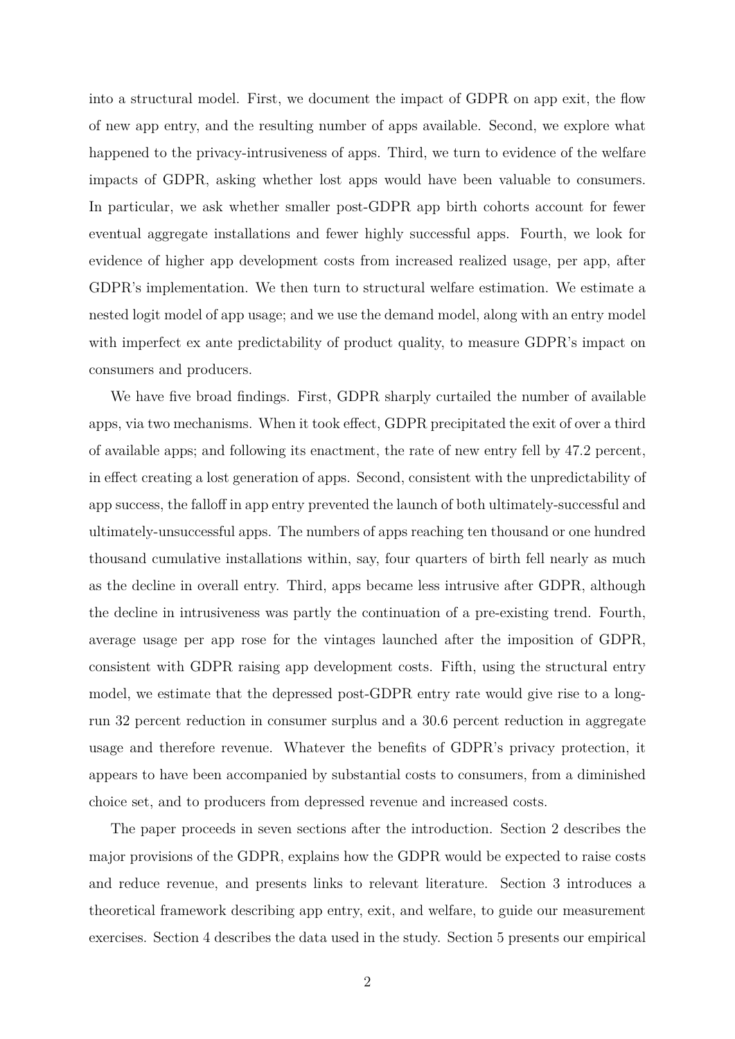into a structural model. First, we document the impact of GDPR on app exit, the flow of new app entry, and the resulting number of apps available. Second, we explore what happened to the privacy-intrusiveness of apps. Third, we turn to evidence of the welfare impacts of GDPR, asking whether lost apps would have been valuable to consumers. In particular, we ask whether smaller post-GDPR app birth cohorts account for fewer eventual aggregate installations and fewer highly successful apps. Fourth, we look for evidence of higher app development costs from increased realized usage, per app, after GDPR's implementation. We then turn to structural welfare estimation. We estimate a nested logit model of app usage; and we use the demand model, along with an entry model with imperfect ex ante predictability of product quality, to measure GDPR's impact on consumers and producers.

We have five broad findings. First, GDPR sharply curtailed the number of available apps, via two mechanisms. When it took effect, GDPR precipitated the exit of over a third of available apps; and following its enactment, the rate of new entry fell by 47.2 percent, in effect creating a lost generation of apps. Second, consistent with the unpredictability of app success, the falloff in app entry prevented the launch of both ultimately-successful and ultimately-unsuccessful apps. The numbers of apps reaching ten thousand or one hundred thousand cumulative installations within, say, four quarters of birth fell nearly as much as the decline in overall entry. Third, apps became less intrusive after GDPR, although the decline in intrusiveness was partly the continuation of a pre-existing trend. Fourth, average usage per app rose for the vintages launched after the imposition of GDPR, consistent with GDPR raising app development costs. Fifth, using the structural entry model, we estimate that the depressed post-GDPR entry rate would give rise to a long-run 32 percent reduction in consumer surplus and a 30.6 percent reduction in aggregate usage and therefore revenue. Whatever the benefits of GDPR's privacy protection, it appears to have been accompanied by substantial costs to consumers, from a diminished choice set, and to producers from depressed revenue and increased costs.

The paper proceeds in seven sections after the introduction. Section 2 describes the major provisions of the GDPR, explains how the GDPR would be expected to raise costs and reduce revenue, and presents links to relevant literature. Section 3 introduces a theoretical framework describing app entry, exit, and welfare, to guide our measurement exercises. Section 4 describes the data used in the study. Section 5 presents our empirical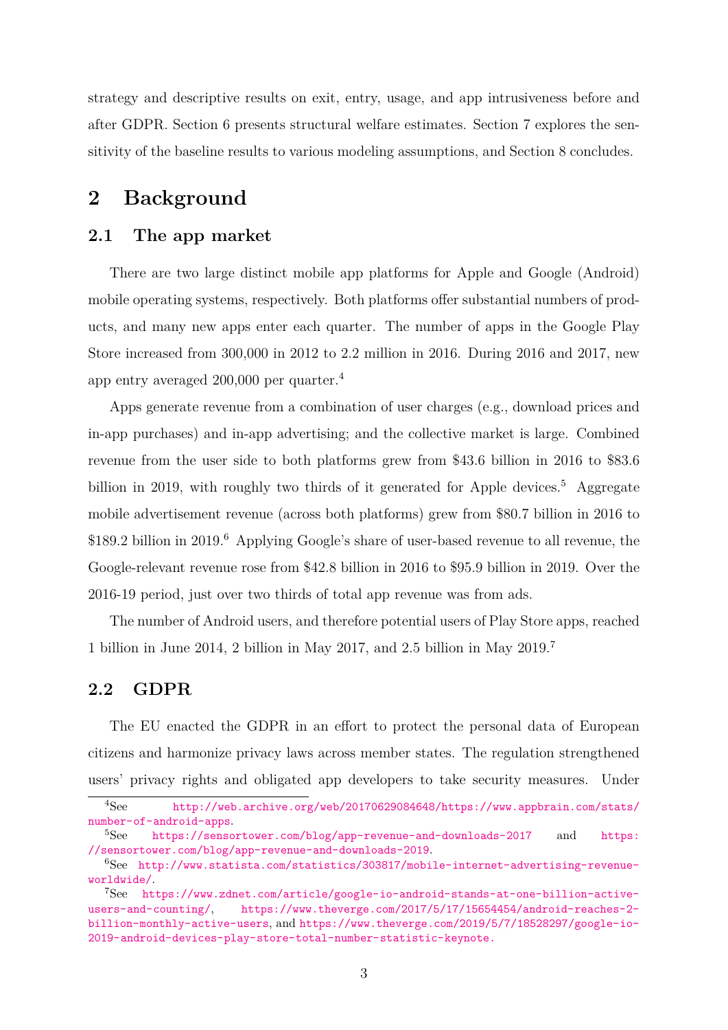strategy and descriptive results on exit, entry, usage, and app intrusiveness before and after GDPR. Section 6 presents structural welfare estimates. Section 7 explores the sensitivity of the baseline results to various modeling assumptions, and Section 8 concludes.

# 2 Background

## 2.1 The app market

There are two large distinct mobile app platforms for Apple and Google (Android) mobile operating systems, respectively. Both platforms offer substantial numbers of products, and many new apps enter each quarter. The number of apps in the Google Play Store increased from 300,000 in 2012 to 2.2 million in 2016. During 2016 and 2017, new app entry averaged 200,000 per quarter.[4]

Apps generate revenue from a combination of user charges (e.g., download prices and in-app purchases) and in-app advertising; and the collective market is large. Combined revenue from the user side to both platforms grew from $43.6 billion in 2016 to $83.6 billion in 2019, with roughly two thirds of it generated for Apple devices.[5] Aggregate mobile advertisement revenue (across both platforms) grew from $80.7 billion in 2016 to $189.2 billion in 2019.[6] Applying Google's share of user-based revenue to all revenue, the Google-relevant revenue rose from $42.8 billion in 2016 to $95.9 billion in 2019. Over the 2016-19 period, just over two thirds of total app revenue was from ads.

The number of Android users, and therefore potential users of Play Store apps, reached 1 billion in June 2014, 2 billion in May 2017, and 2.5 billion in May 2019.[7]

## 2.2 GDPR

The EU enacted the GDPR in an effort to protect the personal data of European citizens and harmonize privacy laws across member states. The regulation strengthened users' privacy rights and obligated app developers to take security measures. Under

[4] See http://web.archive.org/web/20170629084648/https://www.appbrain.com/stats/number-of-android-apps.

[5] See https://sensortower.com/blog/app-revenue-and-downloads-2017 and https://sensortower.com/blog/app-revenue-and-downloads-2019.

[6] See http://www.statista.com/statistics/303817/mobile-internet-advertising-revenue-worldwide/.

[7] See https://www.zdnet.com/article/google-io-android-stands-at-one-billion-active-users-and-counting/, https://www.theverge.com/2017/5/17/15654454/android-reaches-2-billion-monthly-active-users, and https://www.theverge.com/2019/5/7/18528297/google-io-2019-android-devices-play-store-total-number-statistic-keynote.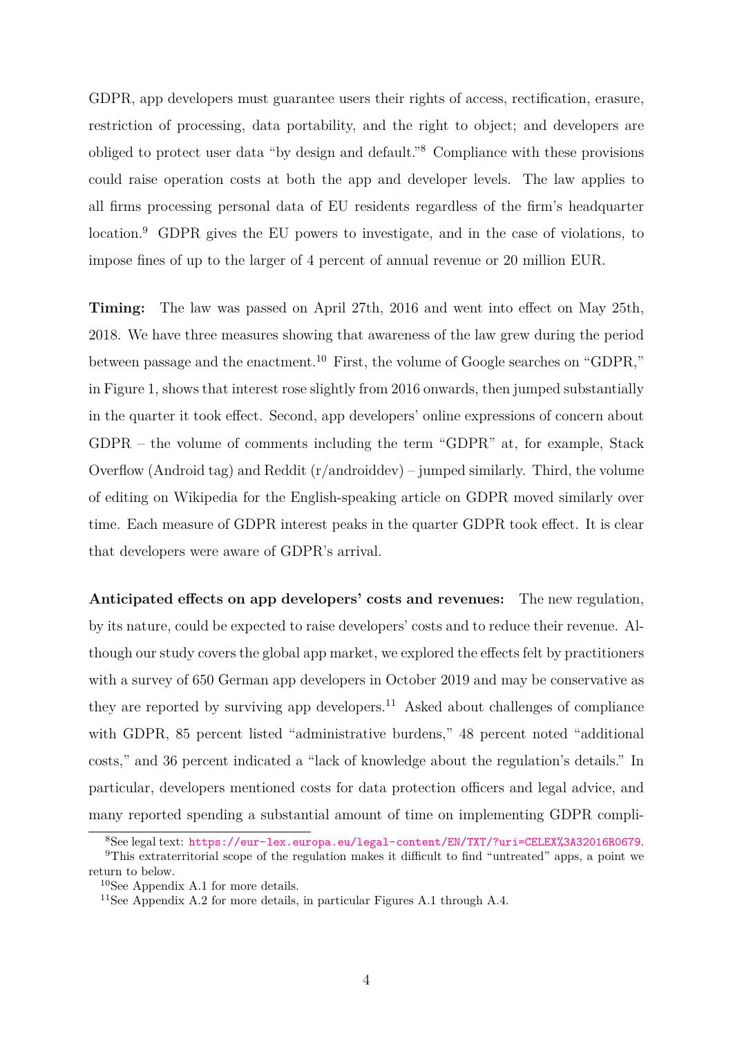GDPR, app developers must guarantee users their rights of access, rectification, erasure, restriction of processing, data portability, and the right to object; and developers are obliged to protect user data "by design and default."[8] Compliance with these provisions could raise operation costs at both the app and developer levels. The law applies to all firms processing personal data of EU residents regardless of the firm's headquarter location.[9] GDPR gives the EU powers to investigate, and in the case of violations, to impose fines of up to the larger of 4 percent of annual revenue or 20 million EUR.

**Timing:** The law was passed on April 27th, 2016 and went into effect on May 25th, 2018. We have three measures showing that awareness of the law grew during the period between passage and the enactment.[10] First, the volume of Google searches on "GDPR," in Figure 1, shows that interest rose slightly from 2016 onwards, then jumped substantially in the quarter it took effect. Second, app developers' online expressions of concern about GDPR – the volume of comments including the term "GDPR" at, for example, Stack Overflow (Android tag) and Reddit (r/androiddev) – jumped similarly. Third, the volume of editing on Wikipedia for the English-speaking article on GDPR moved similarly over time. Each measure of GDPR interest peaks in the quarter GDPR took effect. It is clear that developers were aware of GDPR's arrival.

**Anticipated effects on app developers' costs and revenues:** The new regulation, by its nature, could be expected to raise developers' costs and to reduce their revenue. Although our study covers the global app market, we explored the effects felt by practitioners with a survey of 650 German app developers in October 2019 and may be conservative as they are reported by surviving app developers.[11] Asked about challenges of compliance with GDPR, 85 percent listed "administrative burdens," 48 percent noted "additional costs," and 36 percent indicated a "lack of knowledge about the regulation's details." In particular, developers mentioned costs for data protection officers and legal advice, and many reported spending a substantial amount of time on implementing GDPR compli-

[8] See legal text: https://eur-lex.europa.eu/legal-content/EN/TXT/?uri=CELEX%3A32016R0679.

[9] This extraterritorial scope of the regulation makes it difficult to find "untreated" apps, a point we return to below.

[10] See Appendix A.1 for more details.

[11] See Appendix A.2 for more details, in particular Figures A.1 through A.4.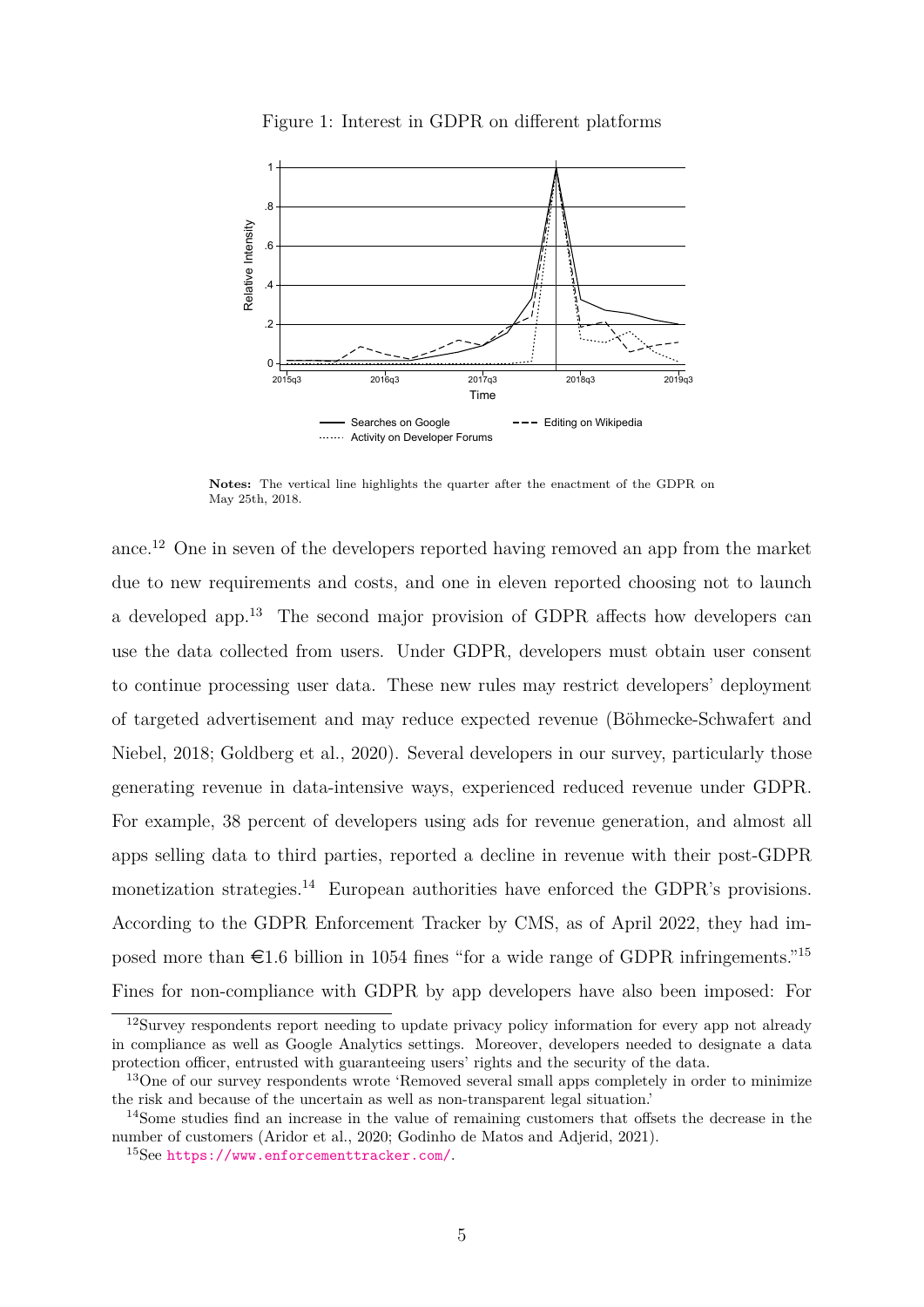Figure 1: Interest in GDPR on different platforms

**Notes:** The vertical line highlights the quarter after the enactment of the GDPR on May 25th, 2018.

ance.[12] One in seven of the developers reported having removed an app from the market due to new requirements and costs, and one in eleven reported choosing not to launch a developed app.[13] The second major provision of GDPR affects how developers can use the data collected from users. Under GDPR, developers must obtain user consent to continue processing user data. These new rules may restrict developers' deployment of targeted advertisement and may reduce expected revenue (Böhmecke-Schwafert and Niebel, 2018; Goldberg et al., 2020). Several developers in our survey, particularly those generating revenue in data-intensive ways, experienced reduced revenue under GDPR. For example, 38 percent of developers using ads for revenue generation, and almost all apps selling data to third parties, reported a decline in revenue with their post-GDPR monetization strategies.[14] European authorities have enforced the GDPR's provisions. According to the GDPR Enforcement Tracker by CMS, as of April 2022, they had imposed more than €1.6 billion in 1054 fines "for a wide range of GDPR infringements."[15] Fines for non-compliance with GDPR by app developers have also been imposed: For

[12] Survey respondents report needing to update privacy policy information for every app not already in compliance as well as Google Analytics settings. Moreover, developers needed to designate a data protection officer, entrusted with guaranteeing users' rights and the security of the data.

[13] One of our survey respondents wrote 'Removed several small apps completely in order to minimize the risk and because of the uncertain as well as non-transparent legal situation.'

[14] Some studies find an increase in the value of remaining customers that offsets the decrease in the number of customers (Aridor et al., 2020; Godinho de Matos and Adjerid, 2021).

[15] See https://www.enforcementtracker.com/.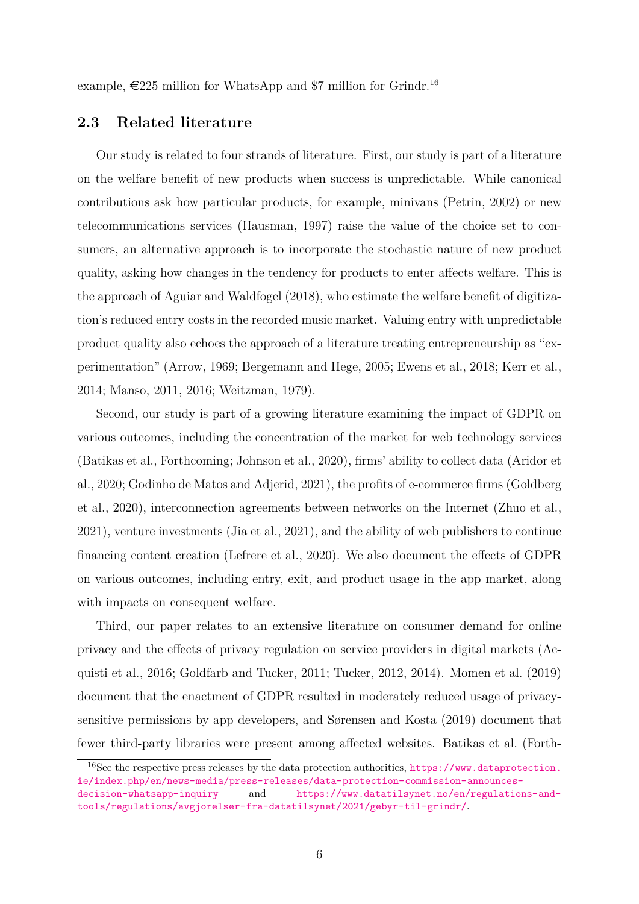example, €225 million for WhatsApp and $7 million for Grindr.[16]

## 2.3 Related literature

Our study is related to four strands of literature. First, our study is part of a literature on the welfare benefit of new products when success is unpredictable. While canonical contributions ask how particular products, for example, minivans (Petrin, 2002) or new telecommunications services (Hausman, 1997) raise the value of the choice set to consumers, an alternative approach is to incorporate the stochastic nature of new product quality, asking how changes in the tendency for products to enter affects welfare. This is the approach of Aguiar and Waldfogel (2018), who estimate the welfare benefit of digitization's reduced entry costs in the recorded music market. Valuing entry with unpredictable product quality also echoes the approach of a literature treating entrepreneurship as "experimentation" (Arrow, 1969; Bergemann and Hege, 2005; Ewens et al., 2018; Kerr et al., 2014; Manso, 2011, 2016; Weitzman, 1979).

Second, our study is part of a growing literature examining the impact of GDPR on various outcomes, including the concentration of the market for web technology services (Batikas et al., Forthcoming; Johnson et al., 2020), firms' ability to collect data (Aridor et al., 2020; Godinho de Matos and Adjerid, 2021), the profits of e-commerce firms (Goldberg et al., 2020), interconnection agreements between networks on the Internet (Zhuo et al., 2021), venture investments (Jia et al., 2021), and the ability of web publishers to continue financing content creation (Lefrere et al., 2020). We also document the effects of GDPR on various outcomes, including entry, exit, and product usage in the app market, along with impacts on consequent welfare.

Third, our paper relates to an extensive literature on consumer demand for online privacy and the effects of privacy regulation on service providers in digital markets (Acquisti et al., 2016; Goldfarb and Tucker, 2011; Tucker, 2012, 2014). Momen et al. (2019) document that the enactment of GDPR resulted in moderately reduced usage of privacy-sensitive permissions by app developers, and Sørensen and Kosta (2019) document that fewer third-party libraries were present among affected websites. Batikas et al. (Forth-

[16] See the respective press releases by the data protection authorities, https://www.dataprotection.ie/index.php/en/news-media/press-releases/data-protection-commission-announces-decision-whatsapp-inquiry and https://www.datatilsynet.no/en/regulations-and-tools/regulations/avgjorelser-fra-datatilsynet/2021/gebyr-til-grindr/.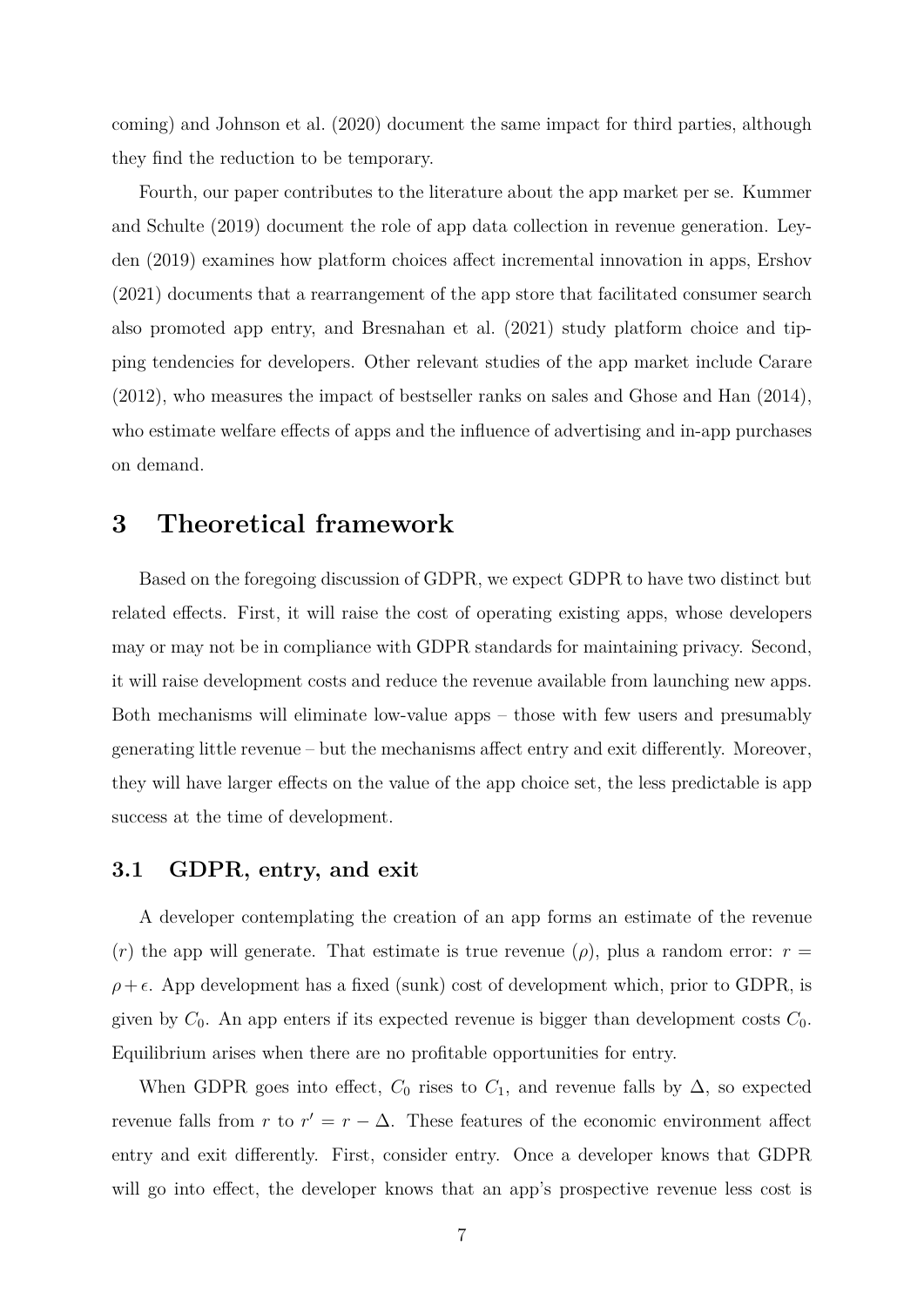coming) and Johnson et al. (2020) document the same impact for third parties, although they find the reduction to be temporary.

Fourth, our paper contributes to the literature about the app market per se. Kummer and Schulte (2019) document the role of app data collection in revenue generation. Leyden (2019) examines how platform choices affect incremental innovation in apps, Ershov (2021) documents that a rearrangement of the app store that facilitated consumer search also promoted app entry, and Bresnahan et al. (2021) study platform choice and tipping tendencies for developers. Other relevant studies of the app market include Carare (2012), who measures the impact of bestseller ranks on sales and Ghose and Han (2014), who estimate welfare effects of apps and the influence of advertising and in-app purchases on demand.

# 3 Theoretical framework

Based on the foregoing discussion of GDPR, we expect GDPR to have two distinct but related effects. First, it will raise the cost of operating existing apps, whose developers may or may not be in compliance with GDPR standards for maintaining privacy. Second, it will raise development costs and reduce the revenue available from launching new apps. Both mechanisms will eliminate low-value apps – those with few users and presumably generating little revenue – but the mechanisms affect entry and exit differently. Moreover, they will have larger effects on the value of the app choice set, the less predictable is app success at the time of development.

## 3.1 GDPR, entry, and exit

A developer contemplating the creation of an app forms an estimate of the revenue ($r$) the app will generate. That estimate is true revenue ($\rho$), plus a random error: $r = \rho + \epsilon$. App development has a fixed (sunk) cost of development which, prior to GDPR, is given by $C_0$. An app enters if its expected revenue is bigger than development costs $C_0$. Equilibrium arises when there are no profitable opportunities for entry.

When GDPR goes into effect, $C_0$ rises to $C_1$, and revenue falls by $\Delta$, so expected revenue falls from $r$ to $r' = r - \Delta$. These features of the economic environment affect entry and exit differently. First, consider entry. Once a developer knows that GDPR will go into effect, the developer knows that an app's prospective revenue less cost is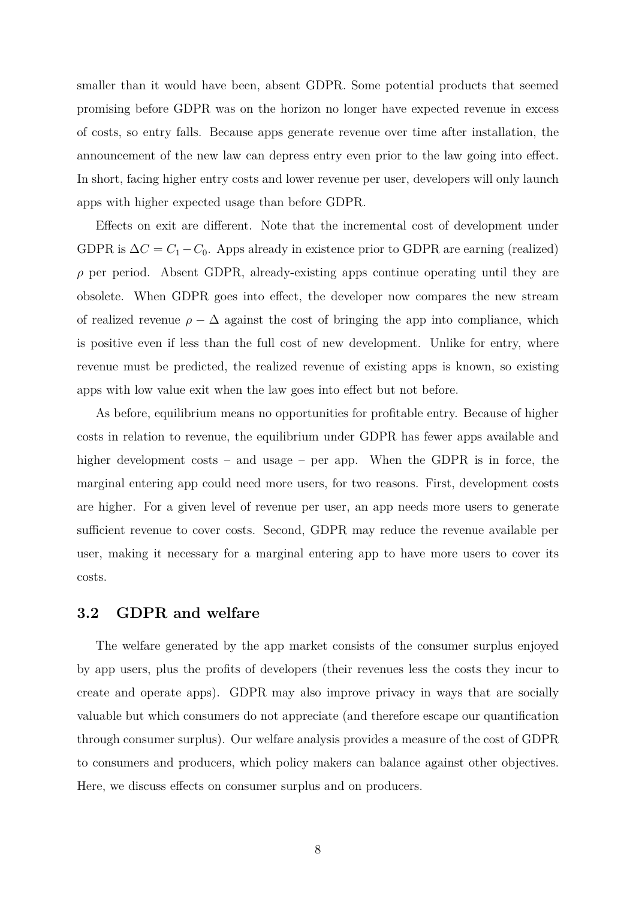smaller than it would have been, absent GDPR. Some potential products that seemed promising before GDPR was on the horizon no longer have expected revenue in excess of costs, so entry falls. Because apps generate revenue over time after installation, the announcement of the new law can depress entry even prior to the law going into effect. In short, facing higher entry costs and lower revenue per user, developers will only launch apps with higher expected usage than before GDPR.

Effects on exit are different. Note that the incremental cost of development under GDPR is $\Delta C = C_1 - C_0$. Apps already in existence prior to GDPR are earning (realized) $\rho$ per period. Absent GDPR, already-existing apps continue operating until they are obsolete. When GDPR goes into effect, the developer now compares the new stream of realized revenue $\rho - \Delta$ against the cost of bringing the app into compliance, which is positive even if less than the full cost of new development. Unlike for entry, where revenue must be predicted, the realized revenue of existing apps is known, so existing apps with low value exit when the law goes into effect but not before.

As before, equilibrium means no opportunities for profitable entry. Because of higher costs in relation to revenue, the equilibrium under GDPR has fewer apps available and higher development costs – and usage – per app. When the GDPR is in force, the marginal entering app could need more users, for two reasons. First, development costs are higher. For a given level of revenue per user, an app needs more users to generate sufficient revenue to cover costs. Second, GDPR may reduce the revenue available per user, making it necessary for a marginal entering app to have more users to cover its costs.

## 3.2 GDPR and welfare

The welfare generated by the app market consists of the consumer surplus enjoyed by app users, plus the profits of developers (their revenues less the costs they incur to create and operate apps). GDPR may also improve privacy in ways that are socially valuable but which consumers do not appreciate (and therefore escape our quantification through consumer surplus). Our welfare analysis provides a measure of the cost of GDPR to consumers and producers, which policy makers can balance against other objectives. Here, we discuss effects on consumer surplus and on producers.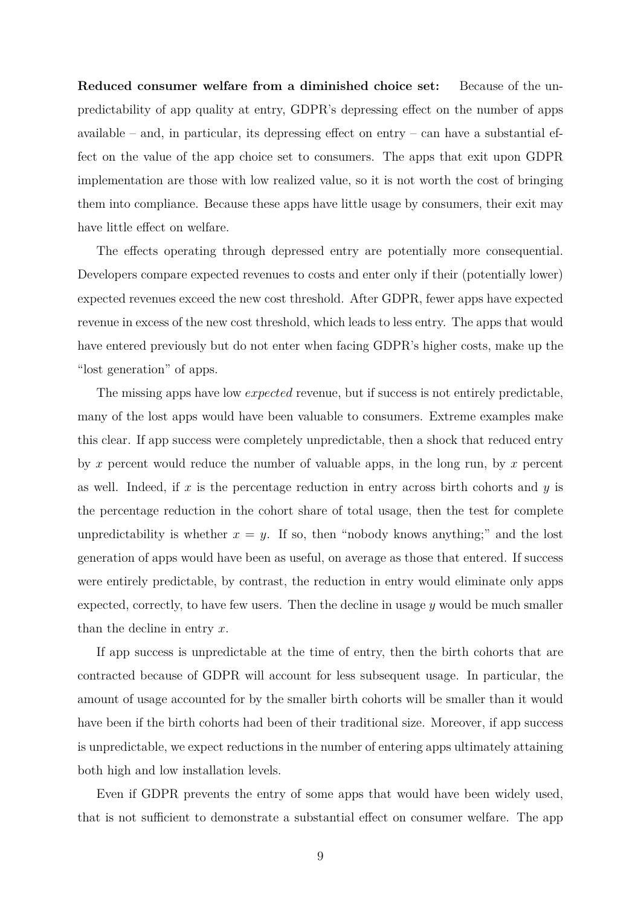**Reduced consumer welfare from a diminished choice set:** Because of the unpredictability of app quality at entry, GDPR's depressing effect on the number of apps available – and, in particular, its depressing effect on entry – can have a substantial effect on the value of the app choice set to consumers. The apps that exit upon GDPR implementation are those with low realized value, so it is not worth the cost of bringing them into compliance. Because these apps have little usage by consumers, their exit may have little effect on welfare.

The effects operating through depressed entry are potentially more consequential. Developers compare expected revenues to costs and enter only if their (potentially lower) expected revenues exceed the new cost threshold. After GDPR, fewer apps have expected revenue in excess of the new cost threshold, which leads to less entry. The apps that would have entered previously but do not enter when facing GDPR's higher costs, make up the "lost generation" of apps.

The missing apps have low *expected* revenue, but if success is not entirely predictable, many of the lost apps would have been valuable to consumers. Extreme examples make this clear. If app success were completely unpredictable, then a shock that reduced entry by $x$ percent would reduce the number of valuable apps, in the long run, by $x$ percent as well. Indeed, if $x$ is the percentage reduction in entry across birth cohorts and $y$ is the percentage reduction in the cohort share of total usage, then the test for complete unpredictability is whether $x = y$. If so, then "nobody knows anything;" and the lost generation of apps would have been as useful, on average as those that entered. If success were entirely predictable, by contrast, the reduction in entry would eliminate only apps expected, correctly, to have few users. Then the decline in usage $y$ would be much smaller than the decline in entry $x$.

If app success is unpredictable at the time of entry, then the birth cohorts that are contracted because of GDPR will account for less subsequent usage. In particular, the amount of usage accounted for by the smaller birth cohorts will be smaller than it would have been if the birth cohorts had been of their traditional size. Moreover, if app success is unpredictable, we expect reductions in the number of entering apps ultimately attaining both high and low installation levels.

Even if GDPR prevents the entry of some apps that would have been widely used, that is not sufficient to demonstrate a substantial effect on consumer welfare. The app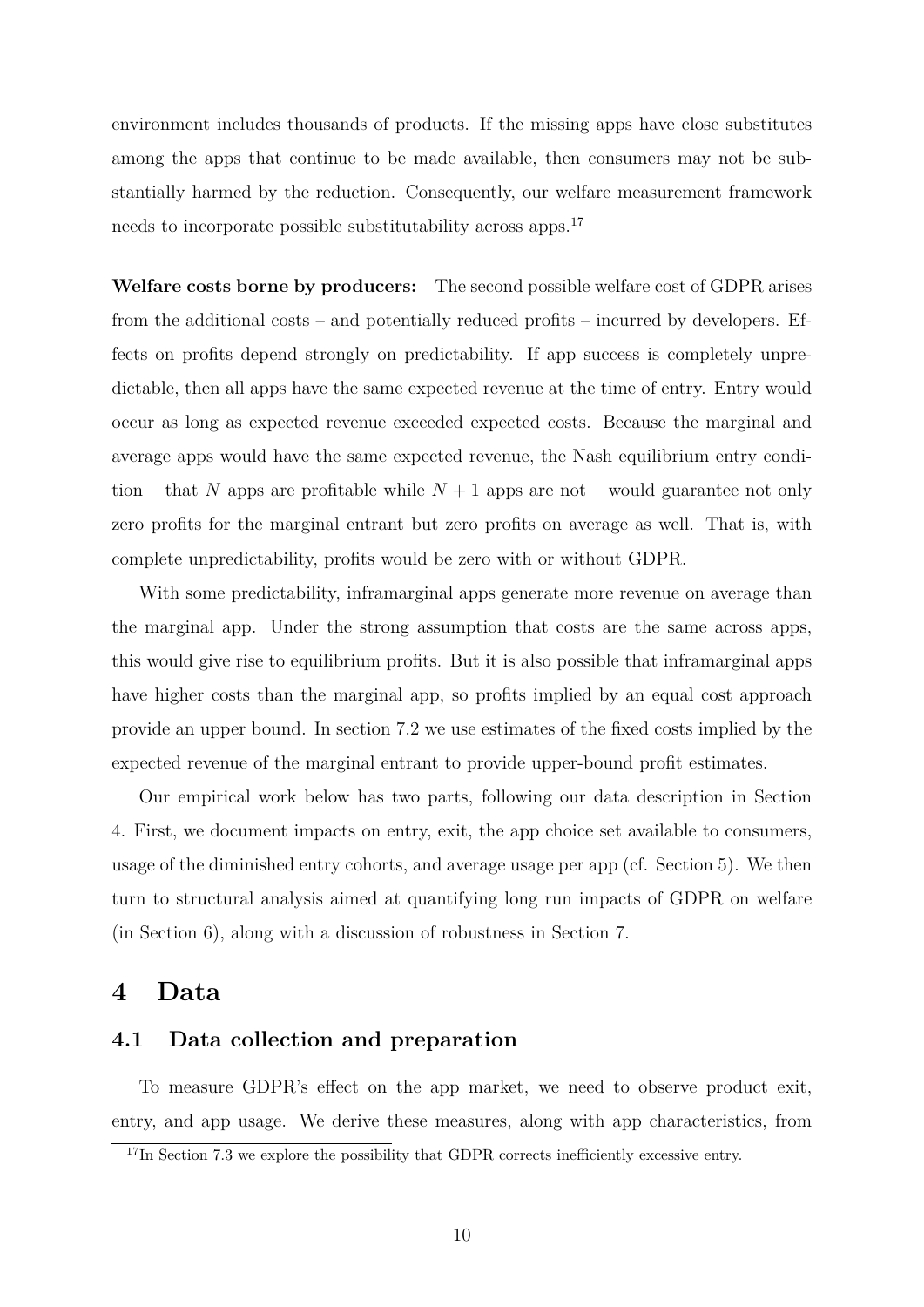environment includes thousands of products. If the missing apps have close substitutes among the apps that continue to be made available, then consumers may not be substantially harmed by the reduction. Consequently, our welfare measurement framework needs to incorporate possible substitutability across apps.[17]

**Welfare costs borne by producers:** The second possible welfare cost of GDPR arises from the additional costs – and potentially reduced profits – incurred by developers. Effects on profits depend strongly on predictability. If app success is completely unpredictable, then all apps have the same expected revenue at the time of entry. Entry would occur as long as expected revenue exceeded expected costs. Because the marginal and average apps would have the same expected revenue, the Nash equilibrium entry condition – that $N$ apps are profitable while $N + 1$ apps are not – would guarantee not only zero profits for the marginal entrant but zero profits on average as well. That is, with complete unpredictability, profits would be zero with or without GDPR.

With some predictability, inframarginal apps generate more revenue on average than the marginal app. Under the strong assumption that costs are the same across apps, this would give rise to equilibrium profits. But it is also possible that inframarginal apps have higher costs than the marginal app, so profits implied by an equal cost approach provide an upper bound. In section 7.2 we use estimates of the fixed costs implied by the expected revenue of the marginal entrant to provide upper-bound profit estimates.

Our empirical work below has two parts, following our data description in Section 4. First, we document impacts on entry, exit, the app choice set available to consumers, usage of the diminished entry cohorts, and average usage per app (cf. Section 5). We then turn to structural analysis aimed at quantifying long run impacts of GDPR on welfare (in Section 6), along with a discussion of robustness in Section 7.

# 4 Data

## 4.1 Data collection and preparation

To measure GDPR's effect on the app market, we need to observe product exit, entry, and app usage. We derive these measures, along with app characteristics, from

[17] In Section 7.3 we explore the possibility that GDPR corrects inefficiently excessive entry.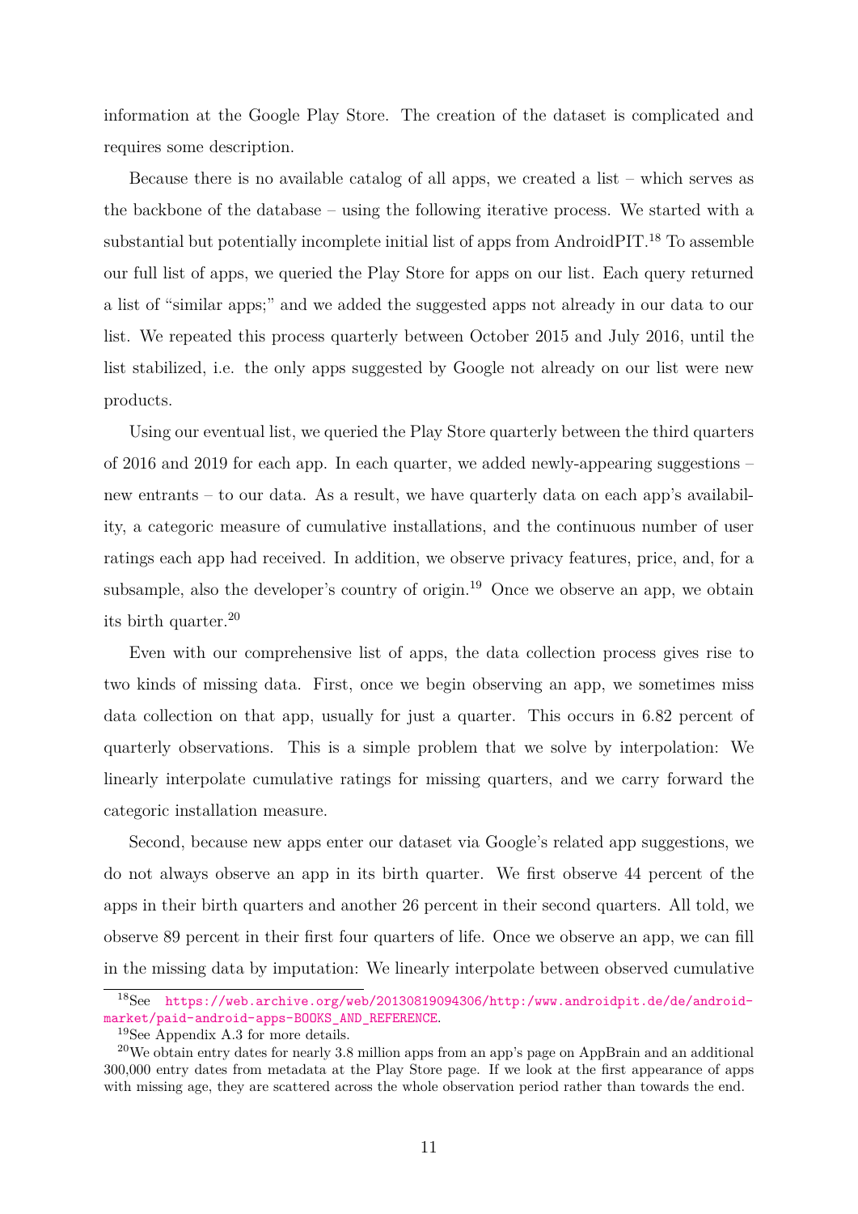information at the Google Play Store. The creation of the dataset is complicated and requires some description.

Because there is no available catalog of all apps, we created a list – which serves as the backbone of the database – using the following iterative process. We started with a substantial but potentially incomplete initial list of apps from AndroidPIT.[18] To assemble our full list of apps, we queried the Play Store for apps on our list. Each query returned a list of "similar apps;" and we added the suggested apps not already in our data to our list. We repeated this process quarterly between October 2015 and July 2016, until the list stabilized, i.e. the only apps suggested by Google not already on our list were new products.

Using our eventual list, we queried the Play Store quarterly between the third quarters of 2016 and 2019 for each app. In each quarter, we added newly-appearing suggestions – new entrants – to our data. As a result, we have quarterly data on each app's availability, a categoric measure of cumulative installations, and the continuous number of user ratings each app had received. In addition, we observe privacy features, price, and, for a subsample, also the developer's country of origin.[19] Once we observe an app, we obtain its birth quarter.[20]

Even with our comprehensive list of apps, the data collection process gives rise to two kinds of missing data. First, once we begin observing an app, we sometimes miss data collection on that app, usually for just a quarter. This occurs in 6.82 percent of quarterly observations. This is a simple problem that we solve by interpolation: We linearly interpolate cumulative ratings for missing quarters, and we carry forward the categoric installation measure.

Second, because new apps enter our dataset via Google's related app suggestions, we do not always observe an app in its birth quarter. We first observe 44 percent of the apps in their birth quarters and another 26 percent in their second quarters. All told, we observe 89 percent in their first four quarters of life. Once we observe an app, we can fill in the missing data by imputation: We linearly interpolate between observed cumulative

[18] See https://web.archive.org/web/20130819094306/http://www.androidpit.de/de/android-market/paid-android-apps-BOOKS_AND_REFERENCE.

[19] See Appendix A.3 for more details.

[20] We obtain entry dates for nearly 3.8 million apps from an app's page on AppBrain and an additional 300,000 entry dates from metadata at the Play Store page. If we look at the first appearance of apps with missing age, they are scattered across the whole observation period rather than towards the end.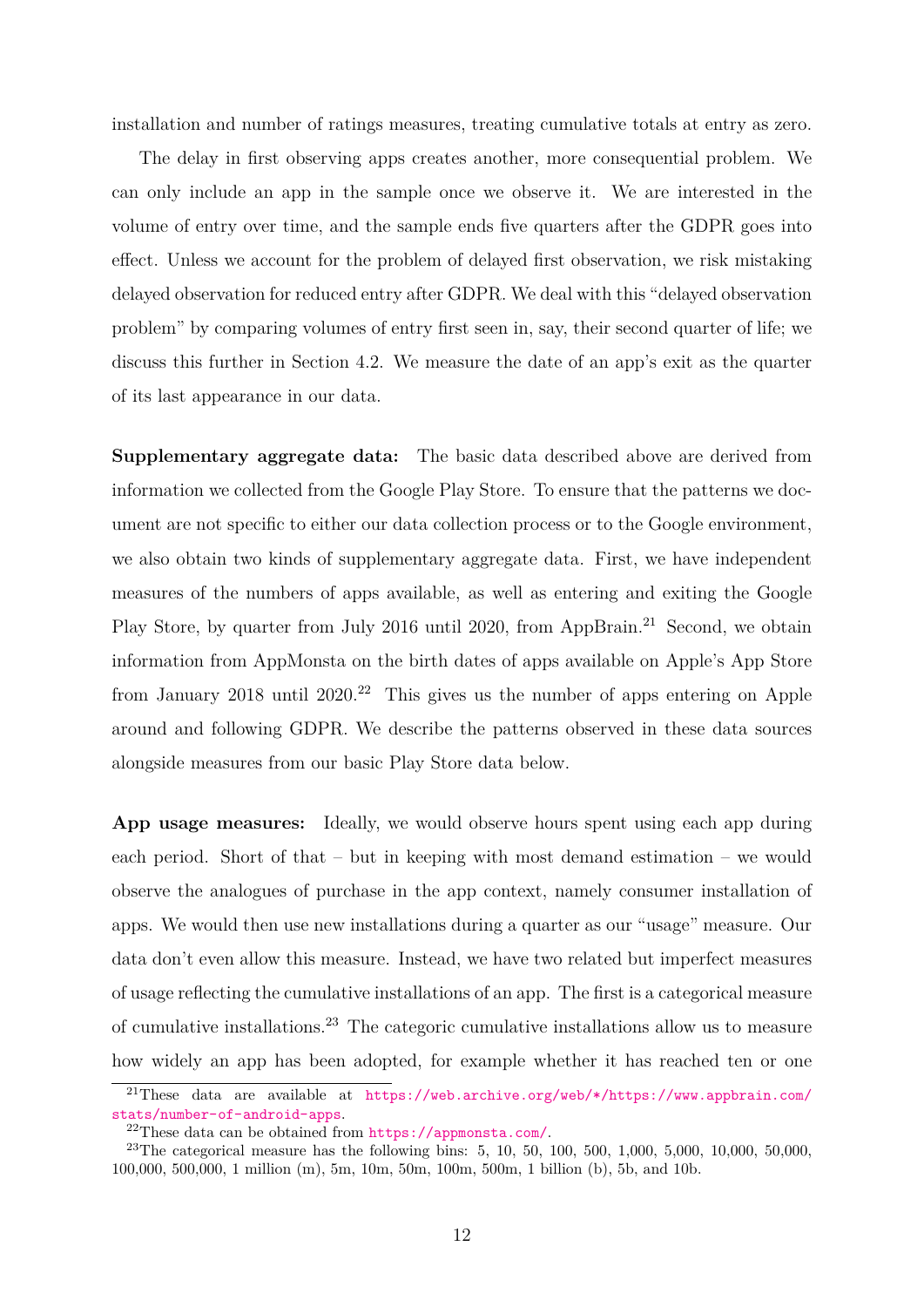installation and number of ratings measures, treating cumulative totals at entry as zero.

The delay in first observing apps creates another, more consequential problem. We can only include an app in the sample once we observe it. We are interested in the volume of entry over time, and the sample ends five quarters after the GDPR goes into effect. Unless we account for the problem of delayed first observation, we risk mistaking delayed observation for reduced entry after GDPR. We deal with this "delayed observation problem" by comparing volumes of entry first seen in, say, their second quarter of life; we discuss this further in Section 4.2. We measure the date of an app's exit as the quarter of its last appearance in our data.

**Supplementary aggregate data:** The basic data described above are derived from information we collected from the Google Play Store. To ensure that the patterns we document are not specific to either our data collection process or to the Google environment, we also obtain two kinds of supplementary aggregate data. First, we have independent measures of the numbers of apps available, as well as entering and exiting the Google Play Store, by quarter from July 2016 until 2020, from AppBrain.[21] Second, we obtain information from AppMonsta on the birth dates of apps available on Apple's App Store from January 2018 until 2020.[22] This gives us the number of apps entering on Apple around and following GDPR. We describe the patterns observed in these data sources alongside measures from our basic Play Store data below.

**App usage measures:** Ideally, we would observe hours spent using each app during each period. Short of that – but in keeping with most demand estimation – we would observe the analogues of purchase in the app context, namely consumer installation of apps. We would then use new installations during a quarter as our "usage" measure. Our data don't even allow this measure. Instead, we have two related but imperfect measures of usage reflecting the cumulative installations of an app. The first is a categorical measure of cumulative installations.[23] The categoric cumulative installations allow us to measure how widely an app has been adopted, for example whether it has reached ten or one

[21] These data are available at https://web.archive.org/web/*/https://www.appbrain.com/stats/number-of-android-apps.

[22] These data can be obtained from https://appmonsta.com/.

[23] The categorical measure has the following bins: 5, 10, 50, 100, 500, 1,000, 5,000, 10,000, 50,000, 100,000, 500,000, 1 million (m), 5m, 10m, 50m, 100m, 500m, 1 billion (b), 5b, and 10b.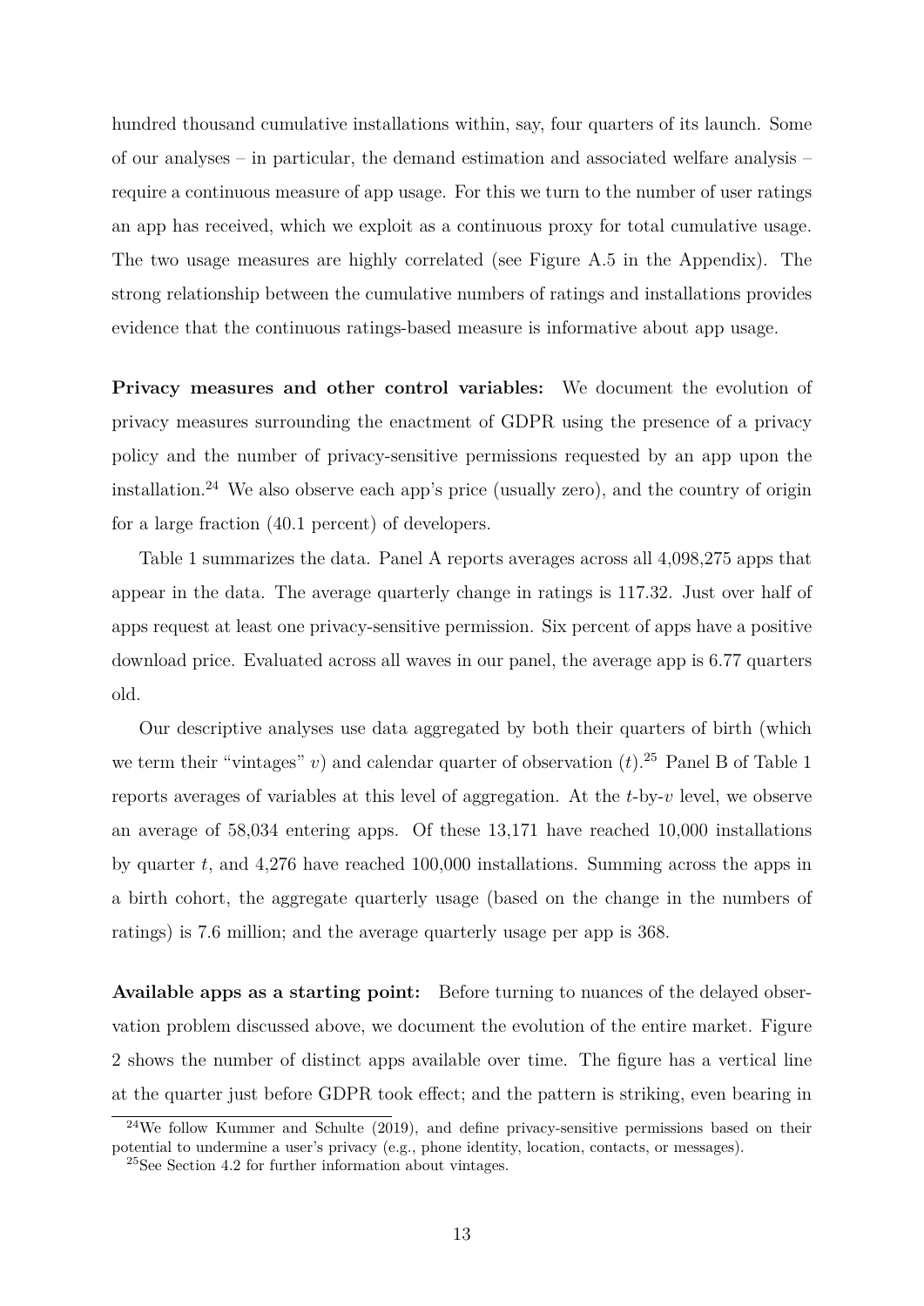hundred thousand cumulative installations within, say, four quarters of its launch. Some of our analyses – in particular, the demand estimation and associated welfare analysis – require a continuous measure of app usage. For this we turn to the number of user ratings an app has received, which we exploit as a continuous proxy for total cumulative usage. The two usage measures are highly correlated (see Figure A.5 in the Appendix). The strong relationship between the cumulative numbers of ratings and installations provides evidence that the continuous ratings-based measure is informative about app usage.

**Privacy measures and other control variables:** We document the evolution of privacy measures surrounding the enactment of GDPR using the presence of a privacy policy and the number of privacy-sensitive permissions requested by an app upon the installation.[24] We also observe each app's price (usually zero), and the country of origin for a large fraction (40.1 percent) of developers.

Table 1 summarizes the data. Panel A reports averages across all 4,098,275 apps that appear in the data. The average quarterly change in ratings is 117.32. Just over half of apps request at least one privacy-sensitive permission. Six percent of apps have a positive download price. Evaluated across all waves in our panel, the average app is 6.77 quarters old.

Our descriptive analyses use data aggregated by both their quarters of birth (which we term their "vintages" $v$) and calendar quarter of observation ($t$).[25] Panel B of Table 1 reports averages of variables at this level of aggregation. At the $t$-by-$v$ level, we observe an average of 58,034 entering apps. Of these 13,171 have reached 10,000 installations by quarter $t$, and 4,276 have reached 100,000 installations. Summing across the apps in a birth cohort, the aggregate quarterly usage (based on the change in the numbers of ratings) is 7.6 million; and the average quarterly usage per app is 368.

**Available apps as a starting point:** Before turning to nuances of the delayed observation problem discussed above, we document the evolution of the entire market. Figure 2 shows the number of distinct apps available over time. The figure has a vertical line at the quarter just before GDPR took effect; and the pattern is striking, even bearing in

[24] We follow Kummer and Schulte (2019), and define privacy-sensitive permissions based on their potential to undermine a user's privacy (e.g., phone identity, location, contacts, or messages).

[25] See Section 4.2 for further information about vintages.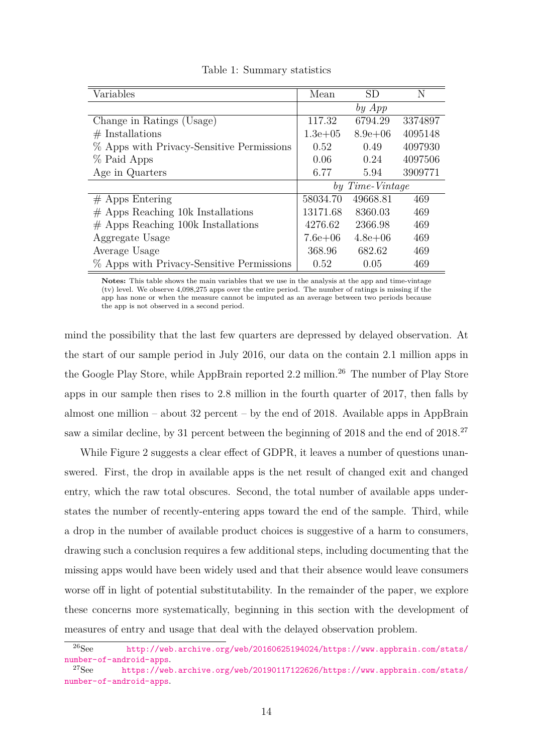Table 1: Summary statistics

| Variables | Mean | SD | N |
|---|---|---|---|
| | *by App* | | |
| Change in Ratings (Usage) | 117.32 | 6794.29 | 3374897 |
| # Installations | 1.3e+05 | 8.9e+06 | 4095148 |
| % Apps with Privacy-Sensitive Permissions | 0.52 | 0.49 | 4097930 |
| % Paid Apps | 0.06 | 0.24 | 4097506 |
| Age in Quarters | 6.77 | 5.94 | 3909771 |
| | *by Time-Vintage* | | |
| # Apps Entering | 58034.70 | 49668.81 | 469 |
| # Apps Reaching 10k Installations | 13171.68 | 8360.03 | 469 |
| # Apps Reaching 100k Installations | 4276.62 | 2366.98 | 469 |
| Aggregate Usage | 7.6e+06 | 4.8e+06 | 469 |
| Average Usage | 368.96 | 682.62 | 469 |
| % Apps with Privacy-Sensitive Permissions | 0.52 | 0.05 | 469 |

**Notes:** This table shows the main variables that we use in the analysis at the app and time-vintage (tv) level. We observe 4,098,275 apps over the entire period. The number of ratings is missing if the app has none or when the measure cannot be imputed as an average between two periods because the app is not observed in a second period.

mind the possibility that the last few quarters are depressed by delayed observation. At the start of our sample period in July 2016, our data on the contain 2.1 million apps in the Google Play Store, while AppBrain reported 2.2 million.[26] The number of Play Store apps in our sample then rises to 2.8 million in the fourth quarter of 2017, then falls by almost one million – about 32 percent – by the end of 2018. Available apps in AppBrain saw a similar decline, by 31 percent between the beginning of 2018 and the end of 2018.[27]

While Figure 2 suggests a clear effect of GDPR, it leaves a number of questions unanswered. First, the drop in available apps is the net result of changed exit and changed entry, which the raw total obscures. Second, the total number of available apps understates the number of recently-entering apps toward the end of the sample. Third, while a drop in the number of available product choices is suggestive of a harm to consumers, drawing such a conclusion requires a few additional steps, including documenting that the missing apps would have been widely used and that their absence would leave consumers worse off in light of potential substitutability. In the remainder of the paper, we explore these concerns more systematically, beginning in this section with the development of measures of entry and usage that deal with the delayed observation problem.

[26] See http://web.archive.org/web/20160625194024/https://www.appbrain.com/stats/number-of-android-apps.

[27] See https://web.archive.org/web/20190117122626/https://www.appbrain.com/stats/number-of-android-apps.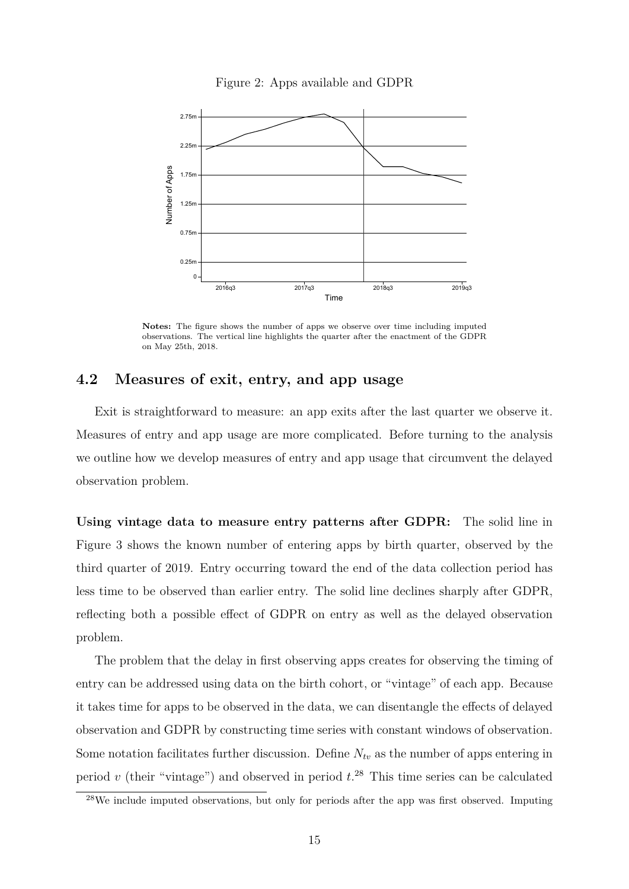Figure 2: Apps available and GDPR

**Notes:** The figure shows the number of apps we observe over time including imputed observations. The vertical line highlights the quarter after the enactment of the GDPR on May 25th, 2018.

## 4.2 Measures of exit, entry, and app usage

Exit is straightforward to measure: an app exits after the last quarter we observe it. Measures of entry and app usage are more complicated. Before turning to the analysis we outline how we develop measures of entry and app usage that circumvent the delayed observation problem.

**Using vintage data to measure entry patterns after GDPR:** The solid line in Figure 3 shows the known number of entering apps by birth quarter, observed by the third quarter of 2019. Entry occurring toward the end of the data collection period has less time to be observed than earlier entry. The solid line declines sharply after GDPR, reflecting both a possible effect of GDPR on entry as well as the delayed observation problem.

The problem that the delay in first observing apps creates for observing the timing of entry can be addressed using data on the birth cohort, or "vintage" of each app. Because it takes time for apps to be observed in the data, we can disentangle the effects of delayed observation and GDPR by constructing time series with constant windows of observation. Some notation facilitates further discussion. Define $N_{tv}$ as the number of apps entering in period $v$ (their "vintage") and observed in period $t$.[28] This time series can be calculated

[28] We include imputed observations, but only for periods after the app was first observed. Imputing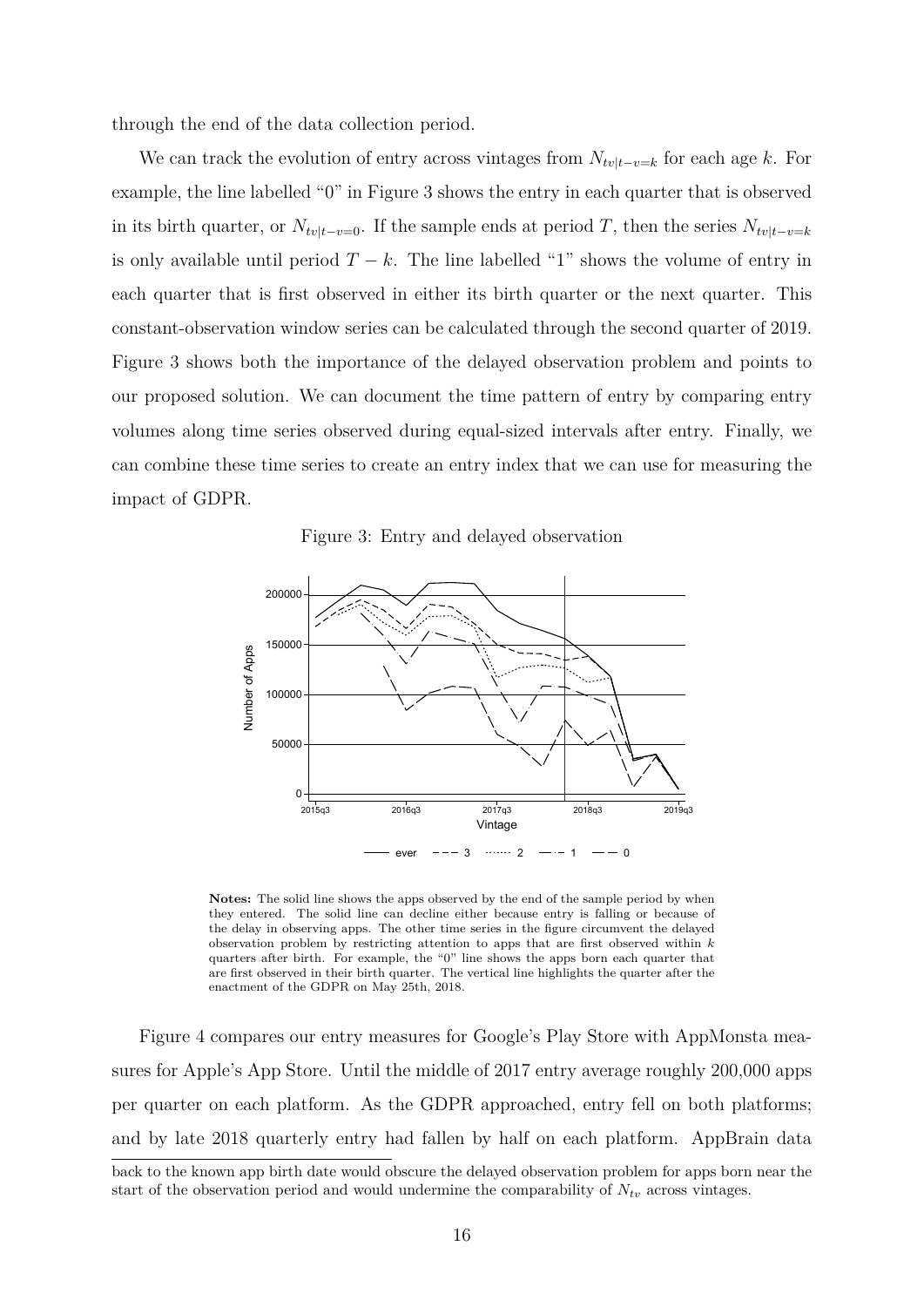through the end of the data collection period.

We can track the evolution of entry across vintages from $N_{tv|t-v=k}$ for each age $k$. For example, the line labelled "0" in Figure 3 shows the entry in each quarter that is observed in its birth quarter, or $N_{tv|t-v=0}$. If the sample ends at period $T$, then the series $N_{tv|t-v=k}$ is only available until period $T-k$. The line labelled "1" shows the volume of entry in each quarter that is first observed in either its birth quarter or the next quarter. This constant-observation window series can be calculated through the second quarter of 2019. Figure 3 shows both the importance of the delayed observation problem and points to our proposed solution. We can document the time pattern of entry by comparing entry volumes along time series observed during equal-sized intervals after entry. Finally, we can combine these time series to create an entry index that we can use for measuring the impact of GDPR.

Figure 3: Entry and delayed observation

**Notes:** The solid line shows the apps observed by the end of the sample period by when they entered. The solid line can decline either because entry is falling or because of the delay in observing apps. The other time series in the figure circumvent the delayed observation problem by restricting attention to apps that are first observed within $k$ quarters after birth. For example, the "0" line shows the apps born each quarter that are first observed in their birth quarter. The vertical line highlights the quarter after the enactment of the GDPR on May 25th, 2018.

Figure 4 compares our entry measures for Google's Play Store with AppMonsta measures for Apple's App Store. Until the middle of 2017 entry average roughly 200,000 apps per quarter on each platform. As the GDPR approached, entry fell on both platforms; and by late 2018 quarterly entry had fallen by half on each platform. AppBrain data

back to the known app birth date would obscure the delayed observation problem for apps born near the start of the observation period and would undermine the comparability of $N_{tv}$ across vintages.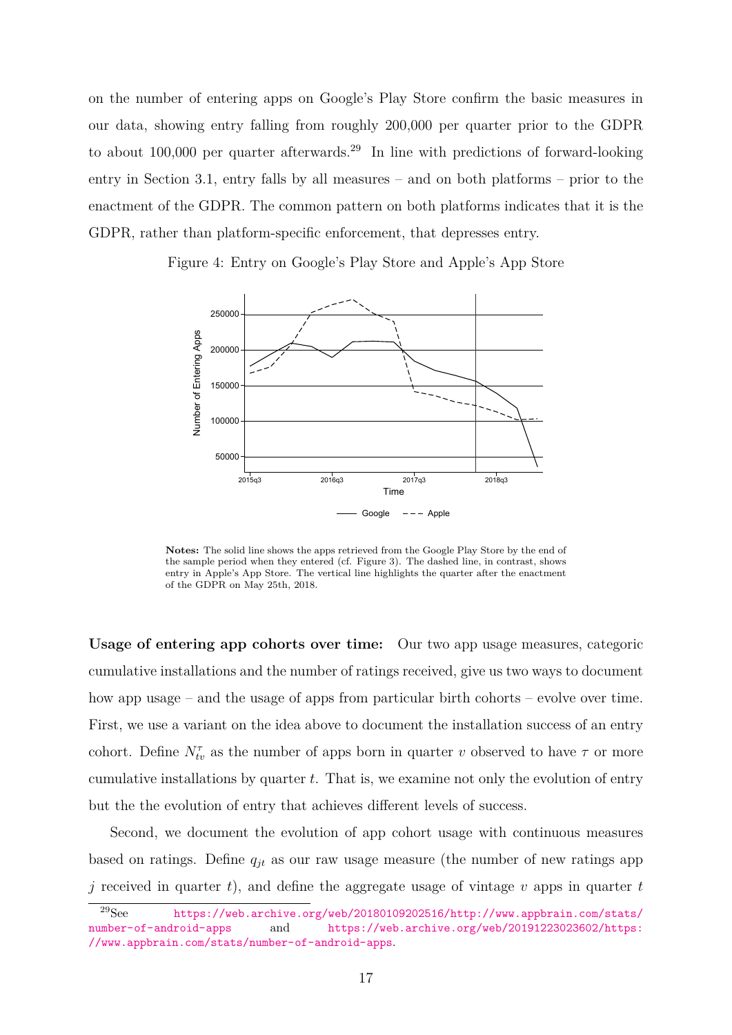on the number of entering apps on Google's Play Store confirm the basic measures in our data, showing entry falling from roughly 200,000 per quarter prior to the GDPR to about 100,000 per quarter afterwards.[29] In line with predictions of forward-looking entry in Section 3.1, entry falls by all measures – and on both platforms – prior to the enactment of the GDPR. The common pattern on both platforms indicates that it is the GDPR, rather than platform-specific enforcement, that depresses entry.

Figure 4: Entry on Google's Play Store and Apple's App Store

**Notes:** The solid line shows the apps retrieved from the Google Play Store by the end of the sample period when they entered (cf. Figure 3). The dashed line, in contrast, shows entry in Apple's App Store. The vertical line highlights the quarter after the enactment of the GDPR on May 25th, 2018.

**Usage of entering app cohorts over time:** Our two app usage measures, categoric cumulative installations and the number of ratings received, give us two ways to document how app usage – and the usage of apps from particular birth cohorts – evolve over time. First, we use a variant on the idea above to document the installation success of an entry cohort. Define $N^{\tau}_{tv}$ as the number of apps born in quarter $v$ observed to have $\tau$ or more cumulative installations by quarter $t$. That is, we examine not only the evolution of entry but the the evolution of entry that achieves different levels of success.

Second, we document the evolution of app cohort usage with continuous measures based on ratings. Define $q_{jt}$ as our raw usage measure (the number of new ratings app $j$ received in quarter $t$), and define the aggregate usage of vintage $v$ apps in quarter $t$

[29] See https://web.archive.org/web/20180109202516/http://www.appbrain.com/stats/number-of-android-apps and https://web.archive.org/web/20191223023602/https://www.appbrain.com/stats/number-of-android-apps.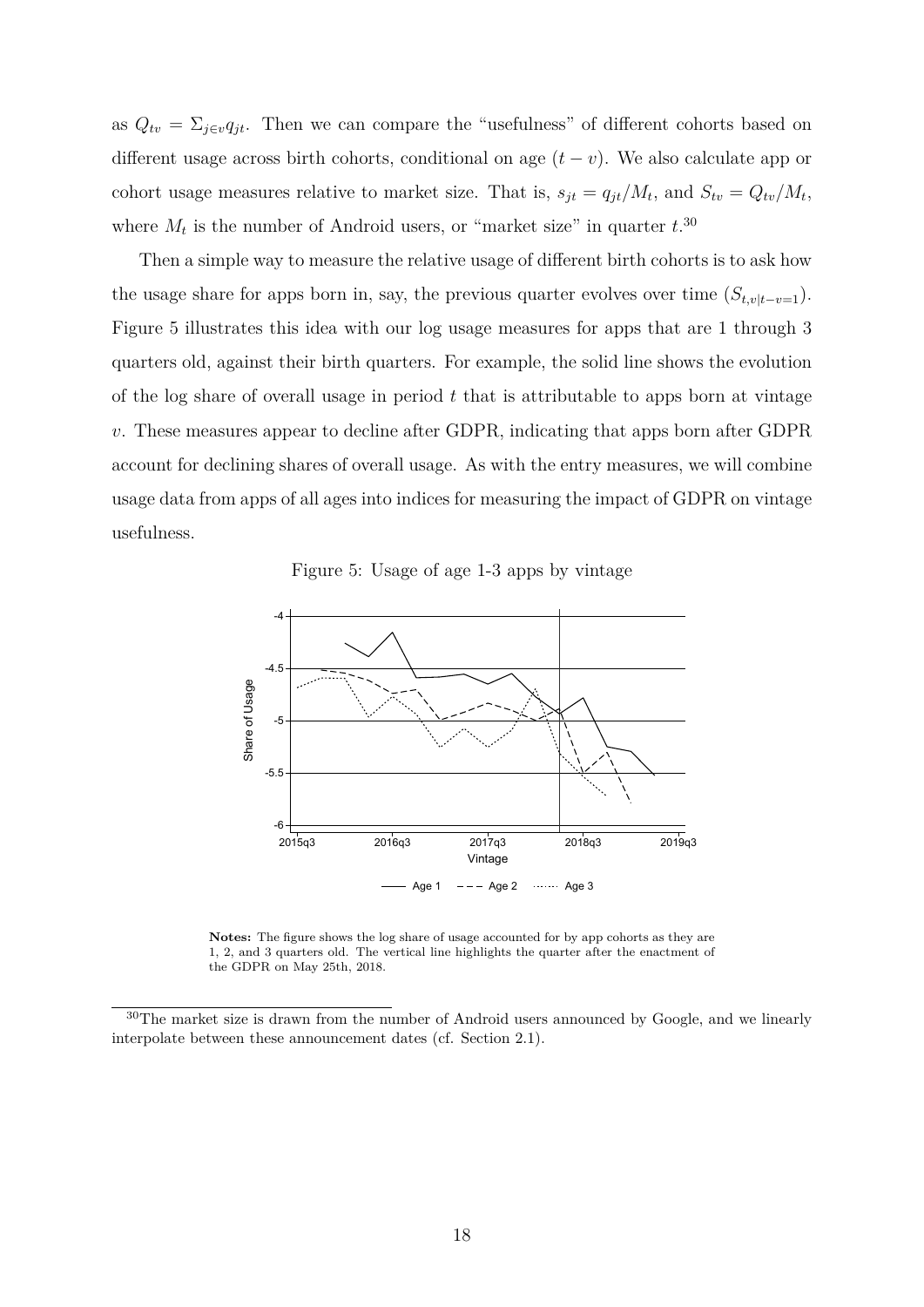as $Q_{tv} = \Sigma_{j \in v} q_{jt}$. Then we can compare the "usefulness" of different cohorts based on different usage across birth cohorts, conditional on age $(t - v)$. We also calculate app or cohort usage measures relative to market size. That is, $s_{jt} = q_{jt}/M_t$, and $S_{tv} = Q_{tv}/M_t$, where $M_t$ is the number of Android users, or "market size" in quarter $t$.[30]

Then a simple way to measure the relative usage of different birth cohorts is to ask how the usage share for apps born in, say, the previous quarter evolves over time $(S_{t,v|t-v=1})$. Figure 5 illustrates this idea with our log usage measures for apps that are 1 through 3 quarters old, against their birth quarters. For example, the solid line shows the evolution of the log share of overall usage in period $t$ that is attributable to apps born at vintage $v$. These measures appear to decline after GDPR, indicating that apps born after GDPR account for declining shares of overall usage. As with the entry measures, we will combine usage data from apps of all ages into indices for measuring the impact of GDPR on vintage usefulness.

Figure 5: Usage of age 1-3 apps by vintage

**Notes:** The figure shows the log share of usage accounted for by app cohorts as they are 1, 2, and 3 quarters old. The vertical line highlights the quarter after the enactment of the GDPR on May 25th, 2018.

[30] The market size is drawn from the number of Android users announced by Google, and we linearly interpolate between these announcement dates (cf. Section 2.1).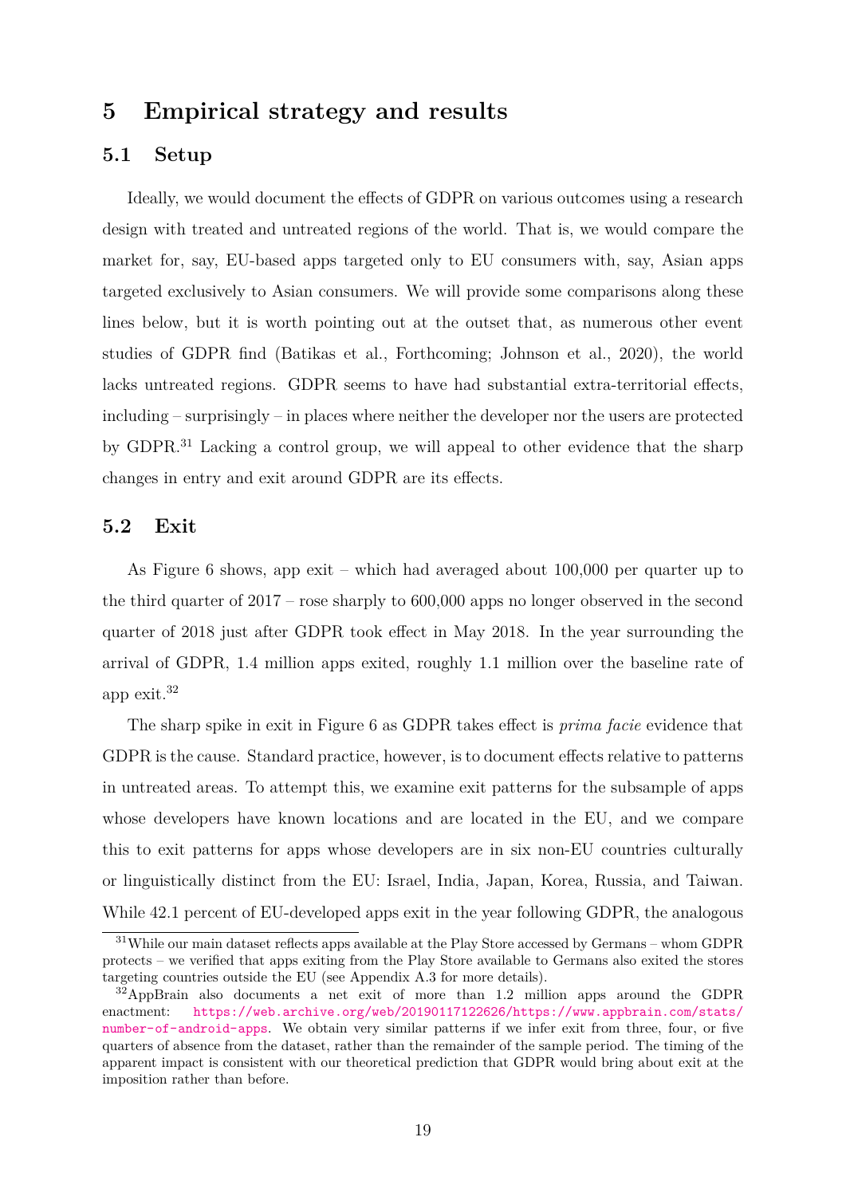# 5 Empirical strategy and results

## 5.1 Setup

Ideally, we would document the effects of GDPR on various outcomes using a research design with treated and untreated regions of the world. That is, we would compare the market for, say, EU-based apps targeted only to EU consumers with, say, Asian apps targeted exclusively to Asian consumers. We will provide some comparisons along these lines below, but it is worth pointing out at the outset that, as numerous other event studies of GDPR find (Batikas et al., Forthcoming; Johnson et al., 2020), the world lacks untreated regions. GDPR seems to have had substantial extra-territorial effects, including – surprisingly – in places where neither the developer nor the users are protected by GDPR.[31] Lacking a control group, we will appeal to other evidence that the sharp changes in entry and exit around GDPR are its effects.

## 5.2 Exit

As Figure 6 shows, app exit – which had averaged about 100,000 per quarter up to the third quarter of 2017 – rose sharply to 600,000 apps no longer observed in the second quarter of 2018 just after GDPR took effect in May 2018. In the year surrounding the arrival of GDPR, 1.4 million apps exited, roughly 1.1 million over the baseline rate of app exit.[32]

The sharp spike in exit in Figure 6 as GDPR takes effect is *prima facie* evidence that GDPR is the cause. Standard practice, however, is to document effects relative to patterns in untreated areas. To attempt this, we examine exit patterns for the subsample of apps whose developers have known locations and are located in the EU, and we compare this to exit patterns for apps whose developers are in six non-EU countries culturally or linguistically distinct from the EU: Israel, India, Japan, Korea, Russia, and Taiwan. While 42.1 percent of EU-developed apps exit in the year following GDPR, the analogous

---

[31] While our main dataset reflects apps available at the Play Store accessed by Germans – whom GDPR protects – we verified that apps exiting from the Play Store available to Germans also exited the stores targeting countries outside the EU (see Appendix A.3 for more details).

[32] AppBrain also documents a net exit of more than 1.2 million apps around the GDPR enactment: https://web.archive.org/web/20190117122626/https://www.appbrain.com/stats/number-of-android-apps. We obtain very similar patterns if we infer exit from three, four, or five quarters of absence from the dataset, rather than the remainder of the sample period. The timing of the apparent impact is consistent with our theoretical prediction that GDPR would bring about exit at the imposition rather than before.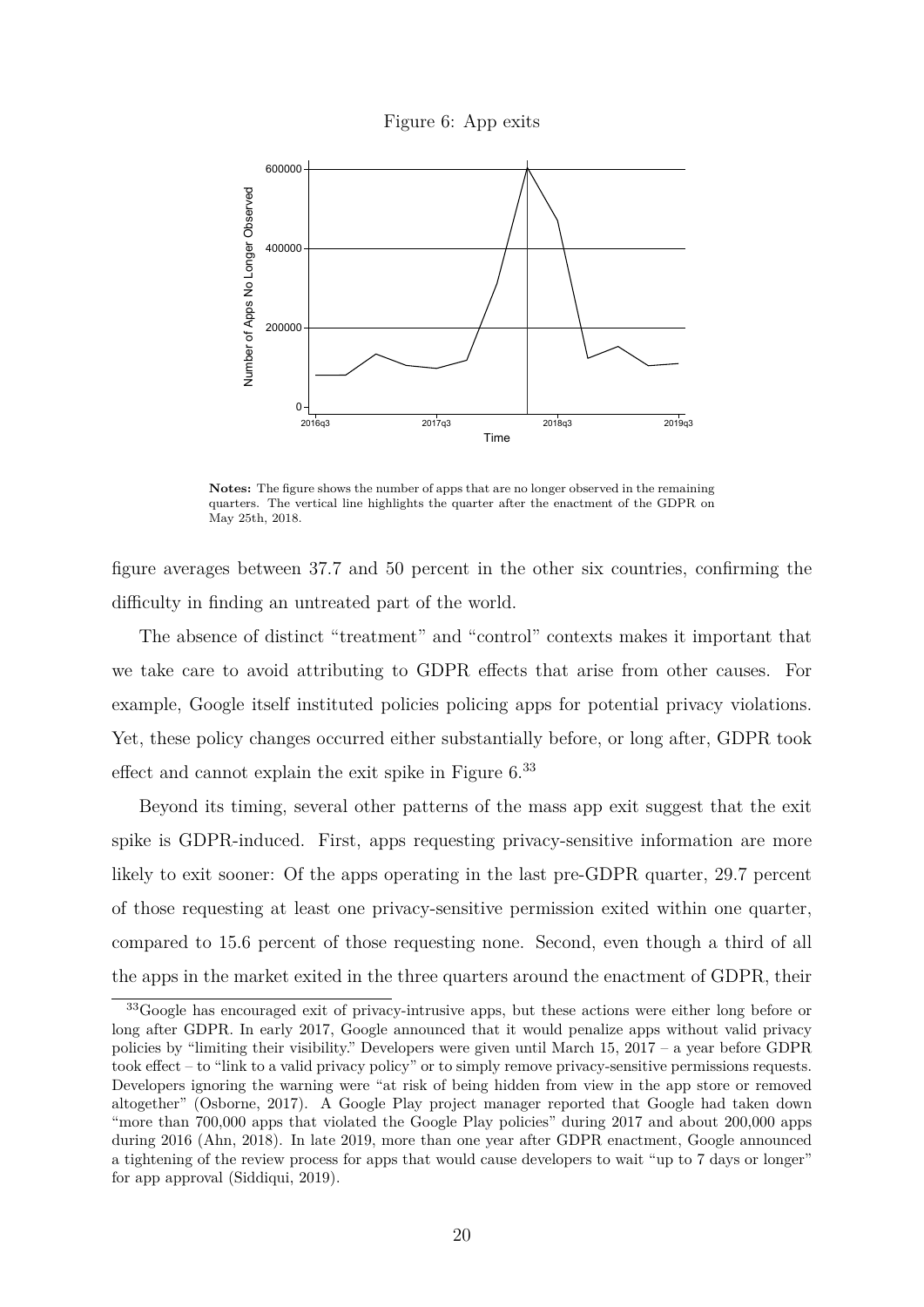Figure 6: App exits

**Notes:** The figure shows the number of apps that are no longer observed in the remaining quarters. The vertical line highlights the quarter after the enactment of the GDPR on May 25th, 2018.

figure averages between 37.7 and 50 percent in the other six countries, confirming the difficulty in finding an untreated part of the world.

The absence of distinct "treatment" and "control" contexts makes it important that we take care to avoid attributing to GDPR effects that arise from other causes. For example, Google itself instituted policies policing apps for potential privacy violations. Yet, these policy changes occurred either substantially before, or long after, GDPR took effect and cannot explain the exit spike in Figure 6.[33]

Beyond its timing, several other patterns of the mass app exit suggest that the exit spike is GDPR-induced. First, apps requesting privacy-sensitive information are more likely to exit sooner: Of the apps operating in the last pre-GDPR quarter, 29.7 percent of those requesting at least one privacy-sensitive permission exited within one quarter, compared to 15.6 percent of those requesting none. Second, even though a third of all the apps in the market exited in the three quarters around the enactment of GDPR, their

[33]Google has encouraged exit of privacy-intrusive apps, but these actions were either long before or long after GDPR. In early 2017, Google announced that it would penalize apps without valid privacy policies by "limiting their visibility." Developers were given until March 15, 2017 – a year before GDPR took effect – to "link to a valid privacy policy" or to simply remove privacy-sensitive permissions requests. Developers ignoring the warning were "at risk of being hidden from view in the app store or removed altogether" (Osborne, 2017). A Google Play project manager reported that Google had taken down "more than 700,000 apps that violated the Google Play policies" during 2017 and about 200,000 apps during 2016 (Ahn, 2018). In late 2019, more than one year after GDPR enactment, Google announced a tightening of the review process for apps that would cause developers to wait "up to 7 days or longer" for app approval (Siddiqui, 2019).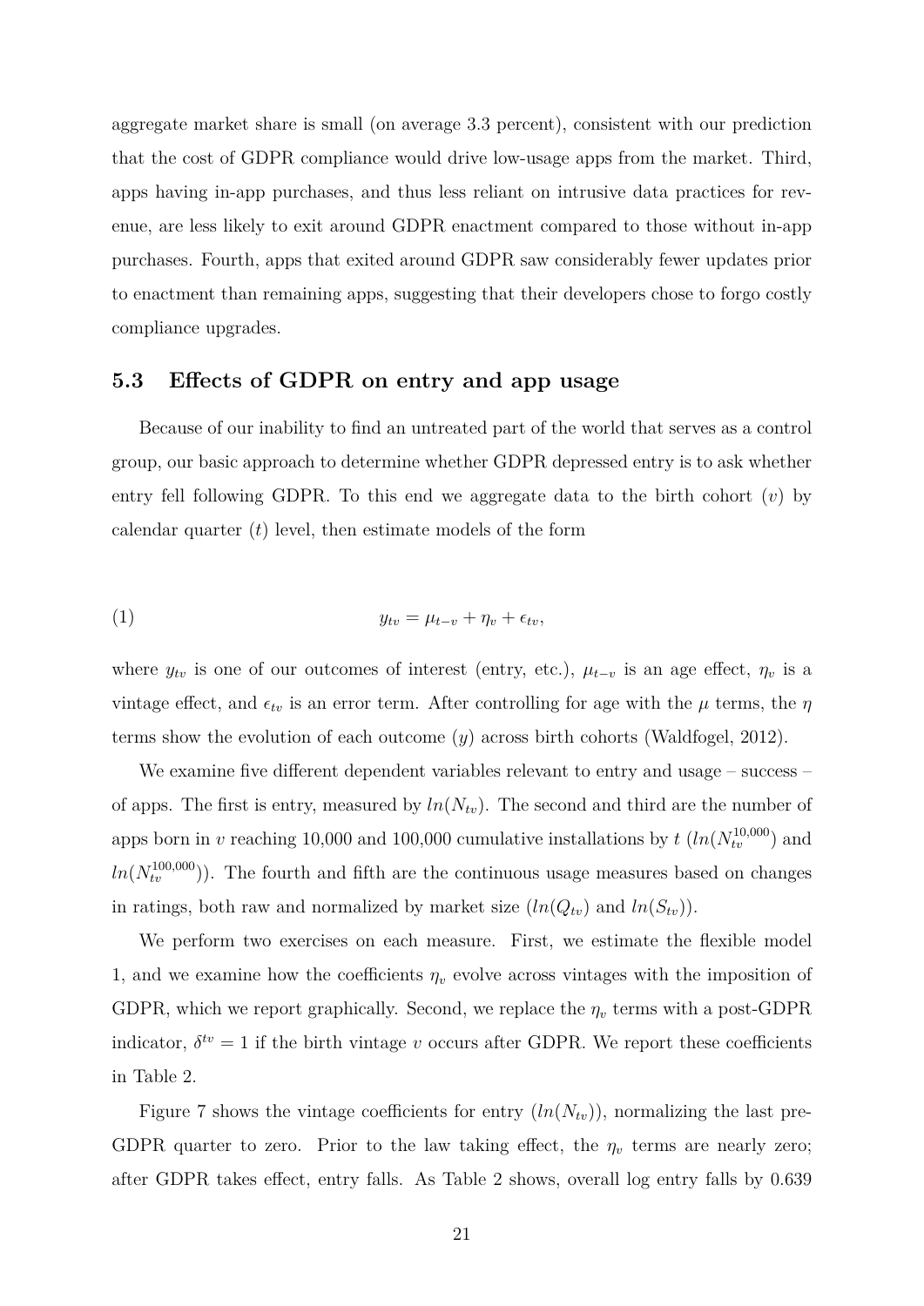aggregate market share is small (on average 3.3 percent), consistent with our prediction that the cost of GDPR compliance would drive low-usage apps from the market. Third, apps having in-app purchases, and thus less reliant on intrusive data practices for revenue, are less likely to exit around GDPR enactment compared to those without in-app purchases. Fourth, apps that exited around GDPR saw considerably fewer updates prior to enactment than remaining apps, suggesting that their developers chose to forgo costly compliance upgrades.

### 5.3 Effects of GDPR on entry and app usage

Because of our inability to find an untreated part of the world that serves as a control group, our basic approach to determine whether GDPR depressed entry is to ask whether entry fell following GDPR. To this end we aggregate data to the birth cohort ($v$) by calendar quarter ($t$) level, then estimate models of the form

$$y_{tv} = \mu_{t-v} + \eta_v + \epsilon_{tv}, \tag{1}$$

where $y_{tv}$ is one of our outcomes of interest (entry, etc.), $\mu_{t-v}$ is an age effect, $\eta_v$ is a vintage effect, and $\epsilon_{tv}$ is an error term. After controlling for age with the $\mu$ terms, the $\eta$ terms show the evolution of each outcome ($y$) across birth cohorts (Waldfogel, 2012).

We examine five different dependent variables relevant to entry and usage – success – of apps. The first is entry, measured by $ln(N_{tv})$. The second and third are the number of apps born in $v$ reaching 10,000 and 100,000 cumulative installations by $t$ ($ln(N_{tv}^{10,000})$ and $ln(N_{tv}^{100,000})$). The fourth and fifth are the continuous usage measures based on changes in ratings, both raw and normalized by market size ($ln(Q_{tv})$ and $ln(S_{tv})$).

We perform two exercises on each measure. First, we estimate the flexible model 1, and we examine how the coefficients $\eta_v$ evolve across vintages with the imposition of GDPR, which we report graphically. Second, we replace the $\eta_v$ terms with a post-GDPR indicator, $\delta^{tv} = 1$ if the birth vintage $v$ occurs after GDPR. We report these coefficients in Table 2.

Figure 7 shows the vintage coefficients for entry ($ln(N_{tv})$), normalizing the last pre-GDPR quarter to zero. Prior to the law taking effect, the $\eta_v$ terms are nearly zero; after GDPR takes effect, entry falls. As Table 2 shows, overall log entry falls by 0.639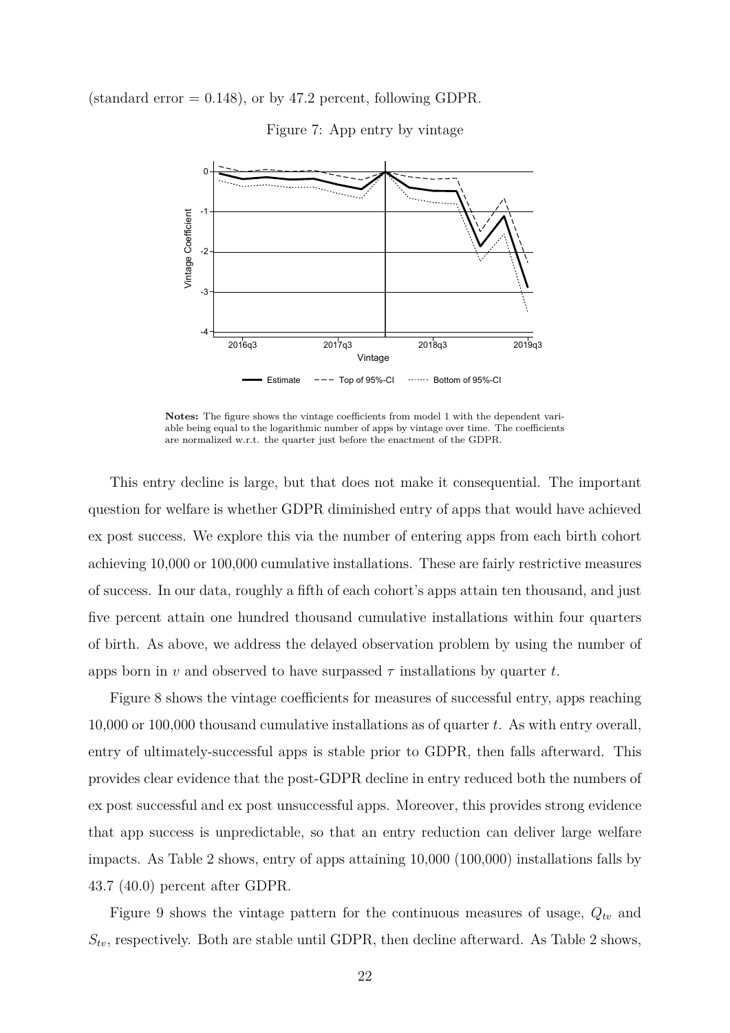(standard error = 0.148), or by 47.2 percent, following GDPR.

Figure 7: App entry by vintage

**Notes:** The figure shows the vintage coefficients from model 1 with the dependent variable being equal to the logarithmic number of apps by vintage over time. The coefficients are normalized w.r.t. the quarter just before the enactment of the GDPR.

This entry decline is large, but that does not make it consequential. The important question for welfare is whether GDPR diminished entry of apps that would have achieved ex post success. We explore this via the number of entering apps from each birth cohort achieving 10,000 or 100,000 cumulative installations. These are fairly restrictive measures of success. In our data, roughly a fifth of each cohort's apps attain ten thousand, and just five percent attain one hundred thousand cumulative installations within four quarters of birth. As above, we address the delayed observation problem by using the number of apps born in $v$ and observed to have surpassed $\tau$ installations by quarter $t$.

Figure 8 shows the vintage coefficients for measures of successful entry, apps reaching 10,000 or 100,000 thousand cumulative installations as of quarter $t$. As with entry overall, entry of ultimately-successful apps is stable prior to GDPR, then falls afterward. This provides clear evidence that the post-GDPR decline in entry reduced both the numbers of ex post successful and ex post unsuccessful apps. Moreover, this provides strong evidence that app success is unpredictable, so that an entry reduction can deliver large welfare impacts. As Table 2 shows, entry of apps attaining 10,000 (100,000) installations falls by 43.7 (40.0) percent after GDPR.

Figure 9 shows the vintage pattern for the continuous measures of usage, $Q_{tv}$ and $S_{tv}$, respectively. Both are stable until GDPR, then decline afterward. As Table 2 shows,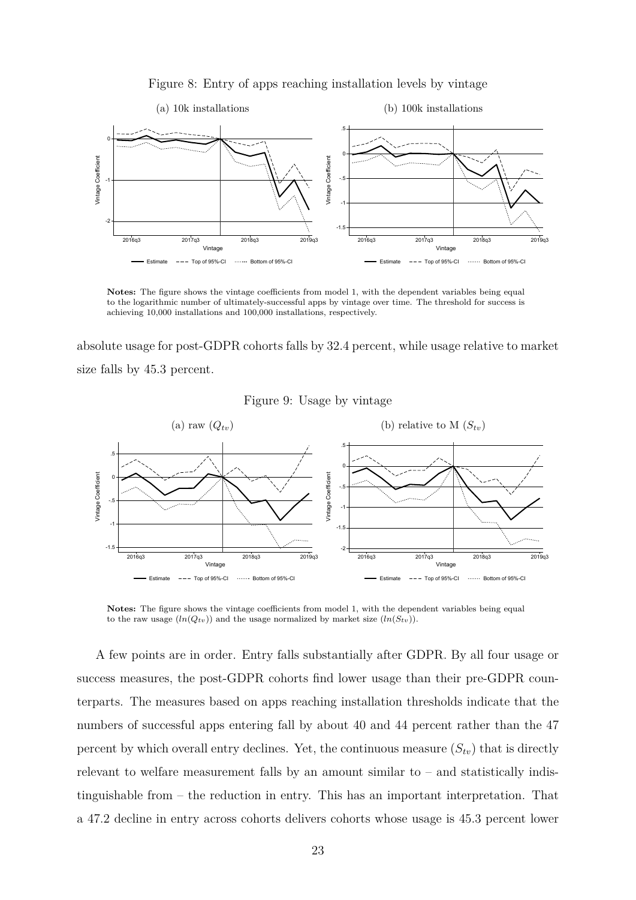Figure 8: Entry of apps reaching installation levels by vintage

(a) 10k installations

(b) 100k installations

**Notes:** The figure shows the vintage coefficients from model 1, with the dependent variables being equal to the logarithmic number of ultimately-successful apps by vintage over time. The threshold for success is achieving 10,000 installations and 100,000 installations, respectively.

absolute usage for post-GDPR cohorts falls by 32.4 percent, while usage relative to market size falls by 45.3 percent.

Figure 9: Usage by vintage

(a) raw ($Q_{tv}$)

(b) relative to M ($S_{tv}$)

**Notes:** The figure shows the vintage coefficients from model 1, with the dependent variables being equal to the raw usage ($ln(Q_{tv})$) and the usage normalized by market size ($ln(S_{tv})$).

A few points are in order. Entry falls substantially after GDPR. By all four usage or success measures, the post-GDPR cohorts find lower usage than their pre-GDPR counterparts. The measures based on apps reaching installation thresholds indicate that the numbers of successful apps entering fall by about 40 and 44 percent rather than the 47 percent by which overall entry declines. Yet, the continuous measure ($S_{tv}$) that is directly relevant to welfare measurement falls by an amount similar to – and statistically indistinguishable from – the reduction in entry. This has an important interpretation. That a 47.2 decline in entry across cohorts delivers cohorts whose usage is 45.3 percent lower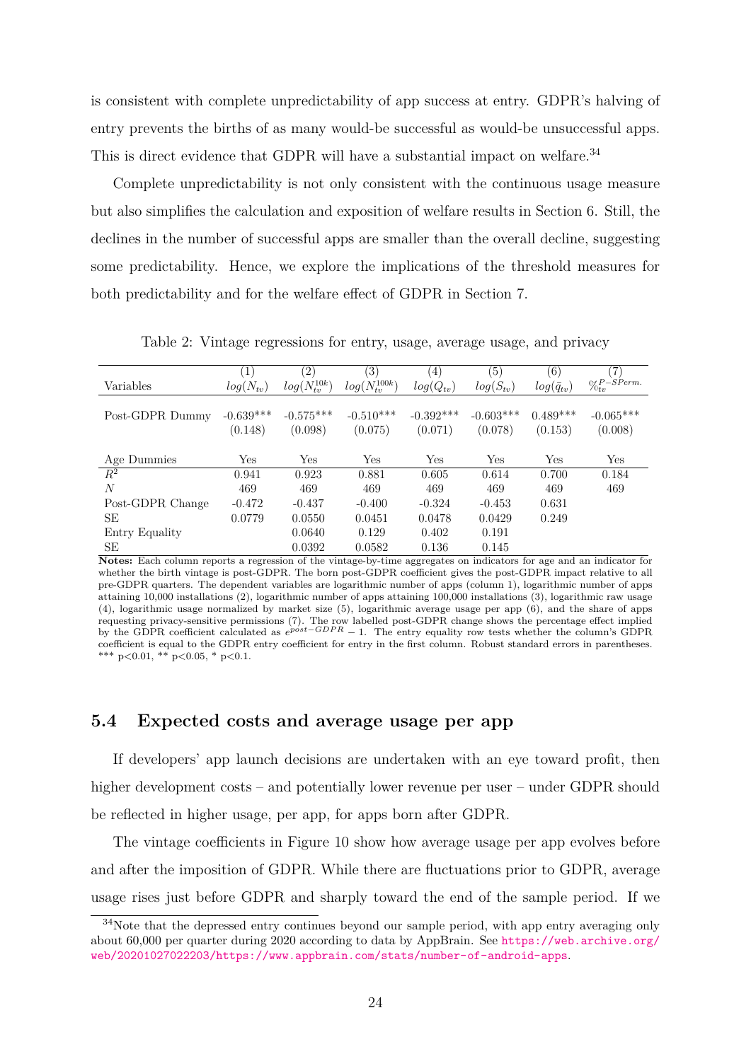is consistent with complete unpredictability of app success at entry. GDPR's halving of entry prevents the births of as many would-be successful as would-be unsuccessful apps. This is direct evidence that GDPR will have a substantial impact on welfare.[34]

Complete unpredictability is not only consistent with the continuous usage measure but also simplifies the calculation and exposition of welfare results in Section 6. Still, the declines in the number of successful apps are smaller than the overall decline, suggesting some predictability. Hence, we explore the implications of the threshold measures for both predictability and for the welfare effect of GDPR in Section 7.

Table 2: Vintage regressions for entry, usage, average usage, and privacy

| Variables | (1) $log(N_{tv})$ | (2) $log(N^{10k}_{tv})$ | (3) $log(N^{100k}_{tv})$ | (4) $log(Q_{tv})$ | (5) $log(S_{tv})$ | (6) $log(\bar{q}_{tv})$ | (7) $\%^{P-SPerm.}_{tv}$ |
|---|---|---|---|---|---|---|---|
| Post-GDPR Dummy | -0.639*** | -0.575*** | -0.510*** | -0.392*** | -0.603*** | 0.489*** | -0.065*** |
| | (0.148) | (0.098) | (0.075) | (0.071) | (0.078) | (0.153) | (0.008) |
| Age Dummies | Yes | Yes | Yes | Yes | Yes | Yes | Yes |
| $R^2$ | 0.941 | 0.923 | 0.881 | 0.605 | 0.614 | 0.700 | 0.184 |
| $N$ | 469 | 469 | 469 | 469 | 469 | 469 | 469 |
| Post-GDPR Change | -0.472 | -0.437 | -0.400 | -0.324 | -0.453 | 0.631 | |
| SE | 0.0779 | 0.0550 | 0.0451 | 0.0478 | 0.0429 | 0.249 | |
| Entry Equality | | 0.0640 | 0.129 | 0.402 | 0.191 | | |
| SE | | 0.0392 | 0.0582 | 0.136 | 0.145 | | |

**Notes:** Each column reports a regression of the vintage-by-time aggregates on indicators for age and an indicator for whether the birth vintage is post-GDPR. The born post-GDPR coefficient gives the post-GDPR impact relative to all pre-GDPR quarters. The dependent variables are logarithmic number of apps (column 1), logarithmic number of apps attaining 10,000 installations (2), logarithmic number of apps attaining 100,000 installations (3), logarithmic raw usage (4), logarithmic usage normalized by market size (5), logarithmic average usage per app (6), and the share of apps requesting privacy-sensitive permissions (7). The row labelled post-GDPR change shows the percentage effect implied by the GDPR coefficient calculated as $e^{post-GDPR} - 1$. The entry equality row tests whether the column's GDPR coefficient is equal to the GDPR entry coefficient for entry in the first column. Robust standard errors in parentheses. *** p<0.01, ** p<0.05, * p<0.1.

## 5.4 Expected costs and average usage per app

If developers' app launch decisions are undertaken with an eye toward profit, then higher development costs – and potentially lower revenue per user – under GDPR should be reflected in higher usage, per app, for apps born after GDPR.

The vintage coefficients in Figure 10 show how average usage per app evolves before and after the imposition of GDPR. While there are fluctuations prior to GDPR, average usage rises just before GDPR and sharply toward the end of the sample period. If we

[34] Note that the depressed entry continues beyond our sample period, with app entry averaging only about 60,000 per quarter during 2020 according to data by AppBrain. See https://web.archive.org/web/20201027022203/https://www.appbrain.com/stats/number-of-android-apps.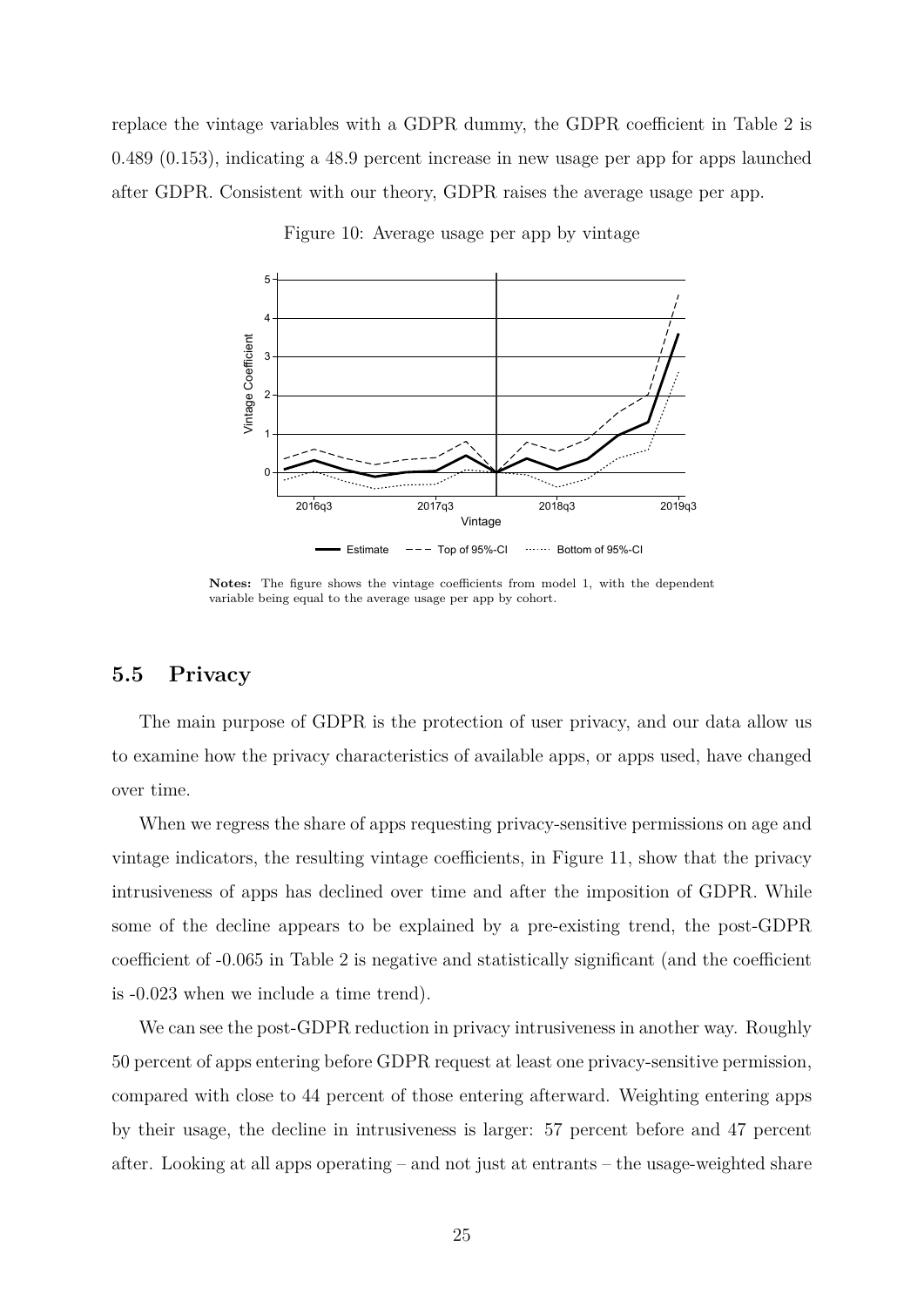replace the vintage variables with a GDPR dummy, the GDPR coefficient in Table 2 is 0.489 (0.153), indicating a 48.9 percent increase in new usage per app for apps launched after GDPR. Consistent with our theory, GDPR raises the average usage per app.

Figure 10: Average usage per app by vintage

**Notes:** The figure shows the vintage coefficients from model 1, with the dependent variable being equal to the average usage per app by cohort.

## 5.5 Privacy

The main purpose of GDPR is the protection of user privacy, and our data allow us to examine how the privacy characteristics of available apps, or apps used, have changed over time.

When we regress the share of apps requesting privacy-sensitive permissions on age and vintage indicators, the resulting vintage coefficients, in Figure 11, show that the privacy intrusiveness of apps has declined over time and after the imposition of GDPR. While some of the decline appears to be explained by a pre-existing trend, the post-GDPR coefficient of -0.065 in Table 2 is negative and statistically significant (and the coefficient is -0.023 when we include a time trend).

We can see the post-GDPR reduction in privacy intrusiveness in another way. Roughly 50 percent of apps entering before GDPR request at least one privacy-sensitive permission, compared with close to 44 percent of those entering afterward. Weighting entering apps by their usage, the decline in intrusiveness is larger: 57 percent before and 47 percent after. Looking at all apps operating – and not just at entrants – the usage-weighted share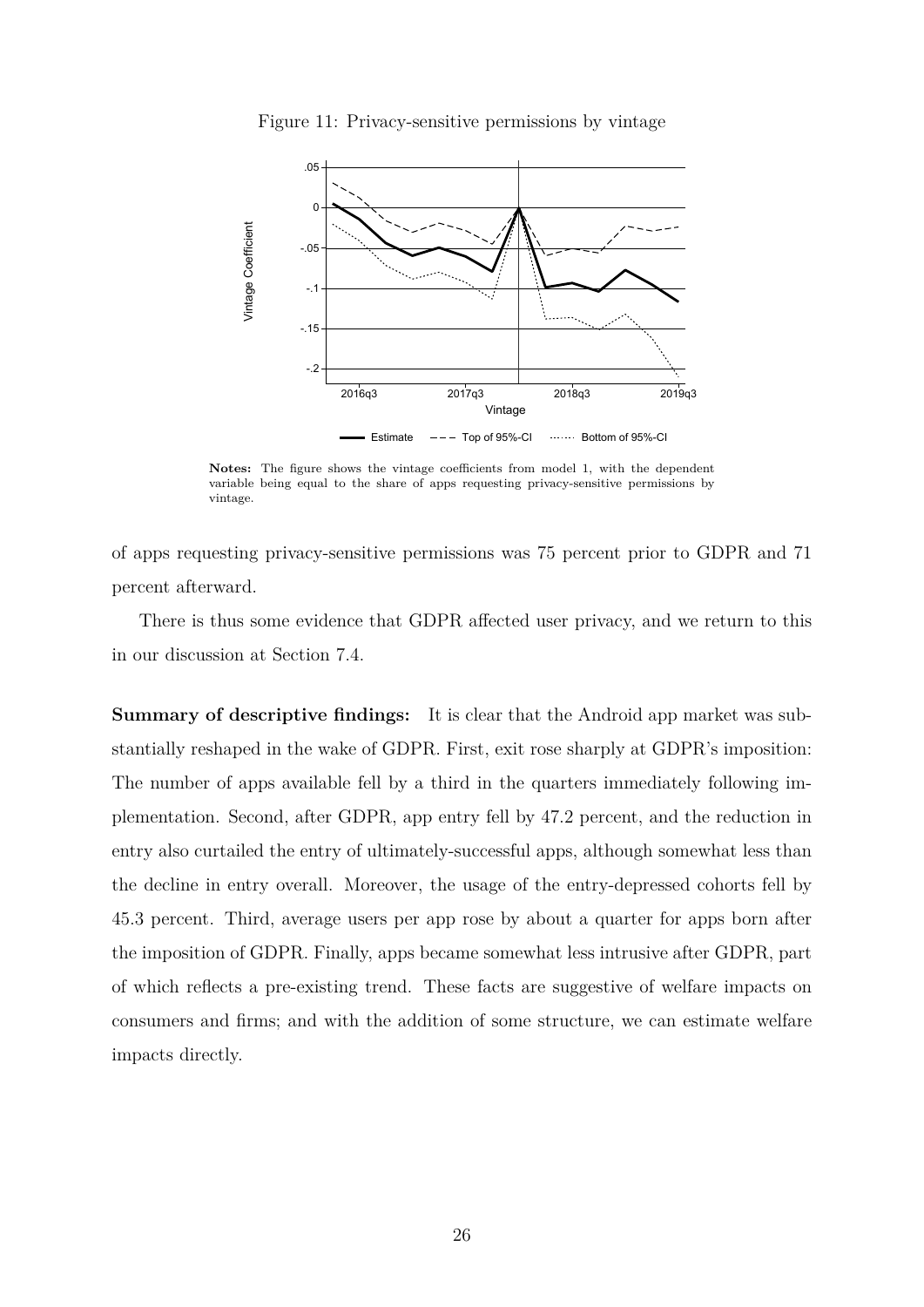Figure 11: Privacy-sensitive permissions by vintage

**Notes:** The figure shows the vintage coefficients from model 1, with the dependent variable being equal to the share of apps requesting privacy-sensitive permissions by vintage.

of apps requesting privacy-sensitive permissions was 75 percent prior to GDPR and 71 percent afterward.

There is thus some evidence that GDPR affected user privacy, and we return to this in our discussion at Section 7.4.

**Summary of descriptive findings:** It is clear that the Android app market was substantially reshaped in the wake of GDPR. First, exit rose sharply at GDPR's imposition: The number of apps available fell by a third in the quarters immediately following implementation. Second, after GDPR, app entry fell by 47.2 percent, and the reduction in entry also curtailed the entry of ultimately-successful apps, although somewhat less than the decline in entry overall. Moreover, the usage of the entry-depressed cohorts fell by 45.3 percent. Third, average users per app rose by about a quarter for apps born after the imposition of GDPR. Finally, apps became somewhat less intrusive after GDPR, part of which reflects a pre-existing trend. These facts are suggestive of welfare impacts on consumers and firms; and with the addition of some structure, we can estimate welfare impacts directly.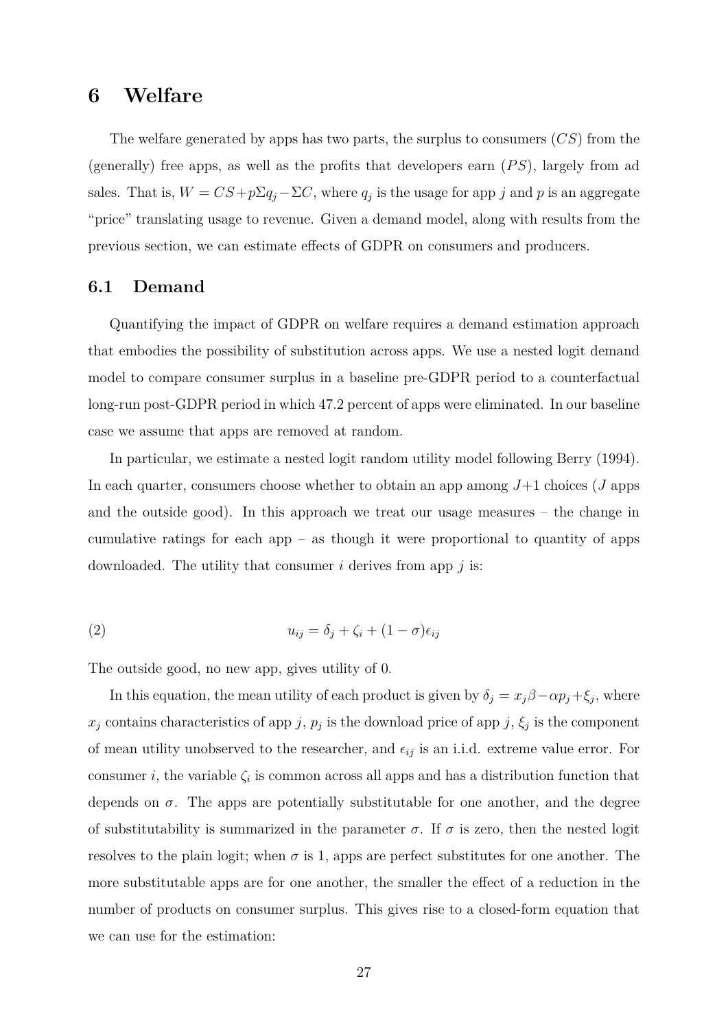# 6 Welfare

The welfare generated by apps has two parts, the surplus to consumers ($CS$) from the (generally) free apps, as well as the profits that developers earn ($PS$), largely from ad sales. That is, $W = CS + p\Sigma q_j - \Sigma C$, where $q_j$ is the usage for app $j$ and $p$ is an aggregate "price" translating usage to revenue. Given a demand model, along with results from the previous section, we can estimate effects of GDPR on consumers and producers.

## 6.1 Demand

Quantifying the impact of GDPR on welfare requires a demand estimation approach that embodies the possibility of substitution across apps. We use a nested logit demand model to compare consumer surplus in a baseline pre-GDPR period to a counterfactual long-run post-GDPR period in which 47.2 percent of apps were eliminated. In our baseline case we assume that apps are removed at random.

In particular, we estimate a nested logit random utility model following Berry (1994). In each quarter, consumers choose whether to obtain an app among $J$+1 choices ($J$ apps and the outside good). In this approach we treat our usage measures – the change in cumulative ratings for each app – as though it were proportional to quantity of apps downloaded. The utility that consumer $i$ derives from app $j$ is:

$$u_{ij} = \delta_j + \zeta_i + (1 - \sigma)\epsilon_{ij} \tag{2}$$

The outside good, no new app, gives utility of 0.

In this equation, the mean utility of each product is given by $\delta_j = x_j\beta - \alpha p_j + \xi_j$, where $x_j$ contains characteristics of app $j$, $p_j$ is the download price of app $j$, $\xi_j$ is the component of mean utility unobserved to the researcher, and $\epsilon_{ij}$ is an i.i.d. extreme value error. For consumer $i$, the variable $\zeta_i$ is common across all apps and has a distribution function that depends on $\sigma$. The apps are potentially substitutable for one another, and the degree of substitutability is summarized in the parameter $\sigma$. If $\sigma$ is zero, then the nested logit resolves to the plain logit; when $\sigma$ is 1, apps are perfect substitutes for one another. The more substitutable apps are for one another, the smaller the effect of a reduction in the number of products on consumer surplus. This gives rise to a closed-form equation that we can use for the estimation: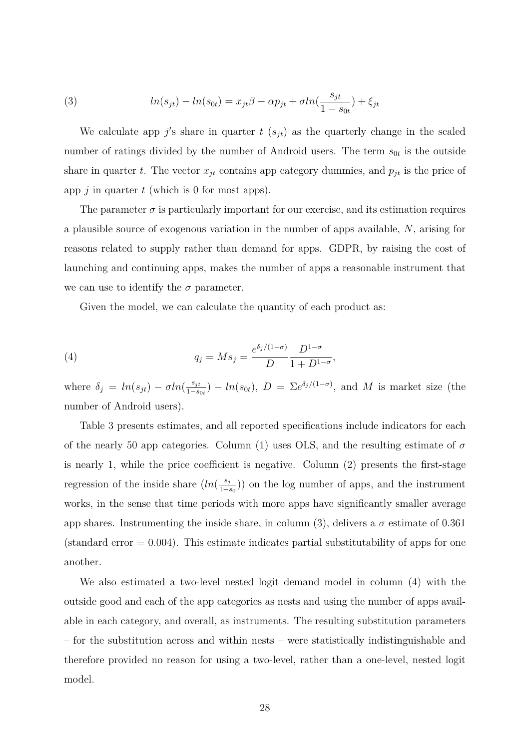$$
(3) \qquad ln(s_{jt}) - ln(s_{0t}) = x_{jt}\beta - \alpha p_{jt} + \sigma ln(\frac{s_{jt}}{1 - s_{0t}}) + \xi_{jt}
$$

We calculate app $j$'s share in quarter $t$ ($s_{jt}$) as the quarterly change in the scaled number of ratings divided by the number of Android users. The term $s_{0t}$ is the outside share in quarter $t$. The vector $x_{jt}$ contains app category dummies, and $p_{jt}$ is the price of app $j$ in quarter $t$ (which is 0 for most apps).

The parameter $\sigma$ is particularly important for our exercise, and its estimation requires a plausible source of exogenous variation in the number of apps available, $N$, arising for reasons related to supply rather than demand for apps. GDPR, by raising the cost of launching and continuing apps, makes the number of apps a reasonable instrument that we can use to identify the $\sigma$ parameter.

Given the model, we can calculate the quantity of each product as:

$$
(4) \qquad q_j = M s_j = \frac{e^{\delta_j/(1-\sigma)}}{D} \frac{D^{1-\sigma}}{1 + D^{1-\sigma}},
$$

where $\delta_j = ln(s_{jt}) - \sigma ln(\frac{s_{jt}}{1-s_{0t}}) - ln(s_{0t})$, $D = \Sigma e^{\delta_j/(1-\sigma)}$, and $M$ is market size (the number of Android users).

Table 3 presents estimates, and all reported specifications include indicators for each of the nearly 50 app categories. Column (1) uses OLS, and the resulting estimate of $\sigma$ is nearly 1, while the price coefficient is negative. Column (2) presents the first-stage regression of the inside share ($ln(\frac{s_j}{1-s_0})$) on the log number of apps, and the instrument works, in the sense that time periods with more apps have significantly smaller average app shares. Instrumenting the inside share, in column (3), delivers a $\sigma$ estimate of 0.361 (standard error = 0.004). This estimate indicates partial substitutability of apps for one another.

We also estimated a two-level nested logit demand model in column (4) with the outside good and each of the app categories as nests and using the number of apps available in each category, and overall, as instruments. The resulting substitution parameters – for the substitution across and within nests – were statistically indistinguishable and therefore provided no reason for using a two-level, rather than a one-level, nested logit model.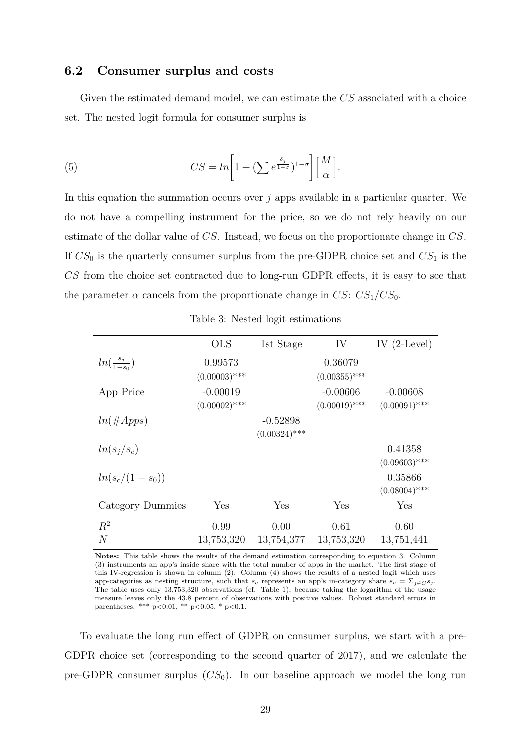### 6.2 Consumer surplus and costs

Given the estimated demand model, we can estimate the $CS$ associated with a choice set. The nested logit formula for consumer surplus is

$$CS = ln\left[1 + (\sum e^{\frac{\delta_j}{1-\sigma}})^{1-\sigma}\right]\left[\frac{M}{\alpha}\right]. \tag{5}$$

In this equation the summation occurs over $j$ apps available in a particular quarter. We do not have a compelling instrument for the price, so we do not rely heavily on our estimate of the dollar value of $CS$. Instead, we focus on the proportionate change in $CS$. If $CS_0$ is the quarterly consumer surplus from the pre-GDPR choice set and $CS_1$ is the $CS$ from the choice set contracted due to long-run GDPR effects, it is easy to see that the parameter $\alpha$ cancels from the proportionate change in $CS$: $CS_1/CS_0$.

Table 3: Nested logit estimations

| | OLS | 1st Stage | IV | IV (2-Level) |
|---|---|---|---|---|
| $ln(\frac{s_j}{1-s_0})$ | 0.99573 | | 0.36079 | |
| | (0.00003)*** | | (0.00355)*** | |
| App Price | -0.00019 | | -0.00606 | -0.00608 |
| | (0.00002)*** | | (0.00019)*** | (0.00091)*** |
| $ln(\#Apps)$ | | -0.52898 | | |
| | | (0.00324)*** | | |
| $ln(s_j/s_c)$ | | | | 0.41358 |
| | | | | (0.09603)*** |
| $ln(s_c/(1-s_0))$ | | | | 0.35866 |
| | | | | (0.08004)*** |
| Category Dummies | Yes | Yes | Yes | Yes |
| $R^2$ | 0.99 | 0.00 | 0.61 | 0.60 |
| $N$ | 13,753,320 | 13,754,377 | 13,753,320 | 13,751,441 |

**Notes:** This table shows the results of the demand estimation corresponding to equation 3. Column (3) instruments an app's inside share with the total number of apps in the market. The first stage of this IV-regression is shown in column (2). Column (4) shows the results of a nested logit which uses app-categories as nesting structure, such that $s_c$ represents an app's in-category share $s_c = \Sigma_{j \in C} s_j$. The table uses only 13,753,320 observations (cf. Table 1), because taking the logarithm of the usage measure leaves only the 43.8 percent of observations with positive values. Robust standard errors in parentheses. *** p<0.01, ** p<0.05, * p<0.1.

To evaluate the long run effect of GDPR on consumer surplus, we start with a pre-GDPR choice set (corresponding to the second quarter of 2017), and we calculate the pre-GDPR consumer surplus ($CS_0$). In our baseline approach we model the long run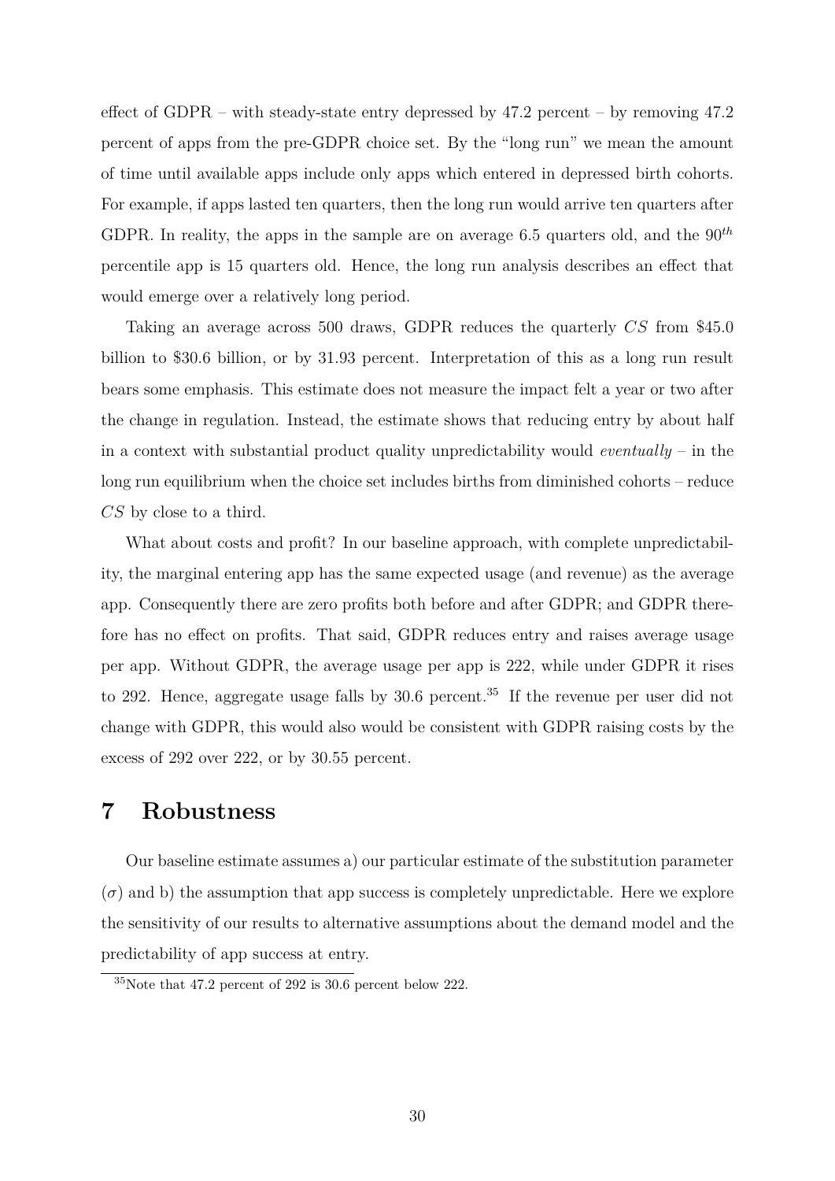effect of GDPR – with steady-state entry depressed by 47.2 percent – by removing 47.2 percent of apps from the pre-GDPR choice set. By the "long run" we mean the amount of time until available apps include only apps which entered in depressed birth cohorts. For example, if apps lasted ten quarters, then the long run would arrive ten quarters after GDPR. In reality, the apps in the sample are on average 6.5 quarters old, and the $90^{th}$ percentile app is 15 quarters old. Hence, the long run analysis describes an effect that would emerge over a relatively long period.

Taking an average across 500 draws, GDPR reduces the quarterly $CS$ from \$45.0 billion to \$30.6 billion, or by 31.93 percent. Interpretation of this as a long run result bears some emphasis. This estimate does not measure the impact felt a year or two after the change in regulation. Instead, the estimate shows that reducing entry by about half in a context with substantial product quality unpredictability would *eventually* – in the long run equilibrium when the choice set includes births from diminished cohorts – reduce $CS$ by close to a third.

What about costs and profit? In our baseline approach, with complete unpredictability, the marginal entering app has the same expected usage (and revenue) as the average app. Consequently there are zero profits both before and after GDPR; and GDPR therefore has no effect on profits. That said, GDPR reduces entry and raises average usage per app. Without GDPR, the average usage per app is 222, while under GDPR it rises to 292. Hence, aggregate usage falls by 30.6 percent.[35] If the revenue per user did not change with GDPR, this would also would be consistent with GDPR raising costs by the excess of 292 over 222, or by 30.55 percent.

# 7 Robustness

Our baseline estimate assumes a) our particular estimate of the substitution parameter ($\sigma$) and b) the assumption that app success is completely unpredictable. Here we explore the sensitivity of our results to alternative assumptions about the demand model and the predictability of app success at entry.

[35] Note that 47.2 percent of 292 is 30.6 percent below 222.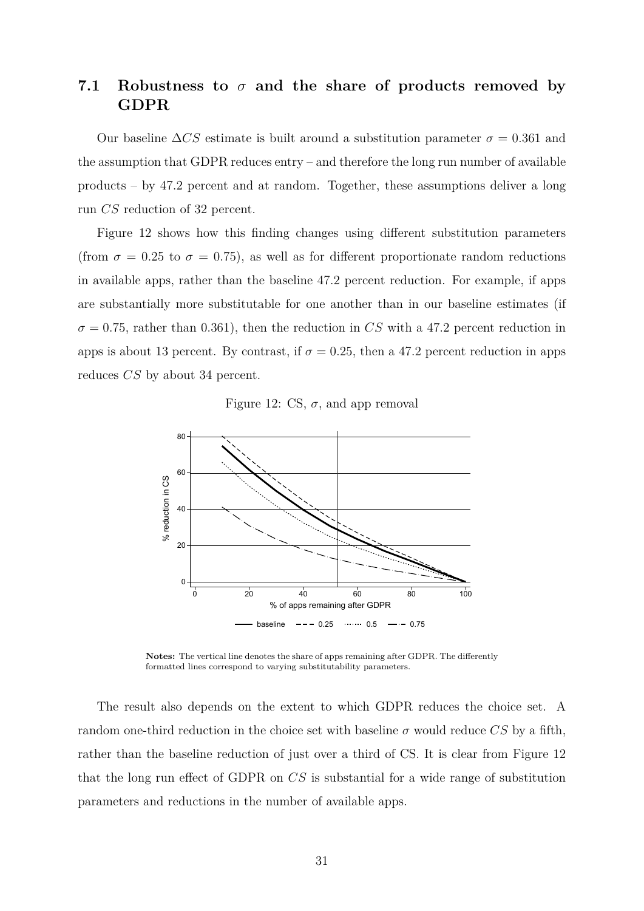## 7.1 Robustness to $\sigma$ and the share of products removed by GDPR

Our baseline $\Delta CS$ estimate is built around a substitution parameter $\sigma = 0.361$ and the assumption that GDPR reduces entry – and therefore the long run number of available products – by 47.2 percent and at random. Together, these assumptions deliver a long run $CS$ reduction of 32 percent.

Figure 12 shows how this finding changes using different substitution parameters (from $\sigma = 0.25$ to $\sigma = 0.75$), as well as for different proportionate random reductions in available apps, rather than the baseline 47.2 percent reduction. For example, if apps are substantially more substitutable for one another than in our baseline estimates (if $\sigma = 0.75$, rather than 0.361), then the reduction in $CS$ with a 47.2 percent reduction in apps is about 13 percent. By contrast, if $\sigma = 0.25$, then a 47.2 percent reduction in apps reduces $CS$ by about 34 percent.

Figure 12: CS, $\sigma$, and app removal

**Notes:** The vertical line denotes the share of apps remaining after GDPR. The differently formatted lines correspond to varying substitutability parameters.

The result also depends on the extent to which GDPR reduces the choice set. A random one-third reduction in the choice set with baseline $\sigma$ would reduce $CS$ by a fifth, rather than the baseline reduction of just over a third of CS. It is clear from Figure 12 that the long run effect of GDPR on $CS$ is substantial for a wide range of substitution parameters and reductions in the number of available apps.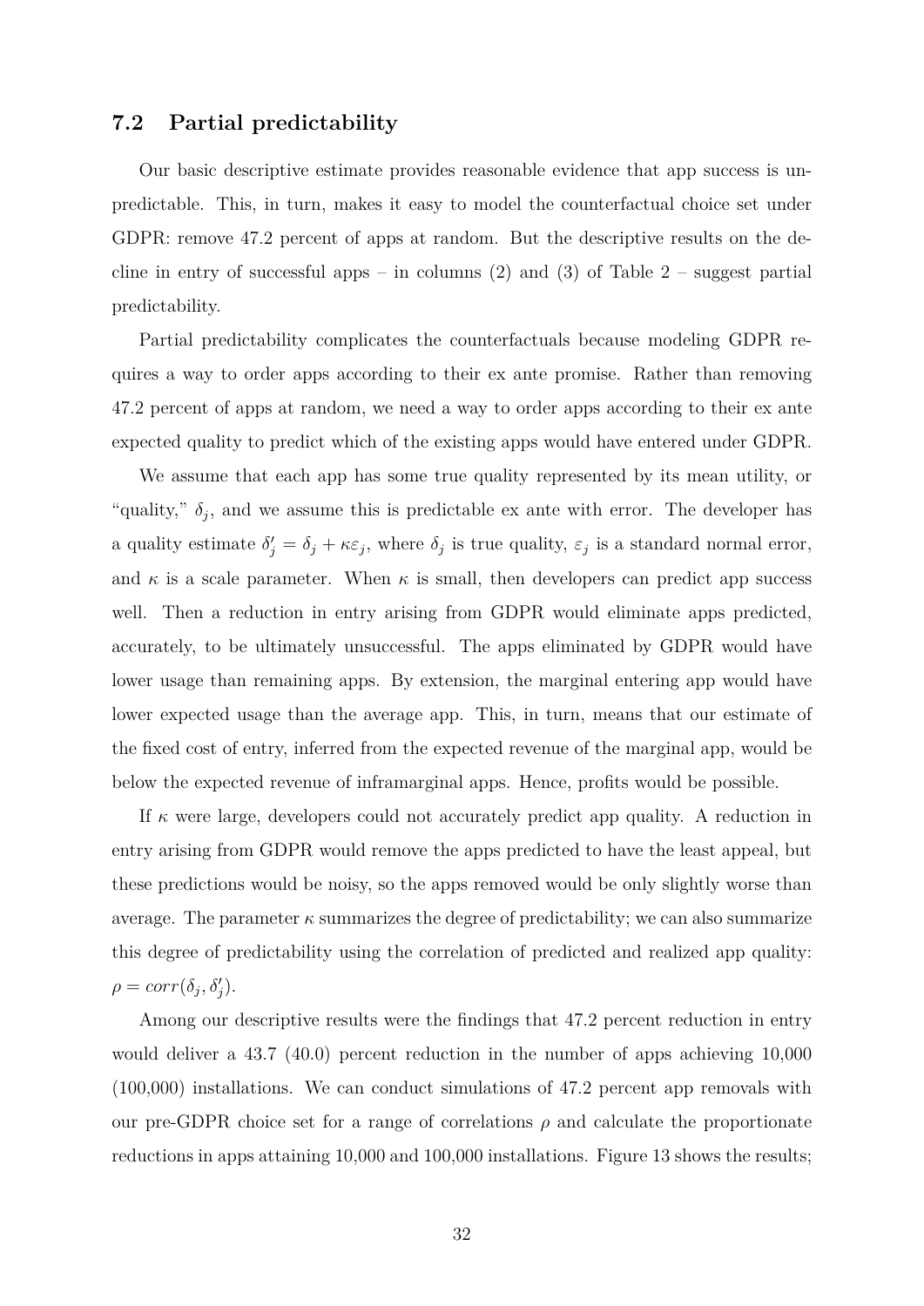## 7.2 Partial predictability

Our basic descriptive estimate provides reasonable evidence that app success is unpredictable. This, in turn, makes it easy to model the counterfactual choice set under GDPR: remove 47.2 percent of apps at random. But the descriptive results on the decline in entry of successful apps – in columns (2) and (3) of Table 2 – suggest partial predictability.

Partial predictability complicates the counterfactuals because modeling GDPR requires a way to order apps according to their ex ante promise. Rather than removing 47.2 percent of apps at random, we need a way to order apps according to their ex ante expected quality to predict which of the existing apps would have entered under GDPR.

We assume that each app has some true quality represented by its mean utility, or "quality," $\delta_j$, and we assume this is predictable ex ante with error. The developer has a quality estimate $\delta'_j = \delta_j + \kappa\varepsilon_j$, where $\delta_j$ is true quality, $\varepsilon_j$ is a standard normal error, and $\kappa$ is a scale parameter. When $\kappa$ is small, then developers can predict app success well. Then a reduction in entry arising from GDPR would eliminate apps predicted, accurately, to be ultimately unsuccessful. The apps eliminated by GDPR would have lower usage than remaining apps. By extension, the marginal entering app would have lower expected usage than the average app. This, in turn, means that our estimate of the fixed cost of entry, inferred from the expected revenue of the marginal app, would be below the expected revenue of inframarginal apps. Hence, profits would be possible.

If $\kappa$ were large, developers could not accurately predict app quality. A reduction in entry arising from GDPR would remove the apps predicted to have the least appeal, but these predictions would be noisy, so the apps removed would be only slightly worse than average. The parameter $\kappa$ summarizes the degree of predictability; we can also summarize this degree of predictability using the correlation of predicted and realized app quality: $\rho = corr(\delta_j, \delta'_j)$.

Among our descriptive results were the findings that 47.2 percent reduction in entry would deliver a 43.7 (40.0) percent reduction in the number of apps achieving 10,000 (100,000) installations. We can conduct simulations of 47.2 percent app removals with our pre-GDPR choice set for a range of correlations $\rho$ and calculate the proportionate reductions in apps attaining 10,000 and 100,000 installations. Figure 13 shows the results;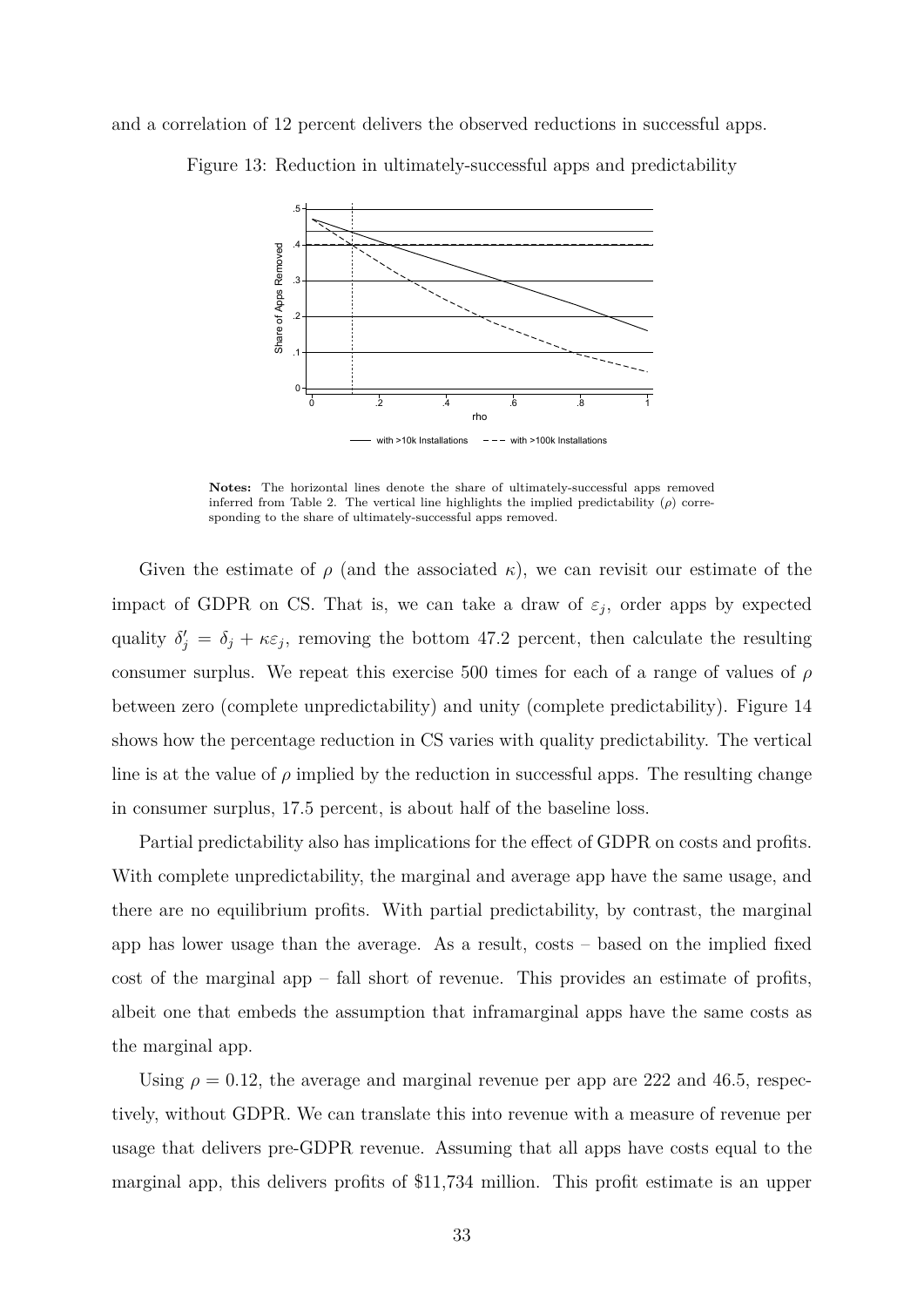and a correlation of 12 percent delivers the observed reductions in successful apps.

Figure 13: Reduction in ultimately-successful apps and predictability

**Notes:** The horizontal lines denote the share of ultimately-successful apps removed inferred from Table 2. The vertical line highlights the implied predictability ($\rho$) corresponding to the share of ultimately-successful apps removed.

Given the estimate of $\rho$ (and the associated $\kappa$), we can revisit our estimate of the impact of GDPR on CS. That is, we can take a draw of $\varepsilon_j$, order apps by expected quality $\delta'_j = \delta_j + \kappa\varepsilon_j$, removing the bottom 47.2 percent, then calculate the resulting consumer surplus. We repeat this exercise 500 times for each of a range of values of $\rho$ between zero (complete unpredictability) and unity (complete predictability). Figure 14 shows how the percentage reduction in CS varies with quality predictability. The vertical line is at the value of $\rho$ implied by the reduction in successful apps. The resulting change in consumer surplus, 17.5 percent, is about half of the baseline loss.

Partial predictability also has implications for the effect of GDPR on costs and profits. With complete unpredictability, the marginal and average app have the same usage, and there are no equilibrium profits. With partial predictability, by contrast, the marginal app has lower usage than the average. As a result, costs – based on the implied fixed cost of the marginal app – fall short of revenue. This provides an estimate of profits, albeit one that embeds the assumption that inframarginal apps have the same costs as the marginal app.

Using $\rho = 0.12$, the average and marginal revenue per app are 222 and 46.5, respectively, without GDPR. We can translate this into revenue with a measure of revenue per usage that delivers pre-GDPR revenue. Assuming that all apps have costs equal to the marginal app, this delivers profits of \$11,734 million. This profit estimate is an upper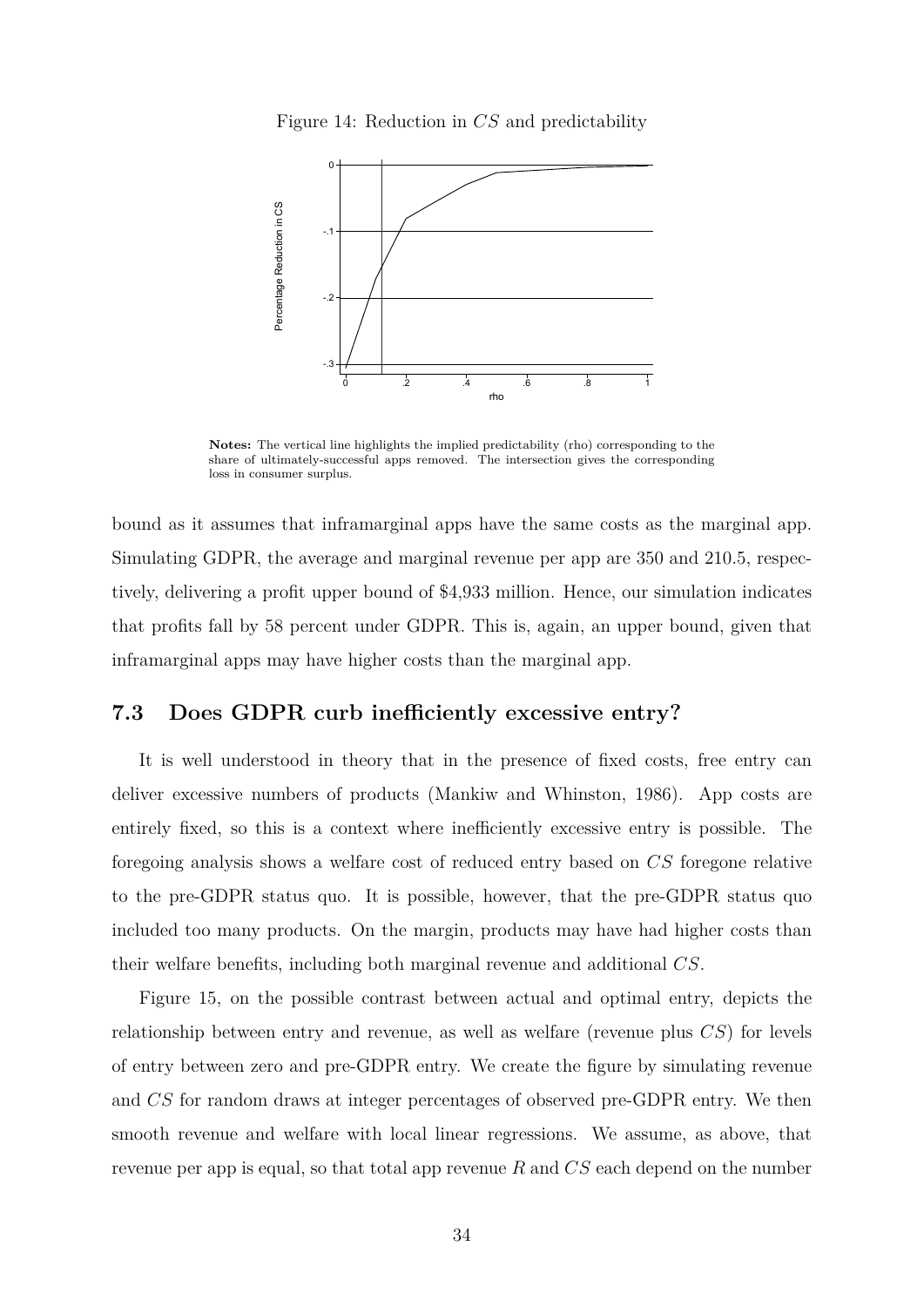Figure 14: Reduction in $CS$ and predictability

**Notes:** The vertical line highlights the implied predictability (rho) corresponding to the share of ultimately-successful apps removed. The intersection gives the corresponding loss in consumer surplus.

bound as it assumes that inframarginal apps have the same costs as the marginal app. Simulating GDPR, the average and marginal revenue per app are 350 and 210.5, respectively, delivering a profit upper bound of \$4,933 million. Hence, our simulation indicates that profits fall by 58 percent under GDPR. This is, again, an upper bound, given that inframarginal apps may have higher costs than the marginal app.

### 7.3 Does GDPR curb inefficiently excessive entry?

It is well understood in theory that in the presence of fixed costs, free entry can deliver excessive numbers of products (Mankiw and Whinston, 1986). App costs are entirely fixed, so this is a context where inefficiently excessive entry is possible. The foregoing analysis shows a welfare cost of reduced entry based on $CS$ foregone relative to the pre-GDPR status quo. It is possible, however, that the pre-GDPR status quo included too many products. On the margin, products may have had higher costs than their welfare benefits, including both marginal revenue and additional $CS$.

Figure 15, on the possible contrast between actual and optimal entry, depicts the relationship between entry and revenue, as well as welfare (revenue plus $CS$) for levels of entry between zero and pre-GDPR entry. We create the figure by simulating revenue and $CS$ for random draws at integer percentages of observed pre-GDPR entry. We then smooth revenue and welfare with local linear regressions. We assume, as above, that revenue per app is equal, so that total app revenue $R$ and $CS$ each depend on the number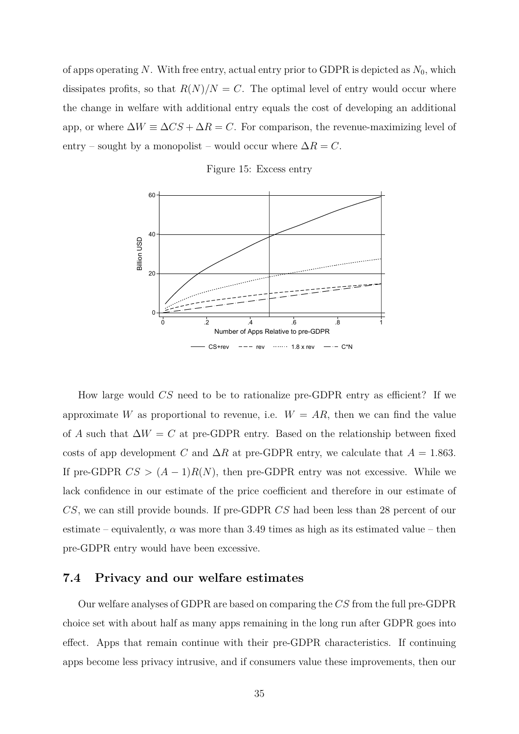of apps operating $N$. With free entry, actual entry prior to GDPR is depicted as $N_0$, which dissipates profits, so that $R(N)/N = C$. The optimal level of entry would occur where the change in welfare with additional entry equals the cost of developing an additional app, or where $\Delta W \equiv \Delta CS + \Delta R = C$. For comparison, the revenue-maximizing level of entry – sought by a monopolist – would occur where $\Delta R = C$.

Figure 15: Excess entry

How large would $CS$ need to be to rationalize pre-GDPR entry as efficient? If we approximate $W$ as proportional to revenue, i.e. $W = AR$, then we can find the value of $A$ such that $\Delta W = C$ at pre-GDPR entry. Based on the relationship between fixed costs of app development $C$ and $\Delta R$ at pre-GDPR entry, we calculate that $A = 1.863$. If pre-GDPR $CS > (A - 1)R(N)$, then pre-GDPR entry was not excessive. While we lack confidence in our estimate of the price coefficient and therefore in our estimate of $CS$, we can still provide bounds. If pre-GDPR $CS$ had been less than 28 percent of our estimate – equivalently, $\alpha$ was more than 3.49 times as high as its estimated value – then pre-GDPR entry would have been excessive.

## 7.4 Privacy and our welfare estimates

Our welfare analyses of GDPR are based on comparing the $CS$ from the full pre-GDPR choice set with about half as many apps remaining in the long run after GDPR goes into effect. Apps that remain continue with their pre-GDPR characteristics. If continuing apps become less privacy intrusive, and if consumers value these improvements, then our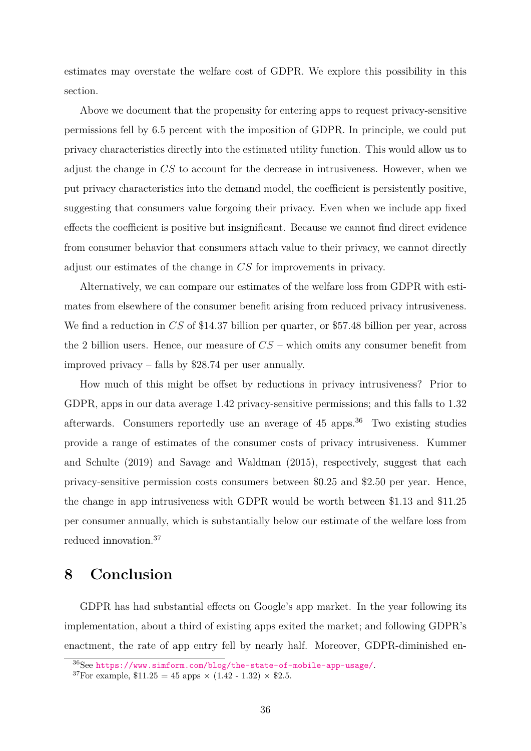estimates may overstate the welfare cost of GDPR. We explore this possibility in this section.

Above we document that the propensity for entering apps to request privacy-sensitive permissions fell by 6.5 percent with the imposition of GDPR. In principle, we could put privacy characteristics directly into the estimated utility function. This would allow us to adjust the change in $CS$ to account for the decrease in intrusiveness. However, when we put privacy characteristics into the demand model, the coefficient is persistently positive, suggesting that consumers value forgoing their privacy. Even when we include app fixed effects the coefficient is positive but insignificant. Because we cannot find direct evidence from consumer behavior that consumers attach value to their privacy, we cannot directly adjust our estimates of the change in $CS$ for improvements in privacy.

Alternatively, we can compare our estimates of the welfare loss from GDPR with estimates from elsewhere of the consumer benefit arising from reduced privacy intrusiveness. We find a reduction in $CS$ of \$14.37 billion per quarter, or \$57.48 billion per year, across the 2 billion users. Hence, our measure of $CS$ – which omits any consumer benefit from improved privacy – falls by \$28.74 per user annually.

How much of this might be offset by reductions in privacy intrusiveness? Prior to GDPR, apps in our data average 1.42 privacy-sensitive permissions; and this falls to 1.32 afterwards. Consumers reportedly use an average of 45 apps.[36] Two existing studies provide a range of estimates of the consumer costs of privacy intrusiveness. Kummer and Schulte (2019) and Savage and Waldman (2015), respectively, suggest that each privacy-sensitive permission costs consumers between \$0.25 and \$2.50 per year. Hence, the change in app intrusiveness with GDPR would be worth between \$1.13 and \$11.25 per consumer annually, which is substantially below our estimate of the welfare loss from reduced innovation.[37]

# 8 Conclusion

GDPR has had substantial effects on Google's app market. In the year following its implementation, about a third of existing apps exited the market; and following GDPR's enactment, the rate of app entry fell by nearly half. Moreover, GDPR-diminished en-

[36]See https://www.simform.com/blog/the-state-of-mobile-app-usage/.

[37]For example, \$11.25 = 45 apps × (1.42 - 1.32) × \$2.5.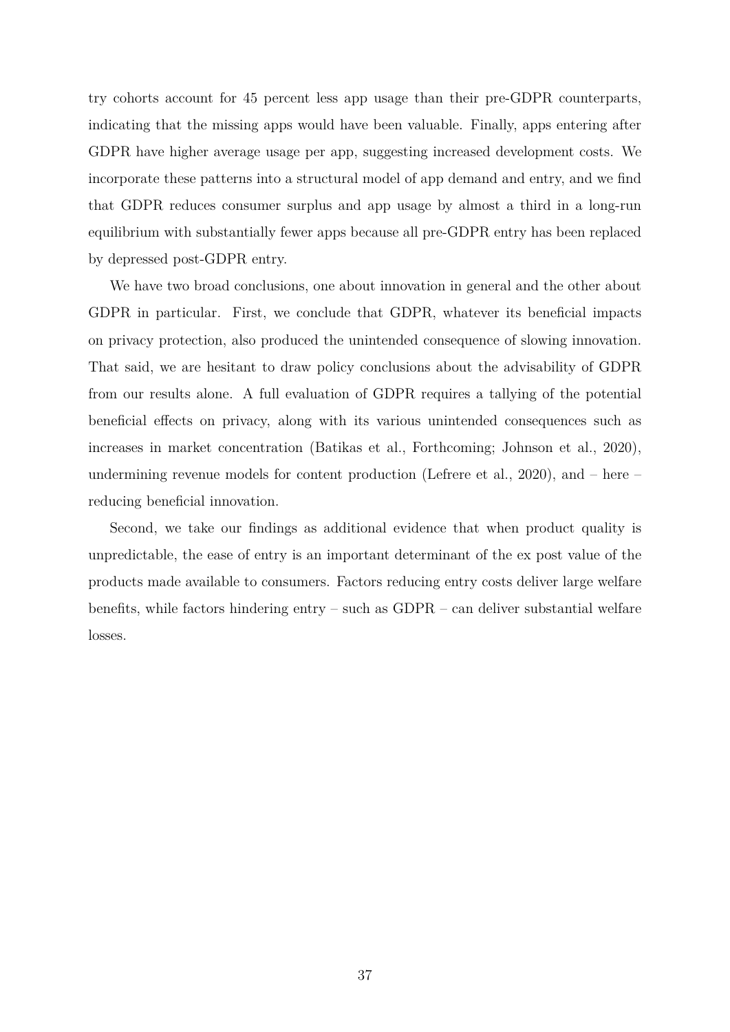try cohorts account for 45 percent less app usage than their pre-GDPR counterparts, indicating that the missing apps would have been valuable. Finally, apps entering after GDPR have higher average usage per app, suggesting increased development costs. We incorporate these patterns into a structural model of app demand and entry, and we find that GDPR reduces consumer surplus and app usage by almost a third in a long-run equilibrium with substantially fewer apps because all pre-GDPR entry has been replaced by depressed post-GDPR entry.

We have two broad conclusions, one about innovation in general and the other about GDPR in particular. First, we conclude that GDPR, whatever its beneficial impacts on privacy protection, also produced the unintended consequence of slowing innovation. That said, we are hesitant to draw policy conclusions about the advisability of GDPR from our results alone. A full evaluation of GDPR requires a tallying of the potential beneficial effects on privacy, along with its various unintended consequences such as increases in market concentration (Batikas et al., Forthcoming; Johnson et al., 2020), undermining revenue models for content production (Lefrere et al., 2020), and – here – reducing beneficial innovation.

Second, we take our findings as additional evidence that when product quality is unpredictable, the ease of entry is an important determinant of the ex post value of the products made available to consumers. Factors reducing entry costs deliver large welfare benefits, while factors hindering entry – such as GDPR – can deliver substantial welfare losses.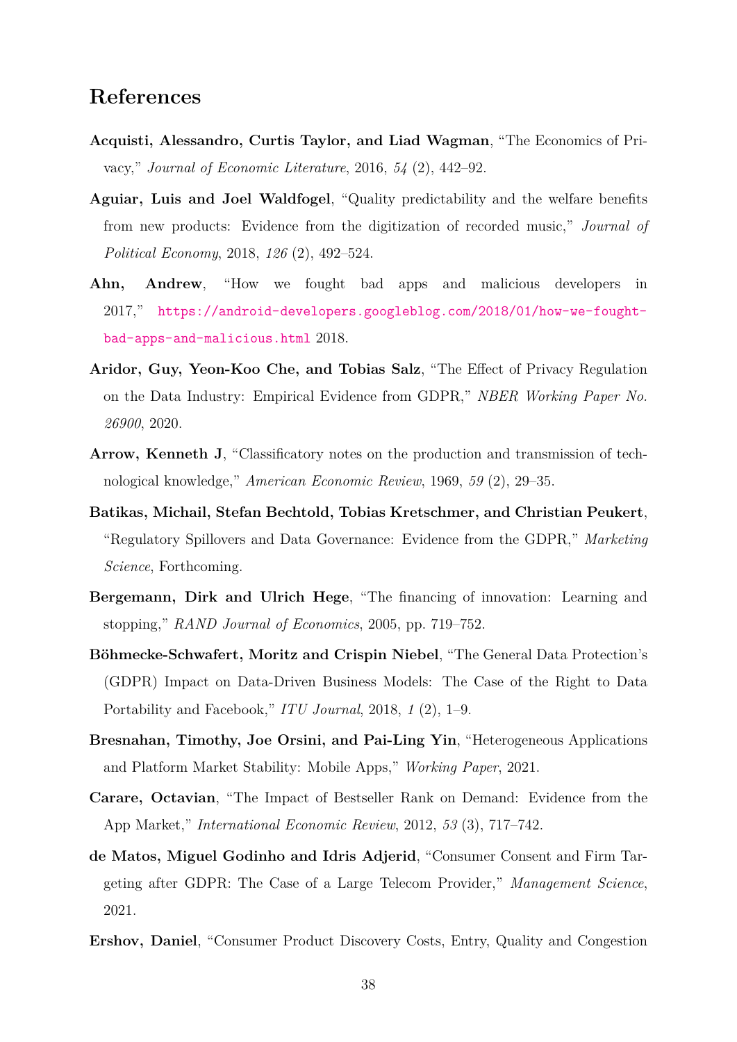## References

**Acquisti, Alessandro, Curtis Taylor, and Liad Wagman**, "The Economics of Privacy," *Journal of Economic Literature*, 2016, *54* (2), 442–92.

**Aguiar, Luis and Joel Waldfogel**, "Quality predictability and the welfare benefits from new products: Evidence from the digitization of recorded music," *Journal of Political Economy*, 2018, *126* (2), 492–524.

**Ahn, Andrew**, "How we fought bad apps and malicious developers in 2017," https://android-developers.googleblog.com/2018/01/how-we-fought-bad-apps-and-malicious.html 2018.

**Aridor, Guy, Yeon-Koo Che, and Tobias Salz**, "The Effect of Privacy Regulation on the Data Industry: Empirical Evidence from GDPR," *NBER Working Paper No. 26900*, 2020.

**Arrow, Kenneth J**, "Classificatory notes on the production and transmission of technological knowledge," *American Economic Review*, 1969, *59* (2), 29–35.

**Batikas, Michail, Stefan Bechtold, Tobias Kretschmer, and Christian Peukert**, "Regulatory Spillovers and Data Governance: Evidence from the GDPR," *Marketing Science*, Forthcoming.

**Bergemann, Dirk and Ulrich Hege**, "The financing of innovation: Learning and stopping," *RAND Journal of Economics*, 2005, pp. 719–752.

**Böhmecke-Schwafert, Moritz and Crispin Niebel**, "The General Data Protection's (GDPR) Impact on Data-Driven Business Models: The Case of the Right to Data Portability and Facebook," *ITU Journal*, 2018, *1* (2), 1–9.

**Bresnahan, Timothy, Joe Orsini, and Pai-Ling Yin**, "Heterogeneous Applications and Platform Market Stability: Mobile Apps," *Working Paper*, 2021.

**Carare, Octavian**, "The Impact of Bestseller Rank on Demand: Evidence from the App Market," *International Economic Review*, 2012, *53* (3), 717–742.

**de Matos, Miguel Godinho and Idris Adjerid**, "Consumer Consent and Firm Targeting after GDPR: The Case of a Large Telecom Provider," *Management Science*, 2021.

**Ershov, Daniel**, "Consumer Product Discovery Costs, Entry, Quality and Congestion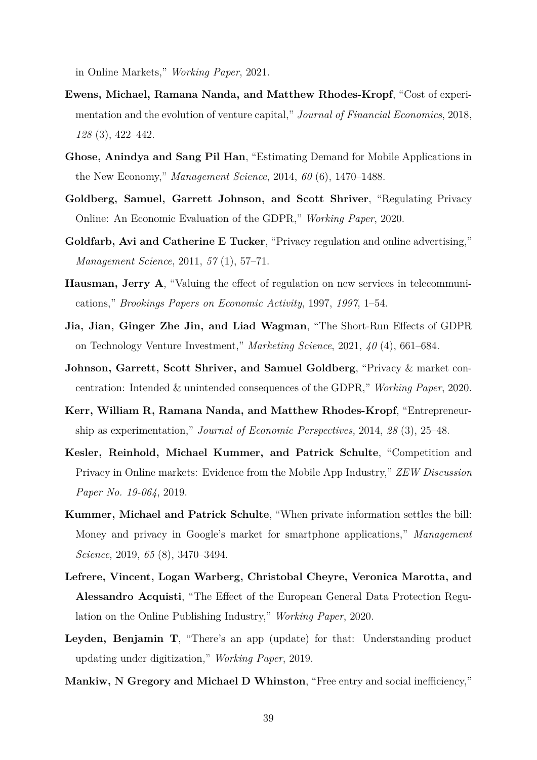in Online Markets," *Working Paper*, 2021.

**Ewens, Michael, Ramana Nanda, and Matthew Rhodes-Kropf**, "Cost of experimentation and the evolution of venture capital," *Journal of Financial Economics*, 2018, *128* (3), 422–442.

**Ghose, Anindya and Sang Pil Han**, "Estimating Demand for Mobile Applications in the New Economy," *Management Science*, 2014, *60* (6), 1470–1488.

**Goldberg, Samuel, Garrett Johnson, and Scott Shriver**, "Regulating Privacy Online: An Economic Evaluation of the GDPR," *Working Paper*, 2020.

**Goldfarb, Avi and Catherine E Tucker**, "Privacy regulation and online advertising," *Management Science*, 2011, *57* (1), 57–71.

**Hausman, Jerry A**, "Valuing the effect of regulation on new services in telecommunications," *Brookings Papers on Economic Activity*, 1997, *1997*, 1–54.

**Jia, Jian, Ginger Zhe Jin, and Liad Wagman**, "The Short-Run Effects of GDPR on Technology Venture Investment," *Marketing Science*, 2021, *40* (4), 661–684.

**Johnson, Garrett, Scott Shriver, and Samuel Goldberg**, "Privacy & market concentration: Intended & unintended consequences of the GDPR," *Working Paper*, 2020.

**Kerr, William R, Ramana Nanda, and Matthew Rhodes-Kropf**, "Entrepreneurship as experimentation," *Journal of Economic Perspectives*, 2014, *28* (3), 25–48.

**Kesler, Reinhold, Michael Kummer, and Patrick Schulte**, "Competition and Privacy in Online markets: Evidence from the Mobile App Industry," *ZEW Discussion Paper No. 19-064*, 2019.

**Kummer, Michael and Patrick Schulte**, "When private information settles the bill: Money and privacy in Google's market for smartphone applications," *Management Science*, 2019, *65* (8), 3470–3494.

**Lefrere, Vincent, Logan Warberg, Christobal Cheyre, Veronica Marotta, and Alessandro Acquisti**, "The Effect of the European General Data Protection Regulation on the Online Publishing Industry," *Working Paper*, 2020.

**Leyden, Benjamin T**, "There's an app (update) for that: Understanding product updating under digitization," *Working Paper*, 2019.

**Mankiw, N Gregory and Michael D Whinston**, "Free entry and social inefficiency,"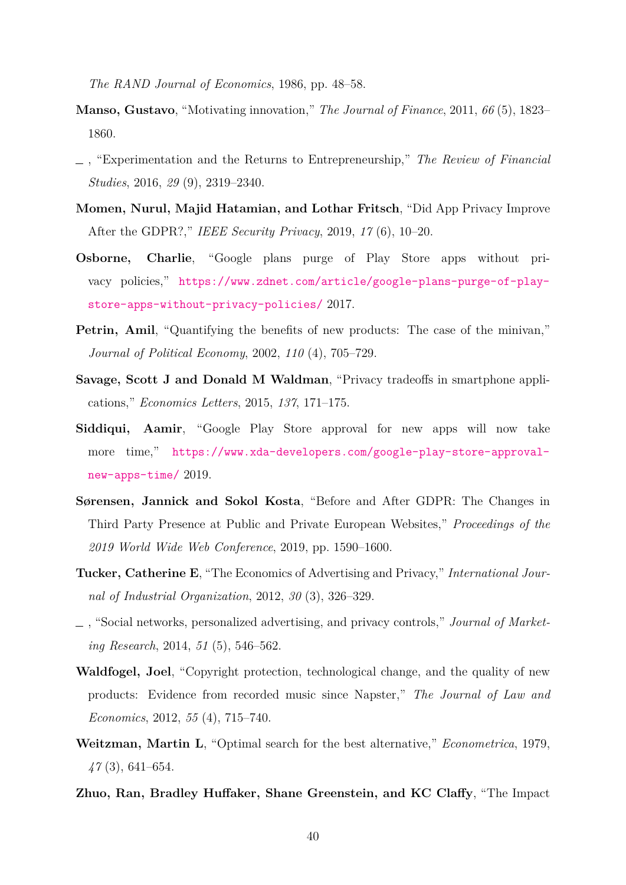*The RAND Journal of Economics*, 1986, pp. 48–58.

**Manso, Gustavo**, "Motivating innovation," *The Journal of Finance*, 2011, *66* (5), 1823–1860.

_ , "Experimentation and the Returns to Entrepreneurship," *The Review of Financial Studies*, 2016, *29* (9), 2319–2340.

**Momen, Nurul, Majid Hatamian, and Lothar Fritsch**, "Did App Privacy Improve After the GDPR?," *IEEE Security Privacy*, 2019, *17* (6), 10–20.

**Osborne, Charlie**, "Google plans purge of Play Store apps without privacy policies," https://www.zdnet.com/article/google-plans-purge-of-play-store-apps-without-privacy-policies/ 2017.

**Petrin, Amil**, "Quantifying the benefits of new products: The case of the minivan," *Journal of Political Economy*, 2002, *110* (4), 705–729.

**Savage, Scott J and Donald M Waldman**, "Privacy tradeoffs in smartphone applications," *Economics Letters*, 2015, *137*, 171–175.

**Siddiqui, Aamir**, "Google Play Store approval for new apps will now take more time," https://www.xda-developers.com/google-play-store-approval-new-apps-time/ 2019.

**Sørensen, Jannick and Sokol Kosta**, "Before and After GDPR: The Changes in Third Party Presence at Public and Private European Websites," *Proceedings of the 2019 World Wide Web Conference*, 2019, pp. 1590–1600.

**Tucker, Catherine E**, "The Economics of Advertising and Privacy," *International Journal of Industrial Organization*, 2012, *30* (3), 326–329.

_ , "Social networks, personalized advertising, and privacy controls," *Journal of Marketing Research*, 2014, *51* (5), 546–562.

**Waldfogel, Joel**, "Copyright protection, technological change, and the quality of new products: Evidence from recorded music since Napster," *The Journal of Law and Economics*, 2012, *55* (4), 715–740.

**Weitzman, Martin L**, "Optimal search for the best alternative," *Econometrica*, 1979, *47* (3), 641–654.

**Zhuo, Ran, Bradley Huffaker, Shane Greenstein, and KC Claffy**, "The Impact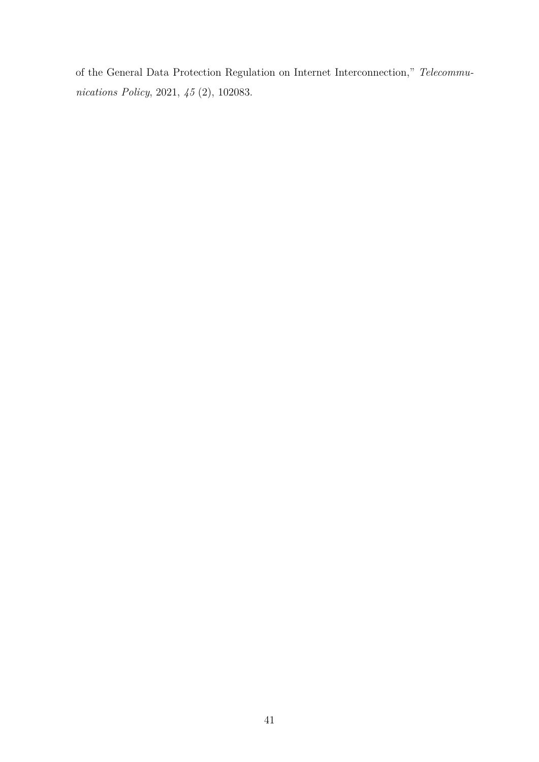of the General Data Protection Regulation on Internet Interconnection," *Telecommunications Policy*, 2021, *45* (2), 102083.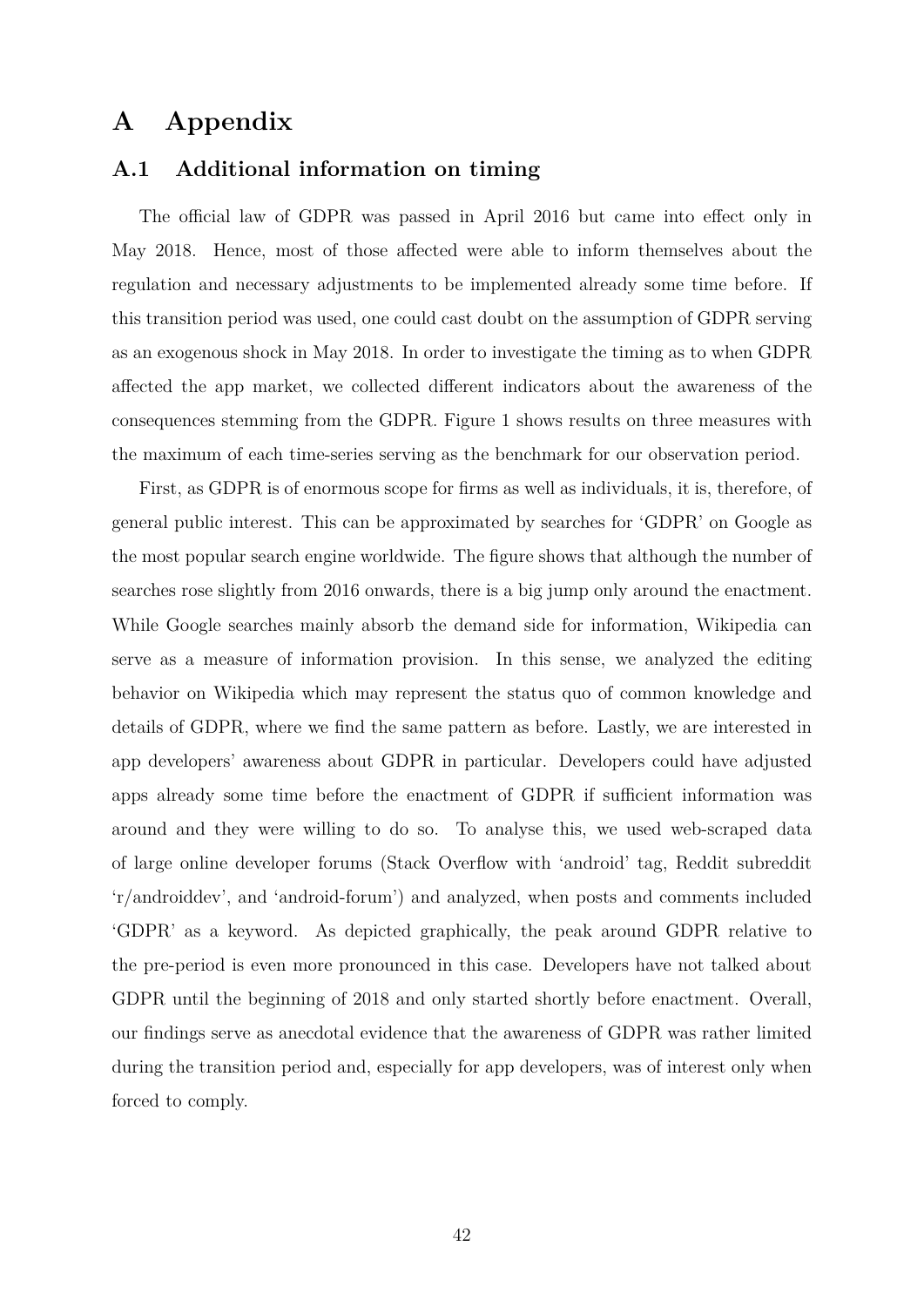# A Appendix

## A.1 Additional information on timing

The official law of GDPR was passed in April 2016 but came into effect only in May 2018. Hence, most of those affected were able to inform themselves about the regulation and necessary adjustments to be implemented already some time before. If this transition period was used, one could cast doubt on the assumption of GDPR serving as an exogenous shock in May 2018. In order to investigate the timing as to when GDPR affected the app market, we collected different indicators about the awareness of the consequences stemming from the GDPR. Figure 1 shows results on three measures with the maximum of each time-series serving as the benchmark for our observation period.

First, as GDPR is of enormous scope for firms as well as individuals, it is, therefore, of general public interest. This can be approximated by searches for 'GDPR' on Google as the most popular search engine worldwide. The figure shows that although the number of searches rose slightly from 2016 onwards, there is a big jump only around the enactment. While Google searches mainly absorb the demand side for information, Wikipedia can serve as a measure of information provision. In this sense, we analyzed the editing behavior on Wikipedia which may represent the status quo of common knowledge and details of GDPR, where we find the same pattern as before. Lastly, we are interested in app developers' awareness about GDPR in particular. Developers could have adjusted apps already some time before the enactment of GDPR if sufficient information was around and they were willing to do so. To analyse this, we used web-scraped data of large online developer forums (Stack Overflow with 'android' tag, Reddit subreddit 'r/androiddev', and 'android-forum') and analyzed, when posts and comments included 'GDPR' as a keyword. As depicted graphically, the peak around GDPR relative to the pre-period is even more pronounced in this case. Developers have not talked about GDPR until the beginning of 2018 and only started shortly before enactment. Overall, our findings serve as anecdotal evidence that the awareness of GDPR was rather limited during the transition period and, especially for app developers, was of interest only when forced to comply.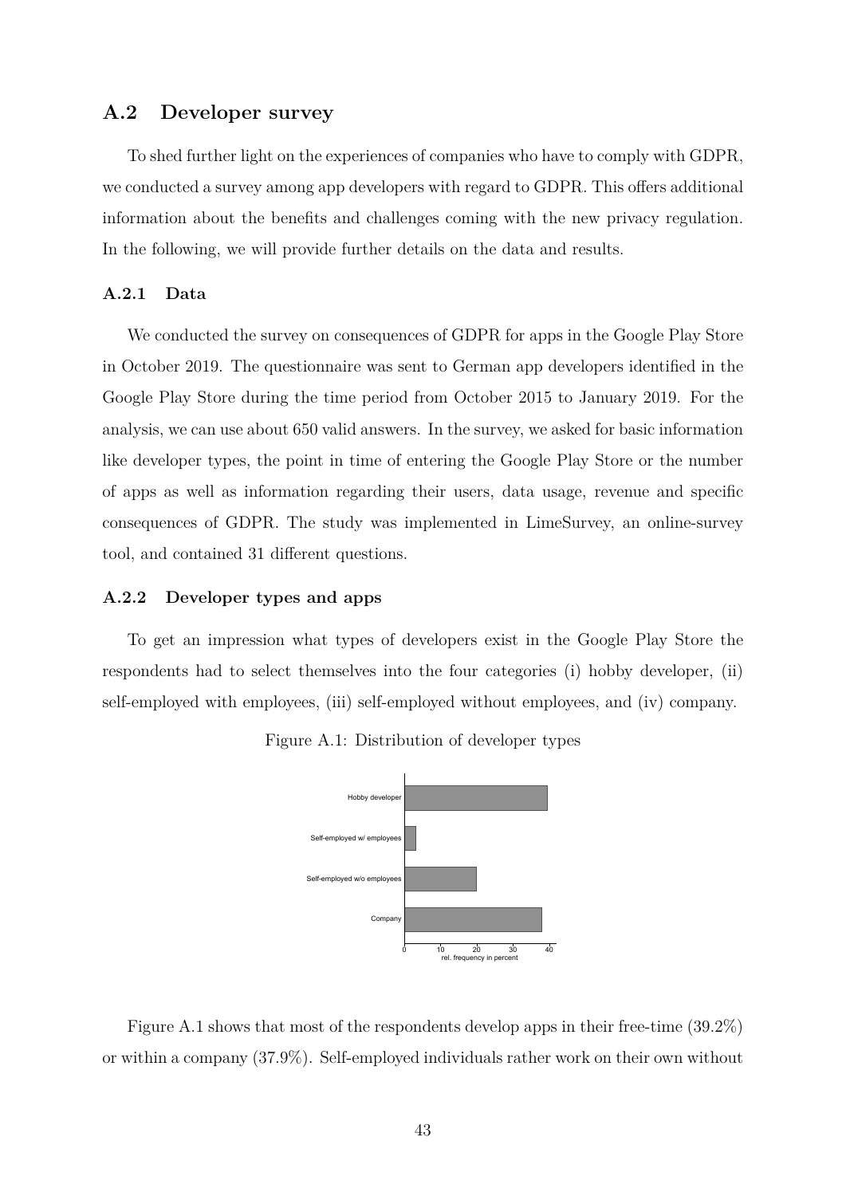## A.2 Developer survey

To shed further light on the experiences of companies who have to comply with GDPR, we conducted a survey among app developers with regard to GDPR. This offers additional information about the benefits and challenges coming with the new privacy regulation. In the following, we will provide further details on the data and results.

### A.2.1 Data

We conducted the survey on consequences of GDPR for apps in the Google Play Store in October 2019. The questionnaire was sent to German app developers identified in the Google Play Store during the time period from October 2015 to January 2019. For the analysis, we can use about 650 valid answers. In the survey, we asked for basic information like developer types, the point in time of entering the Google Play Store or the number of apps as well as information regarding their users, data usage, revenue and specific consequences of GDPR. The study was implemented in LimeSurvey, an online-survey tool, and contained 31 different questions.

### A.2.2 Developer types and apps

To get an impression what types of developers exist in the Google Play Store the respondents had to select themselves into the four categories (i) hobby developer, (ii) self-employed with employees, (iii) self-employed without employees, and (iv) company.

Figure A.1: Distribution of developer types

Figure A.1 shows that most of the respondents develop apps in their free-time (39.2%) or within a company (37.9%). Self-employed individuals rather work on their own without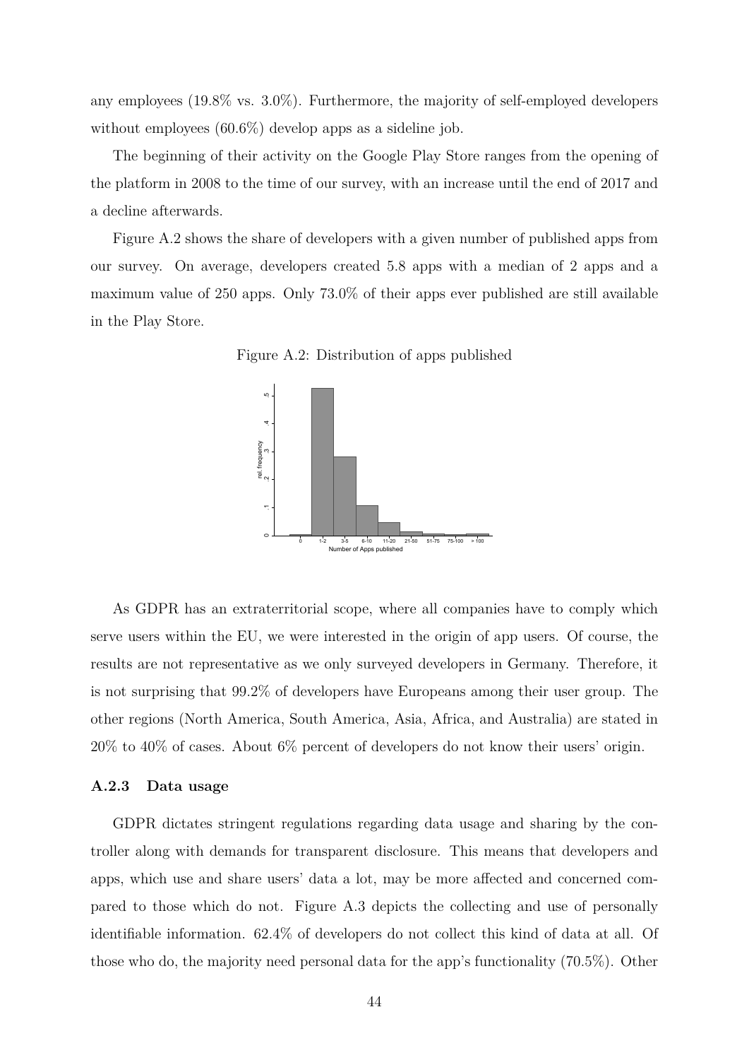any employees (19.8% vs. 3.0%). Furthermore, the majority of self-employed developers without employees (60.6%) develop apps as a sideline job.

The beginning of their activity on the Google Play Store ranges from the opening of the platform in 2008 to the time of our survey, with an increase until the end of 2017 and a decline afterwards.

Figure A.2 shows the share of developers with a given number of published apps from our survey. On average, developers created 5.8 apps with a median of 2 apps and a maximum value of 250 apps. Only 73.0% of their apps ever published are still available in the Play Store.

Figure A.2: Distribution of apps published

As GDPR has an extraterritorial scope, where all companies have to comply which serve users within the EU, we were interested in the origin of app users. Of course, the results are not representative as we only surveyed developers in Germany. Therefore, it is not surprising that 99.2% of developers have Europeans among their user group. The other regions (North America, South America, Asia, Africa, and Australia) are stated in 20% to 40% of cases. About 6% percent of developers do not know their users' origin.

### A.2.3 Data usage

GDPR dictates stringent regulations regarding data usage and sharing by the controller along with demands for transparent disclosure. This means that developers and apps, which use and share users' data a lot, may be more affected and concerned compared to those which do not. Figure A.3 depicts the collecting and use of personally identifiable information. 62.4% of developers do not collect this kind of data at all. Of those who do, the majority need personal data for the app's functionality (70.5%). Other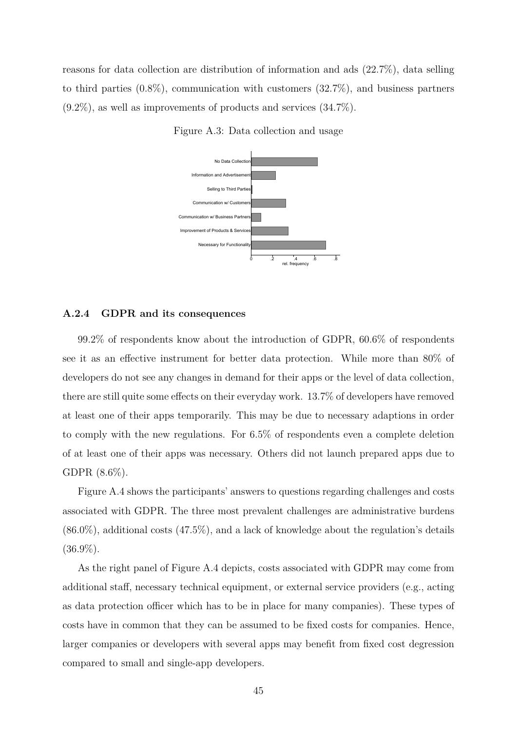reasons for data collection are distribution of information and ads (22.7%), data selling to third parties (0.8%), communication with customers (32.7%), and business partners (9.2%), as well as improvements of products and services (34.7%).

Figure A.3: Data collection and usage

### A.2.4 GDPR and its consequences

99.2% of respondents know about the introduction of GDPR, 60.6% of respondents see it as an effective instrument for better data protection. While more than 80% of developers do not see any changes in demand for their apps or the level of data collection, there are still quite some effects on their everyday work. 13.7% of developers have removed at least one of their apps temporarily. This may be due to necessary adaptions in order to comply with the new regulations. For 6.5% of respondents even a complete deletion of at least one of their apps was necessary. Others did not launch prepared apps due to GDPR (8.6%).

Figure A.4 shows the participants' answers to questions regarding challenges and costs associated with GDPR. The three most prevalent challenges are administrative burdens (86.0%), additional costs (47.5%), and a lack of knowledge about the regulation's details (36.9%).

As the right panel of Figure A.4 depicts, costs associated with GDPR may come from additional staff, necessary technical equipment, or external service providers (e.g., acting as data protection officer which has to be in place for many companies). These types of costs have in common that they can be assumed to be fixed costs for companies. Hence, larger companies or developers with several apps may benefit from fixed cost degression compared to small and single-app developers.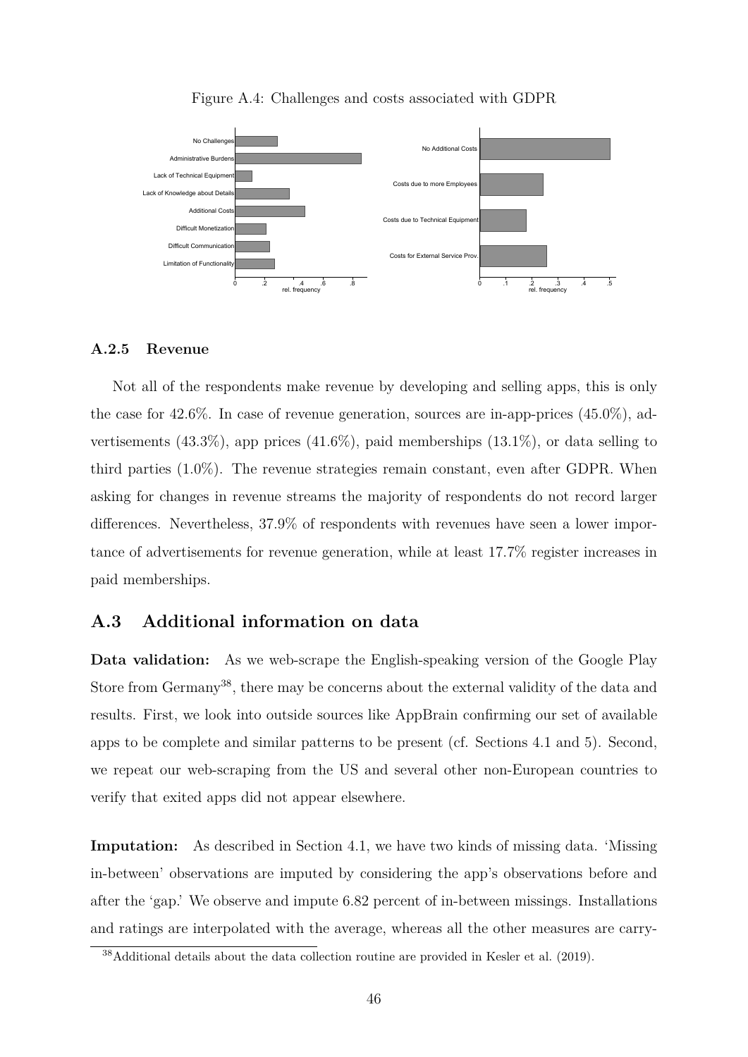Figure A.4: Challenges and costs associated with GDPR

### A.2.5 Revenue

Not all of the respondents make revenue by developing and selling apps, this is only the case for 42.6%. In case of revenue generation, sources are in-app-prices (45.0%), advertisements (43.3%), app prices (41.6%), paid memberships (13.1%), or data selling to third parties (1.0%). The revenue strategies remain constant, even after GDPR. When asking for changes in revenue streams the majority of respondents do not record larger differences. Nevertheless, 37.9% of respondents with revenues have seen a lower importance of advertisements for revenue generation, while at least 17.7% register increases in paid memberships.

## A.3 Additional information on data

**Data validation:** As we web-scrape the English-speaking version of the Google Play Store from Germany[38], there may be concerns about the external validity of the data and results. First, we look into outside sources like AppBrain confirming our set of available apps to be complete and similar patterns to be present (cf. Sections 4.1 and 5). Second, we repeat our web-scraping from the US and several other non-European countries to verify that exited apps did not appear elsewhere.

**Imputation:** As described in Section 4.1, we have two kinds of missing data. 'Missing in-between' observations are imputed by considering the app's observations before and after the 'gap.' We observe and impute 6.82 percent of in-between missings. Installations and ratings are interpolated with the average, whereas all the other measures are carry-

[38]Additional details about the data collection routine are provided in Kesler et al. (2019).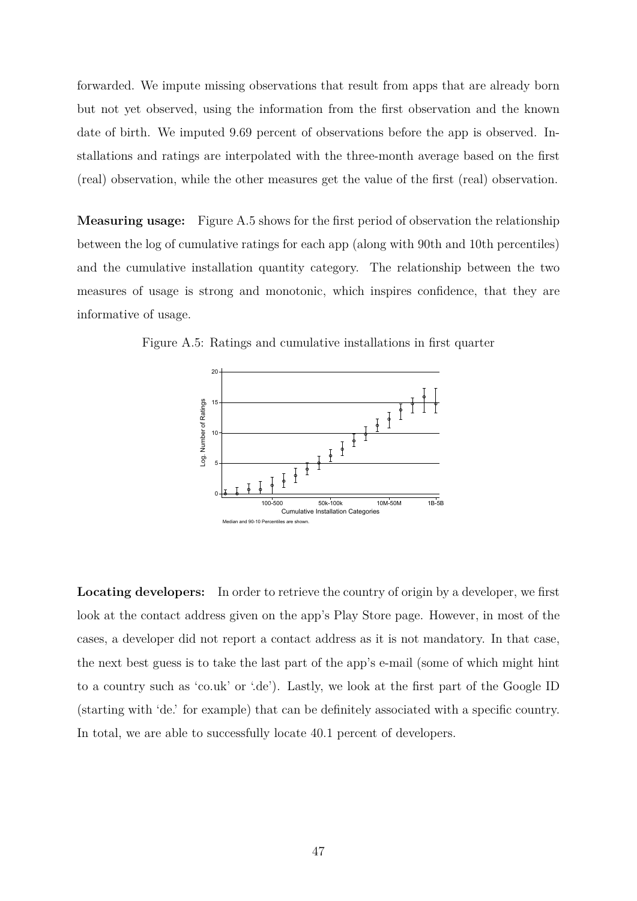forwarded. We impute missing observations that result from apps that are already born but not yet observed, using the information from the first observation and the known date of birth. We imputed 9.69 percent of observations before the app is observed. Installations and ratings are interpolated with the three-month average based on the first (real) observation, while the other measures get the value of the first (real) observation.

**Measuring usage:** Figure A.5 shows for the first period of observation the relationship between the log of cumulative ratings for each app (along with 90th and 10th percentiles) and the cumulative installation quantity category. The relationship between the two measures of usage is strong and monotonic, which inspires confidence, that they are informative of usage.

Figure A.5: Ratings and cumulative installations in first quarter

Log. Number of Ratings

20
15
10
5
0

100-500
50k-100k
10M-50M
1B-5B

Cumulative Installation Categories

Median and 90-10 Percentiles are shown.

**Locating developers:** In order to retrieve the country of origin by a developer, we first look at the contact address given on the app's Play Store page. However, in most of the cases, a developer did not report a contact address as it is not mandatory. In that case, the next best guess is to take the last part of the app's e-mail (some of which might hint to a country such as 'co.uk' or '.de'). Lastly, we look at the first part of the Google ID (starting with 'de.' for example) that can be definitely associated with a specific country. In total, we are able to successfully locate 40.1 percent of developers.